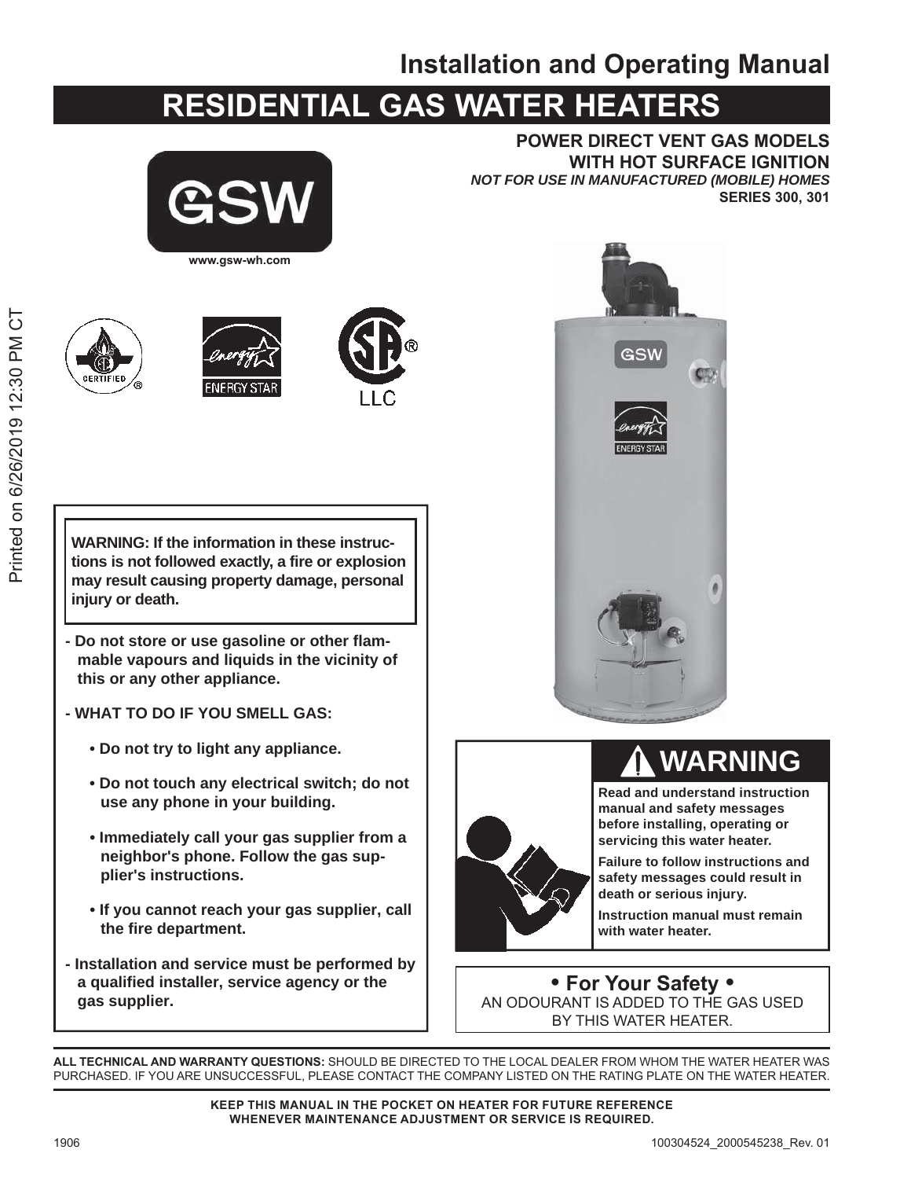# Installation and Operating Manual

# RESIDENTIAL GAS WATER HEATERS

**POWER DIRECT VENT GAS MODELS**
**WITH HOT SURFACE IGNITION**
***NOT FOR USE IN MANUFACTURED (MOBILE) HOMES***
**SERIES 300, 301**

GSW

www.gsw-wh.com

Printed on 6/26/2019 12:30 PM CT

**WARNING: If the information in these instructions is not followed exactly, a fire or explosion may result causing property damage, personal injury or death.**

- **Do not store or use gasoline or other flammable vapours and liquids in the vicinity of this or any other appliance.**
- **WHAT TO DO IF YOU SMELL GAS:**
  - **Do not try to light any appliance.**
  - **Do not touch any electrical switch; do not use any phone in your building.**
  - **Immediately call your gas supplier from a neighbor's phone. Follow the gas supplier's instructions.**
  - **If you cannot reach your gas supplier, call the fire department.**
- **Installation and service must be performed by a qualified installer, service agency or the gas supplier.**

## ⚠ WARNING

**Read and understand instruction manual and safety messages before installing, operating or servicing this water heater.**

**Failure to follow instructions and safety messages could result in death or serious injury.**

**Instruction manual must remain with water heater.**

**• For Your Safety •**

AN ODOURANT IS ADDED TO THE GAS USED BY THIS WATER HEATER.

**ALL TECHNICAL AND WARRANTY QUESTIONS:** SHOULD BE DIRECTED TO THE LOCAL DEALER FROM WHOM THE WATER HEATER WAS PURCHASED. IF YOU ARE UNSUCCESSFUL, PLEASE CONTACT THE COMPANY LISTED ON THE RATING PLATE ON THE WATER HEATER.

**KEEP THIS MANUAL IN THE POCKET ON HEATER FOR FUTURE REFERENCE WHENEVER MAINTENANCE ADJUSTMENT OR SERVICE IS REQUIRED.**

1906

100304524_2000545238_Rev. 01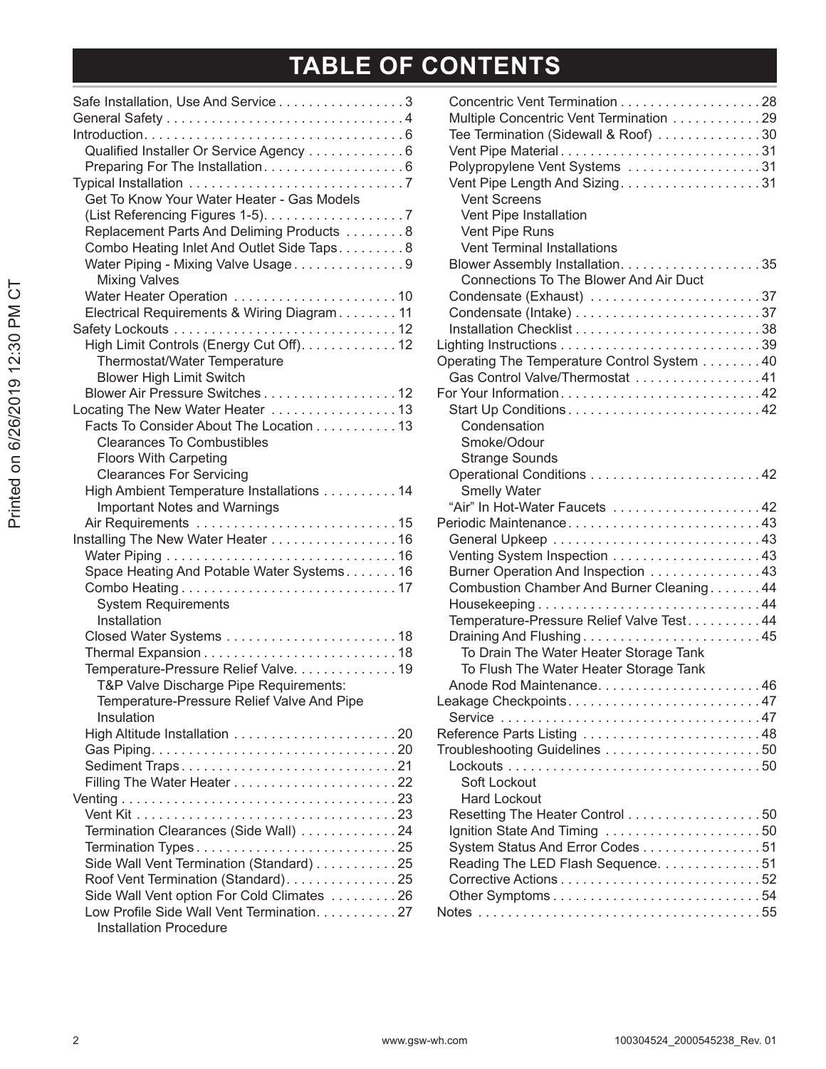# TABLE OF CONTENTS

- Safe Installation, Use And Service . . . . . . . . . . . . . . . . . 3
- General Safety . . . . . . . . . . . . . . . . . . . . . . . . . . . . . . . . 4
- Introduction. . . . . . . . . . . . . . . . . . . . . . . . . . . . . . . . . . 6
  - Qualified Installer Or Service Agency . . . . . . . . . . . . 6
  - Preparing For The Installation. . . . . . . . . . . . . . . . . . . 6
- Typical Installation . . . . . . . . . . . . . . . . . . . . . . . . . . . . 7
  - Get To Know Your Water Heater - Gas Models (List Referencing Figures 1-5). . . . . . . . . . . . . . . . . . . 7
  - Replacement Parts And Deliming Products . . . . . . . . 8
  - Combo Heating Inlet And Outlet Side Taps. . . . . . . . . 8
  - Water Piping - Mixing Valve Usage . . . . . . . . . . . . . . . 9
    - Mixing Valves
  - Water Heater Operation . . . . . . . . . . . . . . . . . . . . . . 10
  - Electrical Requirements & Wiring Diagram . . . . . . . . 11
- Safety Lockouts . . . . . . . . . . . . . . . . . . . . . . . . . . . . . 12
  - High Limit Controls (Energy Cut Off). . . . . . . . . . . . . 12
    - Thermostat/Water Temperature
    - Blower High Limit Switch
  - Blower Air Pressure Switches . . . . . . . . . . . . . . . . . . 12
- Locating The New Water Heater . . . . . . . . . . . . . . . . . 13
  - Facts To Consider About The Location . . . . . . . . . . . 13
    - Clearances To Combustibles
    - Floors With Carpeting
    - Clearances For Servicing
  - High Ambient Temperature Installations . . . . . . . . . . 14
    - Important Notes and Warnings
  - Air Requirements . . . . . . . . . . . . . . . . . . . . . . . . . . . 15
- Installing The New Water Heater . . . . . . . . . . . . . . . . . 16
  - Water Piping . . . . . . . . . . . . . . . . . . . . . . . . . . . . . . . 16
  - Space Heating And Potable Water Systems . . . . . . . 16
  - Combo Heating . . . . . . . . . . . . . . . . . . . . . . . . . . . . . 17
    - System Requirements
    - Installation
  - Closed Water Systems . . . . . . . . . . . . . . . . . . . . . . . 18
  - Thermal Expansion . . . . . . . . . . . . . . . . . . . . . . . . . . 18
  - Temperature-Pressure Relief Valve. . . . . . . . . . . . . . 19
    - T&P Valve Discharge Pipe Requirements:
    - Temperature-Pressure Relief Valve And Pipe Insulation
  - High Altitude Installation . . . . . . . . . . . . . . . . . . . . . . 20
  - Gas Piping. . . . . . . . . . . . . . . . . . . . . . . . . . . . . . . . . 20
  - Sediment Traps. . . . . . . . . . . . . . . . . . . . . . . . . . . . . 21
  - Filling The Water Heater . . . . . . . . . . . . . . . . . . . . . . 22
- Venting . . . . . . . . . . . . . . . . . . . . . . . . . . . . . . . . . . . . 23
  - Vent Kit . . . . . . . . . . . . . . . . . . . . . . . . . . . . . . . . . . . 23
  - Termination Clearances (Side Wall) . . . . . . . . . . . . . 24
  - Termination Types . . . . . . . . . . . . . . . . . . . . . . . . . . . 25
  - Side Wall Vent Termination (Standard) . . . . . . . . . . . 25
  - Roof Vent Termination (Standard). . . . . . . . . . . . . . . 25
  - Side Wall Vent option For Cold Climates . . . . . . . . . 26
  - Low Profile Side Wall Vent Termination. . . . . . . . . . . 27
    - Installation Procedure
  - Concentric Vent Termination . . . . . . . . . . . . . . . . . . . 28
  - Multiple Concentric Vent Termination . . . . . . . . . . . . 29
  - Tee Termination (Sidewall & Roof) . . . . . . . . . . . . . . 30
  - Vent Pipe Material . . . . . . . . . . . . . . . . . . . . . . . . . . . 31
  - Polypropylene Vent Systems . . . . . . . . . . . . . . . . . . 31
  - Vent Pipe Length And Sizing. . . . . . . . . . . . . . . . . . . 31
    - Vent Screens
    - Vent Pipe Installation
    - Vent Pipe Runs
    - Vent Terminal Installations
  - Blower Assembly Installation. . . . . . . . . . . . . . . . . . . 35
    - Connections To The Blower And Air Duct
  - Condensate (Exhaust) . . . . . . . . . . . . . . . . . . . . . . . 37
  - Condensate (Intake) . . . . . . . . . . . . . . . . . . . . . . . . . 37
  - Installation Checklist . . . . . . . . . . . . . . . . . . . . . . . . . 38
- Lighting Instructions . . . . . . . . . . . . . . . . . . . . . . . . . . . 39
- Operating The Temperature Control System . . . . . . . . 40
  - Gas Control Valve/Thermostat . . . . . . . . . . . . . . . . . 41
- For Your Information. . . . . . . . . . . . . . . . . . . . . . . . . . . 42
  - Start Up Conditions . . . . . . . . . . . . . . . . . . . . . . . . . . 42
    - Condensation
    - Smoke/Odour
    - Strange Sounds
  - Operational Conditions . . . . . . . . . . . . . . . . . . . . . . . 42
    - Smelly Water
  - "Air" In Hot-Water Faucets . . . . . . . . . . . . . . . . . . . . 42
- Periodic Maintenance. . . . . . . . . . . . . . . . . . . . . . . . . . 43
  - General Upkeep . . . . . . . . . . . . . . . . . . . . . . . . . . . . 43
  - Venting System Inspection . . . . . . . . . . . . . . . . . . . . 43
  - Burner Operation And Inspection . . . . . . . . . . . . . . . 43
  - Combustion Chamber And Burner Cleaning . . . . . . . 44
  - Housekeeping . . . . . . . . . . . . . . . . . . . . . . . . . . . . . . 44
  - Temperature-Pressure Relief Valve Test . . . . . . . . . . 44
  - Draining And Flushing. . . . . . . . . . . . . . . . . . . . . . . . 45
    - To Drain The Water Heater Storage Tank
    - To Flush The Water Heater Storage Tank
  - Anode Rod Maintenance. . . . . . . . . . . . . . . . . . . . . . 46
- Leakage Checkpoints. . . . . . . . . . . . . . . . . . . . . . . . . . 47
  - Service . . . . . . . . . . . . . . . . . . . . . . . . . . . . . . . . . . . 47
- Reference Parts Listing . . . . . . . . . . . . . . . . . . . . . . . . 48
- Troubleshooting Guidelines . . . . . . . . . . . . . . . . . . . . . 50
  - Lockouts . . . . . . . . . . . . . . . . . . . . . . . . . . . . . . . . . . 50
    - Soft Lockout
    - Hard Lockout
  - Resetting The Heater Control . . . . . . . . . . . . . . . . . . 50
  - Ignition State And Timing . . . . . . . . . . . . . . . . . . . . . 50
  - System Status And Error Codes . . . . . . . . . . . . . . . . 51
  - Reading The LED Flash Sequence. . . . . . . . . . . . . . . 51
  - Corrective Actions . . . . . . . . . . . . . . . . . . . . . . . . . . . 52
  - Other Symptoms . . . . . . . . . . . . . . . . . . . . . . . . . . . . 54
- Notes . . . . . . . . . . . . . . . . . . . . . . . . . . . . . . . . . . . . . . 55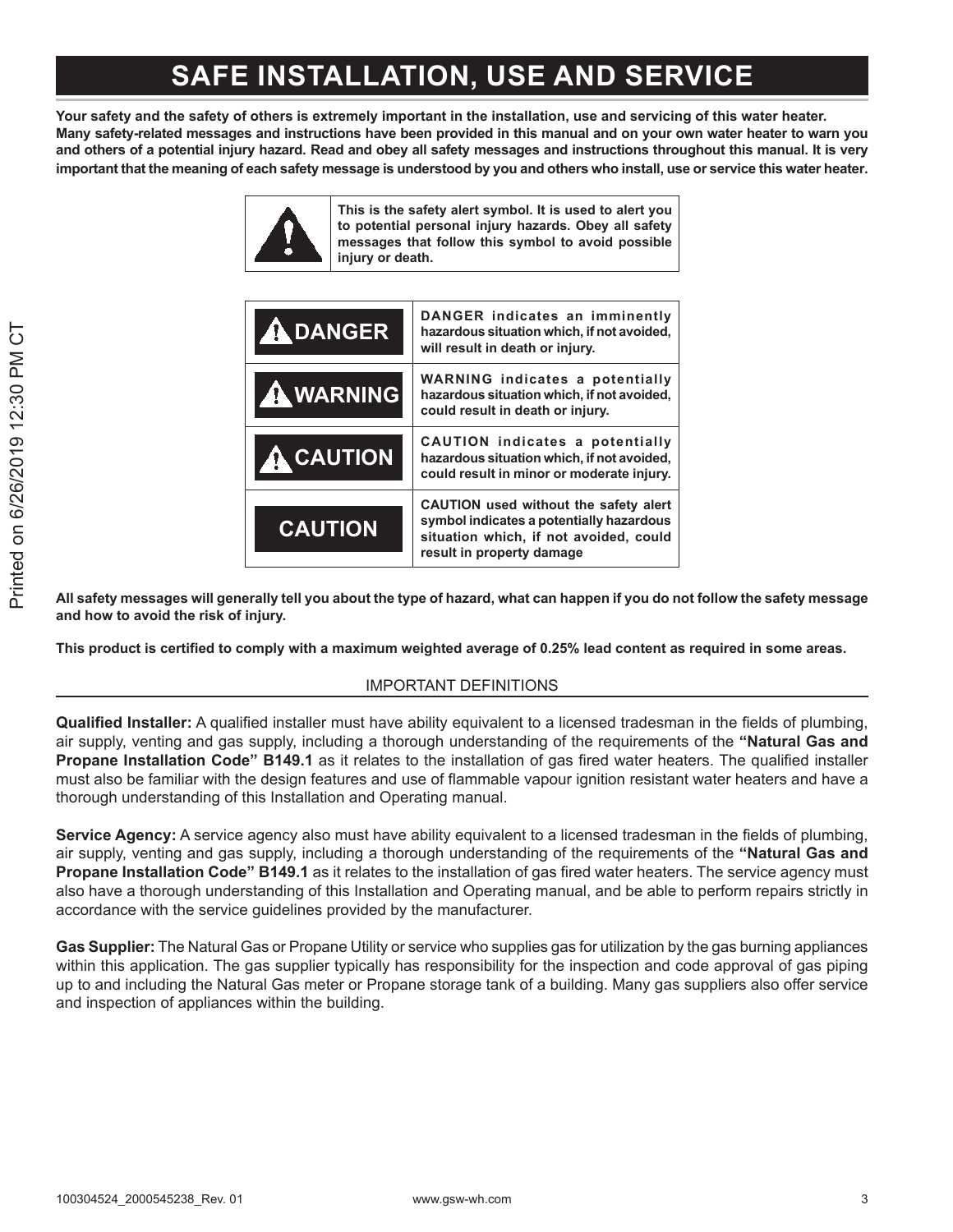# SAFE INSTALLATION, USE AND SERVICE

**Your safety and the safety of others is extremely important in the installation, use and servicing of this water heater. Many safety-related messages and instructions have been provided in this manual and on your own water heater to warn you and others of a potential injury hazard. Read and obey all safety messages and instructions throughout this manual. It is very important that the meaning of each safety message is understood by you and others who install, use or service this water heater.**

| | |
|---|---|
| ⚠ | **This is the safety alert symbol. It is used to alert you to potential personal injury hazards. Obey all safety messages that follow this symbol to avoid possible injury or death.** |

| | |
|---|---|
| ⚠ **DANGER** | **DANGER indicates an imminently hazardous situation which, if not avoided, will result in death or injury.** |
| ⚠ **WARNING** | **WARNING indicates a potentially hazardous situation which, if not avoided, could result in death or injury.** |
| ⚠ **CAUTION** | **CAUTION indicates a potentially hazardous situation which, if not avoided, could result in minor or moderate injury.** |
| **CAUTION** | **CAUTION used without the safety alert symbol indicates a potentially hazardous situation which, if not avoided, could result in property damage** |

**All safety messages will generally tell you about the type of hazard, what can happen if you do not follow the safety message and how to avoid the risk of injury.**

**This product is certified to comply with a maximum weighted average of 0.25% lead content as required in some areas.**

## IMPORTANT DEFINITIONS

**Qualified Installer:** A qualified installer must have ability equivalent to a licensed tradesman in the fields of plumbing, air supply, venting and gas supply, including a thorough understanding of the requirements of the **"Natural Gas and Propane Installation Code" B149.1** as it relates to the installation of gas fired water heaters. The qualified installer must also be familiar with the design features and use of flammable vapour ignition resistant water heaters and have a thorough understanding of this Installation and Operating manual.

**Service Agency:** A service agency also must have ability equivalent to a licensed tradesman in the fields of plumbing, air supply, venting and gas supply, including a thorough understanding of the requirements of the **"Natural Gas and Propane Installation Code" B149.1** as it relates to the installation of gas fired water heaters. The service agency must also have a thorough understanding of this Installation and Operating manual, and be able to perform repairs strictly in accordance with the service guidelines provided by the manufacturer.

**Gas Supplier:** The Natural Gas or Propane Utility or service who supplies gas for utilization by the gas burning appliances within this application. The gas supplier typically has responsibility for the inspection and code approval of gas piping up to and including the Natural Gas meter or Propane storage tank of a building. Many gas suppliers also offer service and inspection of appliances within the building.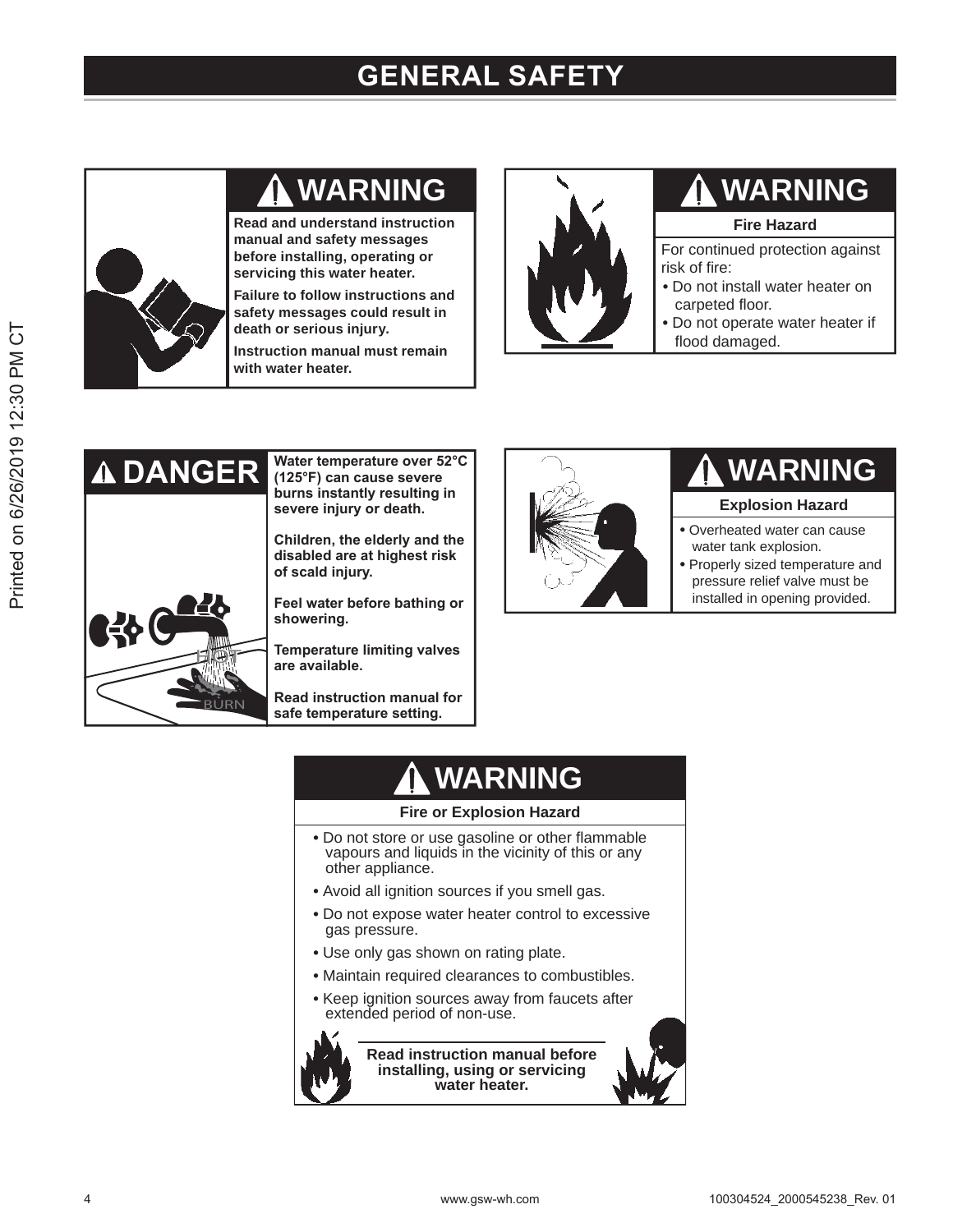# GENERAL SAFETY

## ⚠ WARNING

**Read and understand instruction manual and safety messages before installing, operating or servicing this water heater.**

**Failure to follow instructions and safety messages could result in death or serious injury.**

**Instruction manual must remain with water heater.**

## ⚠ WARNING

**Fire Hazard**

For continued protection against risk of fire:

- Do not install water heater on carpeted floor.
- Do not operate water heater if flood damaged.

## ⚠ DANGER

**Water temperature over 52°C (125°F) can cause severe burns instantly resulting in severe injury or death.**

**Children, the elderly and the disabled are at highest risk of scald injury.**

**Feel water before bathing or showering.**

**Temperature limiting valves are available.**

**Read instruction manual for safe temperature setting.**

## ⚠ WARNING

**Explosion Hazard**

- Overheated water can cause water tank explosion.
- Properly sized temperature and pressure relief valve must be installed in opening provided.

## ⚠ WARNING

**Fire or Explosion Hazard**

- Do not store or use gasoline or other flammable vapours and liquids in the vicinity of this or any other appliance.
- Avoid all ignition sources if you smell gas.
- Do not expose water heater control to excessive gas pressure.
- Use only gas shown on rating plate.
- Maintain required clearances to combustibles.
- Keep ignition sources away from faucets after extended period of non-use.

**Read instruction manual before installing, using or servicing water heater.**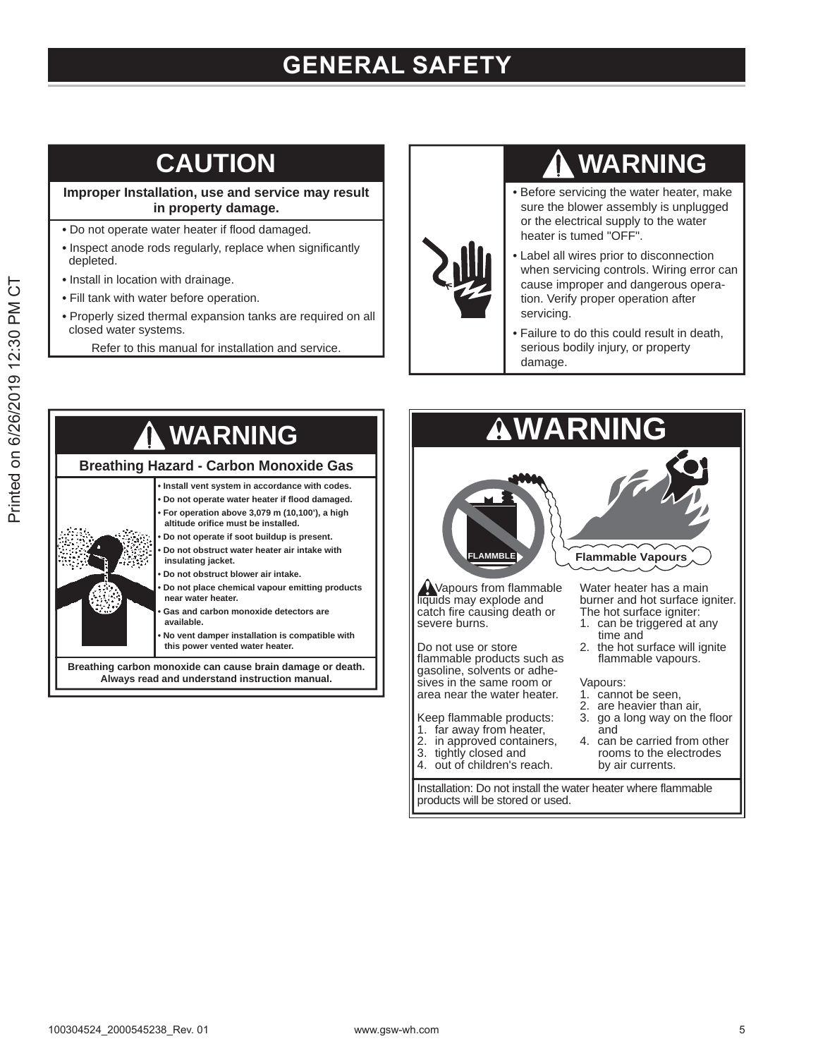# GENERAL SAFETY

## CAUTION

**Improper Installation, use and service may result in property damage.**

- Do not operate water heater if flood damaged.
- Inspect anode rods regularly, replace when significantly depleted.
- Install in location with drainage.
- Fill tank with water before operation.
- Properly sized thermal expansion tanks are required on all closed water systems.

Refer to this manual for installation and service.

## WARNING

- Before servicing the water heater, make sure the blower assembly is unplugged or the electrical supply to the water heater is tumed "OFF".
- Label all wires prior to disconnection when servicing controls. Wiring error can cause improper and dangerous operation. Verify proper operation after servicing.
- Failure to do this could result in death, serious bodily injury, or property damage.

## WARNING

**Breathing Hazard - Carbon Monoxide Gas**

- **Install vent system in accordance with codes.**
- **Do not operate water heater if flood damaged.**
- **For operation above 3,079 m (10,100'), a high altitude orifice must be installed.**
- **Do not operate if soot buildup is present.**
- **Do not obstruct water heater air intake with insulating jacket.**
- **Do not obstruct blower air intake.**
- **Do not place chemical vapour emitting products near water heater.**
- **Gas and carbon monoxide detectors are available.**
- **No vent damper installation is compatible with this power vented water heater.**

**Breathing carbon monoxide can cause brain damage or death. Always read and understand instruction manual.**

## WARNING

FLAMMBLE

Flammable Vapours

Vapours from flammable liquids may explode and catch fire causing death or severe burns.

Do not use or store flammable products such as gasoline, solvents or adhesives in the same room or area near the water heater.

Keep flammable products:
1. far away from heater,
2. in approved containers,
3. tightly closed and
4. out of children's reach.

Water heater has a main burner and hot surface igniter. The hot surface igniter:
1. can be triggered at any time and
2. the hot surface will ignite flammable vapours.

Vapours:
1. cannot be seen,
2. are heavier than air,
3. go a long way on the floor and
4. can be carried from other rooms to the electrodes by air currents.

Installation: Do not install the water heater where flammable products will be stored or used.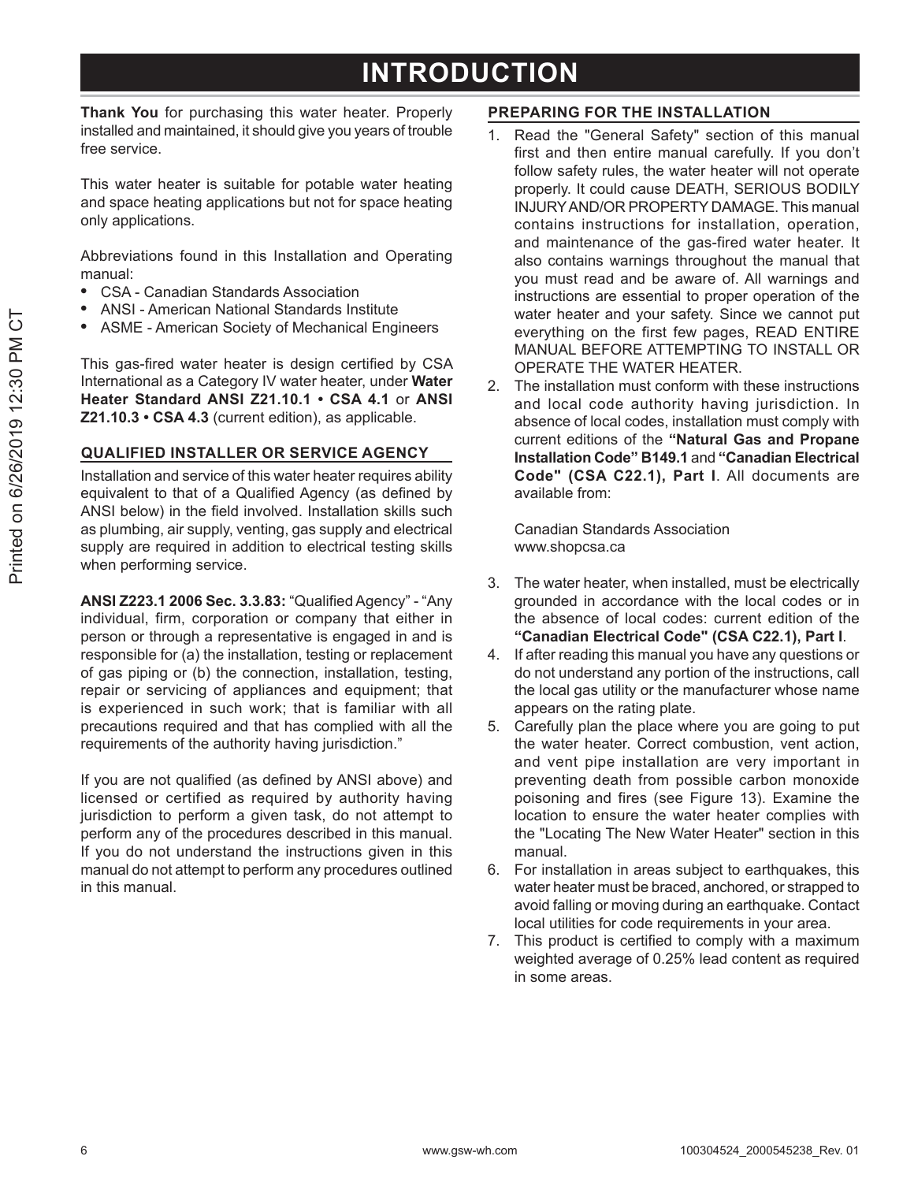# INTRODUCTION

**Thank You** for purchasing this water heater. Properly installed and maintained, it should give you years of trouble free service.

This water heater is suitable for potable water heating and space heating applications but not for space heating only applications.

Abbreviations found in this Installation and Operating manual:

- CSA - Canadian Standards Association
- ANSI - American National Standards Institute
- ASME - American Society of Mechanical Engineers

This gas-fired water heater is design certified by CSA International as a Category IV water heater, under **Water Heater Standard ANSI Z21.10.1 • CSA 4.1** or **ANSI Z21.10.3 • CSA 4.3** (current edition), as applicable.

## QUALIFIED INSTALLER OR SERVICE AGENCY

Installation and service of this water heater requires ability equivalent to that of a Qualified Agency (as defined by ANSI below) in the field involved. Installation skills such as plumbing, air supply, venting, gas supply and electrical supply are required in addition to electrical testing skills when performing service.

**ANSI Z223.1 2006 Sec. 3.3.83:** "Qualified Agency" - "Any individual, firm, corporation or company that either in person or through a representative is engaged in and is responsible for (a) the installation, testing or replacement of gas piping or (b) the connection, installation, testing, repair or servicing of appliances and equipment; that is experienced in such work; that is familiar with all precautions required and that has complied with all the requirements of the authority having jurisdiction."

If you are not qualified (as defined by ANSI above) and licensed or certified as required by authority having jurisdiction to perform a given task, do not attempt to perform any of the procedures described in this manual. If you do not understand the instructions given in this manual do not attempt to perform any procedures outlined in this manual.

## PREPARING FOR THE INSTALLATION

1. Read the "General Safety" section of this manual first and then entire manual carefully. If you don't follow safety rules, the water heater will not operate properly. It could cause DEATH, SERIOUS BODILY INJURY AND/OR PROPERTY DAMAGE. This manual contains instructions for installation, operation, and maintenance of the gas-fired water heater. It also contains warnings throughout the manual that you must read and be aware of. All warnings and instructions are essential to proper operation of the water heater and your safety. Since we cannot put everything on the first few pages, READ ENTIRE MANUAL BEFORE ATTEMPTING TO INSTALL OR OPERATE THE WATER HEATER.
2. The installation must conform with these instructions and local code authority having jurisdiction. In absence of local codes, installation must comply with current editions of the **"Natural Gas and Propane Installation Code" B149.1** and **"Canadian Electrical Code" (CSA C22.1), Part I**. All documents are available from:

   Canadian Standards Association
   www.shopcsa.ca

3. The water heater, when installed, must be electrically grounded in accordance with the local codes or in the absence of local codes: current edition of the **"Canadian Electrical Code" (CSA C22.1), Part I**.
4. If after reading this manual you have any questions or do not understand any portion of the instructions, call the local gas utility or the manufacturer whose name appears on the rating plate.
5. Carefully plan the place where you are going to put the water heater. Correct combustion, vent action, and vent pipe installation are very important in preventing death from possible carbon monoxide poisoning and fires (see Figure 13). Examine the location to ensure the water heater complies with the "Locating The New Water Heater" section in this manual.
6. For installation in areas subject to earthquakes, this water heater must be braced, anchored, or strapped to avoid falling or moving during an earthquake. Contact local utilities for code requirements in your area.
7. This product is certified to comply with a maximum weighted average of 0.25% lead content as required in some areas.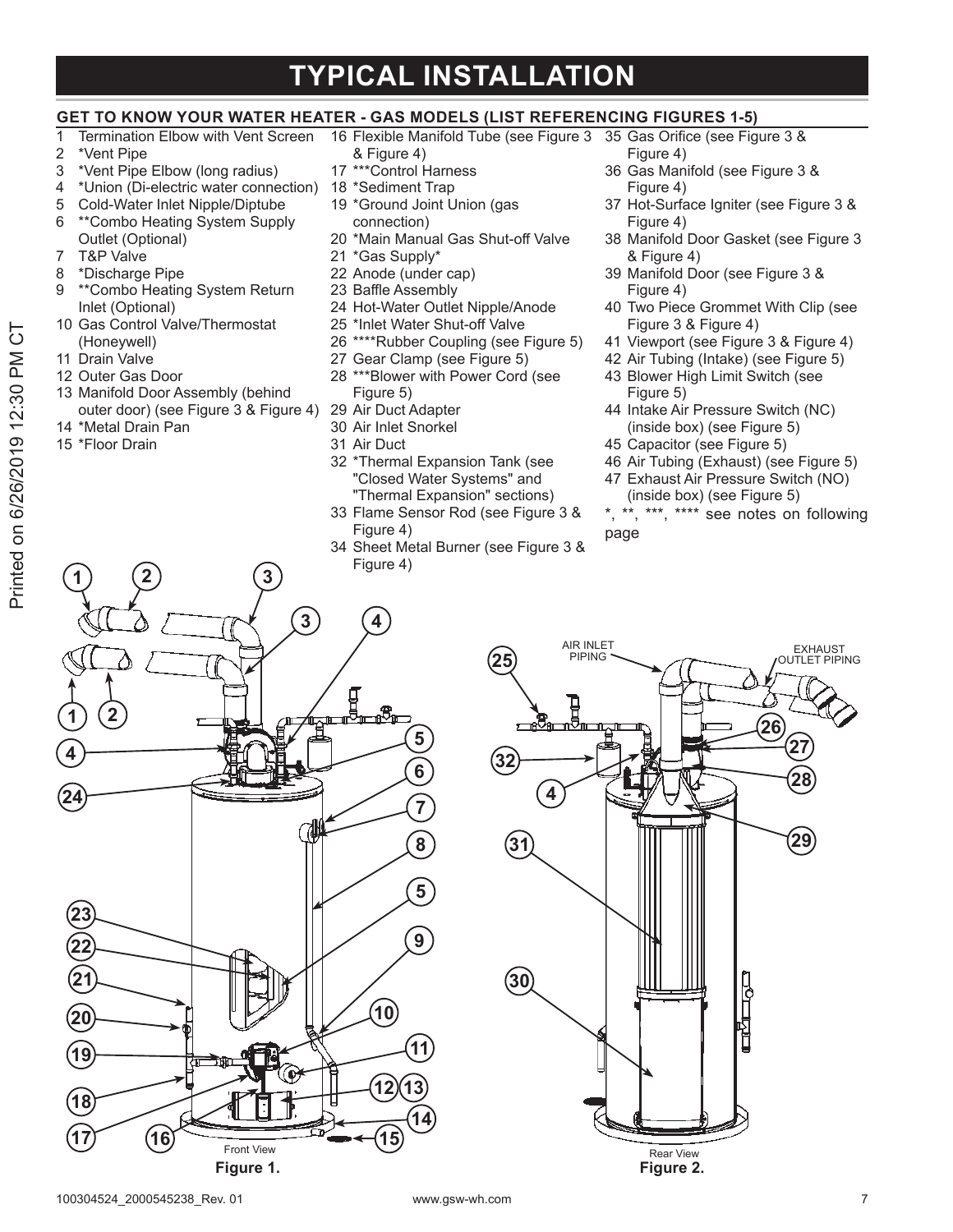# TYPICAL INSTALLATION

## GET TO KNOW YOUR WATER HEATER - GAS MODELS (LIST REFERENCING FIGURES 1-5)

1. Termination Elbow with Vent Screen
2. *Vent Pipe
3. *Vent Pipe Elbow (long radius)
4. *Union (Di-electric water connection)
5. Cold-Water Inlet Nipple/Diptube
6. **Combo Heating System Supply Outlet (Optional)
7. T&P Valve
8. *Discharge Pipe
9. **Combo Heating System Return Inlet (Optional)
10. Gas Control Valve/Thermostat (Honeywell)
11. Drain Valve
12. Outer Gas Door
13. Manifold Door Assembly (behind outer door) (see Figure 3 & Figure 4)
14. *Metal Drain Pan
15. *Floor Drain
16. Flexible Manifold Tube (see Figure 3 & Figure 4)
17. ***Control Harness
18. *Sediment Trap
19. *Ground Joint Union (gas connection)
20. *Main Manual Gas Shut-off Valve
21. *Gas Supply*
22. Anode (under cap)
23. Baffle Assembly
24. Hot-Water Outlet Nipple/Anode
25. *Inlet Water Shut-off Valve
26. ****Rubber Coupling (see Figure 5)
27. Gear Clamp (see Figure 5)
28. ***Blower with Power Cord (see Figure 5)
29. Air Duct Adapter
30. Air Inlet Snorkel
31. Air Duct
32. *Thermal Expansion Tank (see "Closed Water Systems" and "Thermal Expansion" sections)
33. Flame Sensor Rod (see Figure 3 & Figure 4)
34. Sheet Metal Burner (see Figure 3 & Figure 4)
35. Gas Orifice (see Figure 3 & Figure 4)
36. Gas Manifold (see Figure 3 & Figure 4)
37. Hot-Surface Igniter (see Figure 3 & Figure 4)
38. Manifold Door Gasket (see Figure 3 & Figure 4)
39. Manifold Door (see Figure 3 & Figure 4)
40. Two Piece Grommet With Clip (see Figure 3 & Figure 4)
41. Viewport (see Figure 3 & Figure 4)
42. Air Tubing (Intake) (see Figure 5)
43. Blower High Limit Switch (see Figure 5)
44. Intake Air Pressure Switch (NC) (inside box) (see Figure 5)
45. Capacitor (see Figure 5)
46. Air Tubing (Exhaust) (see Figure 5)
47. Exhaust Air Pressure Switch (NO) (inside box) (see Figure 5)

*, **, ***, **** see notes on following page

Front View

**Figure 1.**

AIR INLET PIPING

EXHAUST OUTLET PIPING

Rear View

**Figure 2.**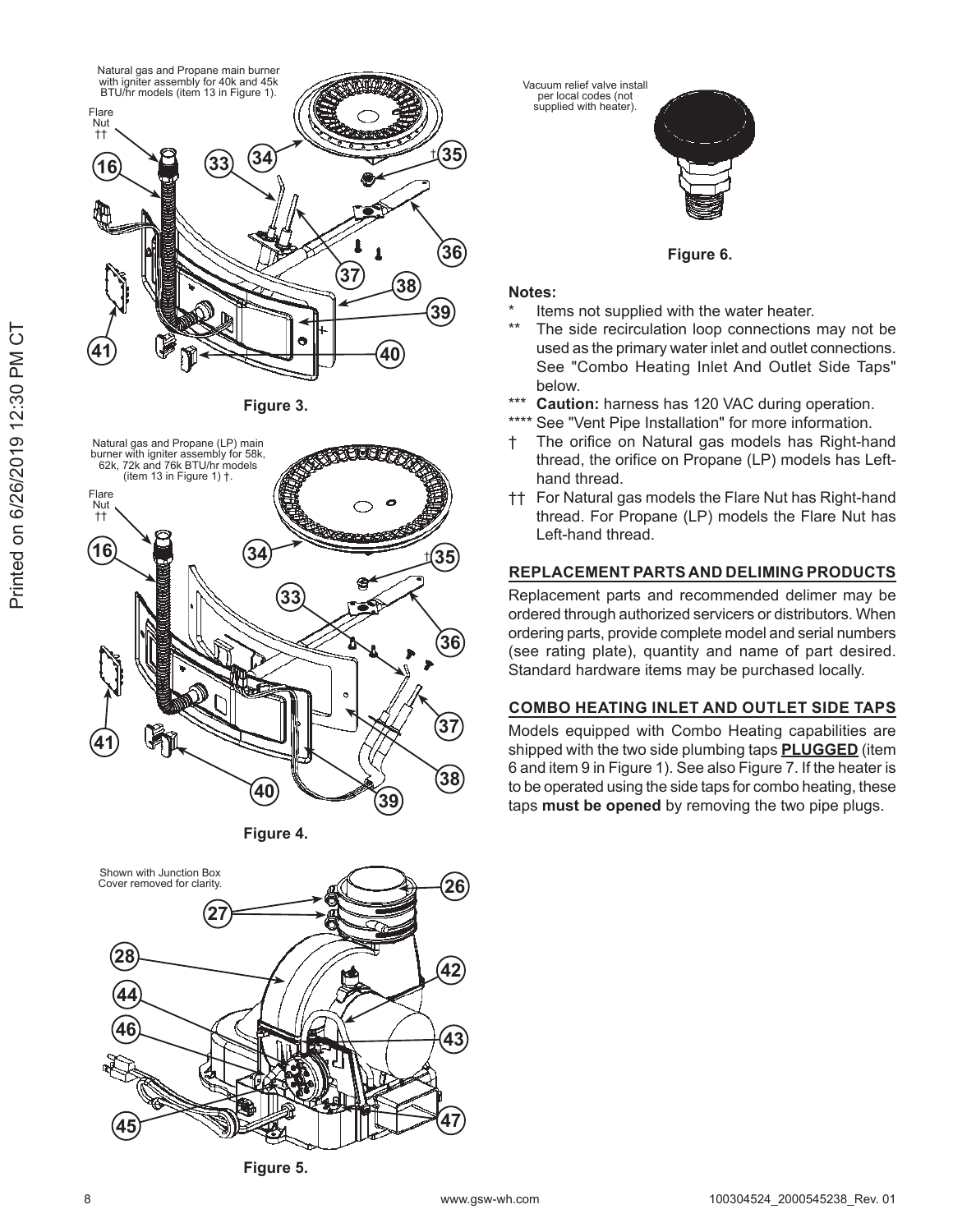Natural gas and Propane main burner with igniter assembly for 40k and 45k BTU/hr models (item 13 in Figure 1).

Flare Nut ††

Figure 3.

Natural gas and Propane (LP) main burner with igniter assembly for 58k, 62k, 72k and 76k BTU/hr models (item 13 in Figure 1) †.

Flare Nut ††

Figure 4.

Shown with Junction Box Cover removed for clarity.

Figure 5.

Vacuum relief valve install per local codes (not supplied with heater).

Figure 6.

**Notes:**

- \* Items not supplied with the water heater.
- \*\* The side recirculation loop connections may not be used as the primary water inlet and outlet connections. See "Combo Heating Inlet And Outlet Side Taps" below.
- \*\*\* **Caution:** harness has 120 VAC during operation.
- \*\*\*\* See "Vent Pipe Installation" for more information.
- † The orifice on Natural gas models has Right-hand thread, the orifice on Propane (LP) models has Left-hand thread.
- †† For Natural gas models the Flare Nut has Right-hand thread. For Propane (LP) models the Flare Nut has Left-hand thread.

## REPLACEMENT PARTS AND DELIMING PRODUCTS

Replacement parts and recommended delimer may be ordered through authorized servicers or distributors. When ordering parts, provide complete model and serial numbers (see rating plate), quantity and name of part desired. Standard hardware items may be purchased locally.

## COMBO HEATING INLET AND OUTLET SIDE TAPS

Models equipped with Combo Heating capabilities are shipped with the two side plumbing taps **PLUGGED** (item 6 and item 9 in Figure 1). See also Figure 7. If the heater is to be operated using the side taps for combo heating, these taps **must be opened** by removing the two pipe plugs.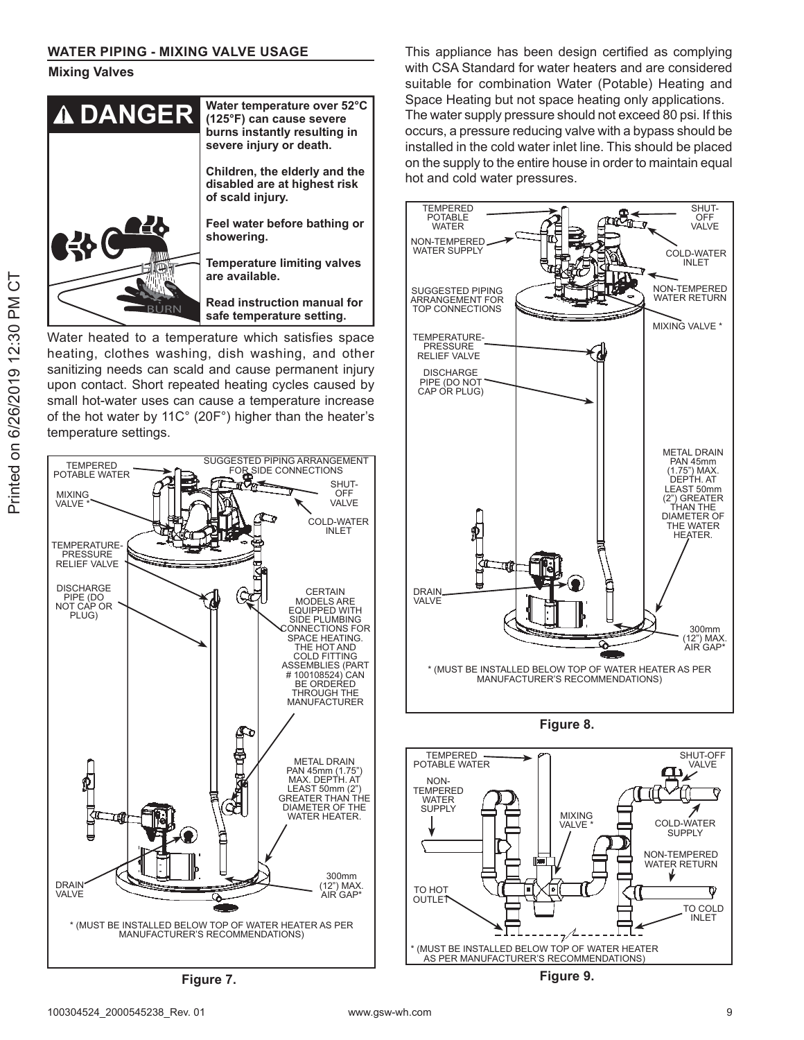## WATER PIPING - MIXING VALVE USAGE

### Mixing Valves

**⚠ DANGER**

**Water temperature over 52°C (125°F) can cause severe burns instantly resulting in severe injury or death.**

**Children, the elderly and the disabled are at highest risk of scald injury.**

**Feel water before bathing or showering.**

**Temperature limiting valves are available.**

**Read instruction manual for safe temperature setting.**

Water heated to a temperature which satisfies space heating, clothes washing, dish washing, and other sanitizing needs can scald and cause permanent injury upon contact. Short repeated heating cycles caused by small hot-water uses can cause a temperature increase of the hot water by 11C° (20F°) higher than the heater's temperature settings.

TEMPERED POTABLE WATER
MIXING VALVE *
TEMPERATURE-PRESSURE RELIEF VALVE
DISCHARGE PIPE (DO NOT CAP OR PLUG)
SUGGESTED PIPING ARRANGEMENT FOR SIDE CONNECTIONS
SHUT-OFF VALVE
COLD-WATER INLET
CERTAIN MODELS ARE EQUIPPED WITH SIDE PLUMBING CONNECTIONS FOR SPACE HEATING. THE HOT AND COLD FITTING ASSEMBLIES (PART # 100108524) CAN BE ORDERED THROUGH THE MANUFACTURER
METAL DRAIN PAN 45mm (1.75") MAX. DEPTH. AT LEAST 50mm (2") GREATER THAN THE DIAMETER OF THE WATER HEATER.
DRAIN VALVE
300mm (12") MAX. AIR GAP*
* (MUST BE INSTALLED BELOW TOP OF WATER HEATER AS PER MANUFACTURER'S RECOMMENDATIONS)

**Figure 7.**

This appliance has been design certified as complying with CSA Standard for water heaters and are considered suitable for combination Water (Potable) Heating and Space Heating but not space heating only applications. The water supply pressure should not exceed 80 psi. If this occurs, a pressure reducing valve with a bypass should be installed in the cold water inlet line. This should be placed on the supply to the entire house in order to maintain equal hot and cold water pressures.

TEMPERED POTABLE WATER
NON-TEMPERED WATER SUPPLY
SUGGESTED PIPING ARRANGEMENT FOR TOP CONNECTIONS
TEMPERATURE-PRESSURE RELIEF VALVE
DISCHARGE PIPE (DO NOT CAP OR PLUG)
SHUT-OFF VALVE
COLD-WATER INLET
NON-TEMPERED WATER RETURN
MIXING VALVE *
METAL DRAIN PAN 45mm (1.75") MAX. DEPTH. AT LEAST 50mm (2") GREATER THAN THE DIAMETER OF THE WATER HEATER.
DRAIN VALVE
300mm (12") MAX. AIR GAP*
* (MUST BE INSTALLED BELOW TOP OF WATER HEATER AS PER MANUFACTURER'S RECOMMENDATIONS)

**Figure 8.**

TEMPERED POTABLE WATER
NON-TEMPERED WATER SUPPLY
MIXING VALVE *
SHUT-OFF VALVE
COLD-WATER SUPPLY
NON-TEMPERED WATER RETURN
TO HOT OUTLET
TO COLD INLET
* (MUST BE INSTALLED BELOW TOP OF WATER HEATER AS PER MANUFACTURER'S RECOMMENDATIONS)

**Figure 9.**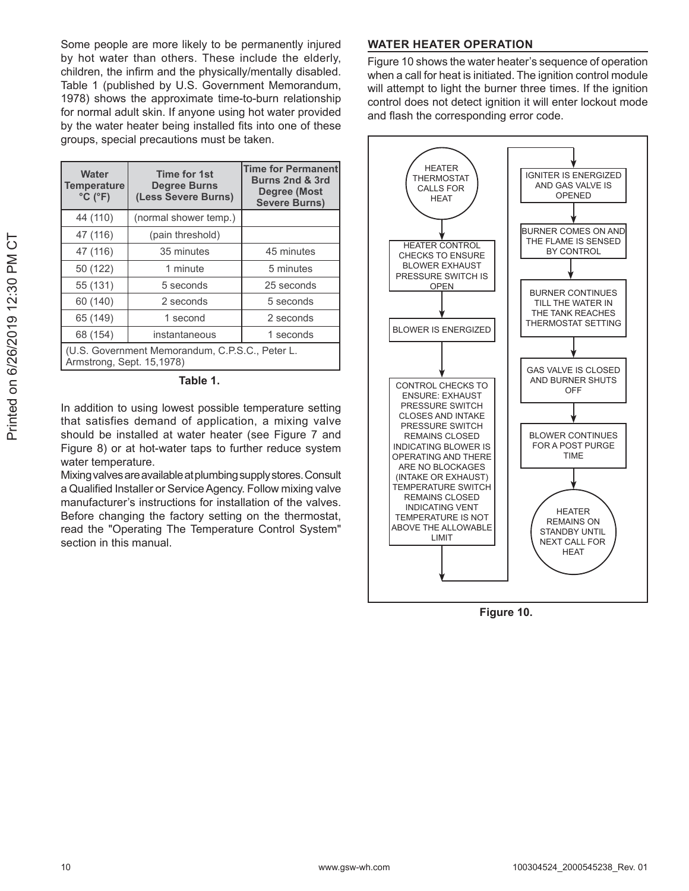Some people are more likely to be permanently injured by hot water than others. These include the elderly, children, the infirm and the physically/mentally disabled. Table 1 (published by U.S. Government Memorandum, 1978) shows the approximate time-to-burn relationship for normal adult skin. If anyone using hot water provided by the water heater being installed fits into one of these groups, special precautions must be taken.

| Water Temperature °C (°F) | Time for 1st Degree Burns (Less Severe Burns) | Time for Permanent Burns 2nd & 3rd Degree (Most Severe Burns) |
|---|---|---|
| 44 (110) | (normal shower temp.) | |
| 47 (116) | (pain threshold) | |
| 47 (116) | 35 minutes | 45 minutes |
| 50 (122) | 1 minute | 5 minutes |
| 55 (131) | 5 seconds | 25 seconds |
| 60 (140) | 2 seconds | 5 seconds |
| 65 (149) | 1 second | 2 seconds |
| 68 (154) | instantaneous | 1 seconds |
| (U.S. Government Memorandum, C.P.S.C., Peter L. Armstrong, Sept. 15,1978) | | |

**Table 1.**

In addition to using lowest possible temperature setting that satisfies demand of application, a mixing valve should be installed at water heater (see Figure 7 and Figure 8) or at hot-water taps to further reduce system water temperature.

Mixing valves are available at plumbing supply stores. Consult a Qualified Installer or Service Agency. Follow mixing valve manufacturer's instructions for installation of the valves. Before changing the factory setting on the thermostat, read the "Operating The Temperature Control System" section in this manual.

## WATER HEATER OPERATION

Figure 10 shows the water heater's sequence of operation when a call for heat is initiated. The ignition control module will attempt to light the burner three times. If the ignition control does not detect ignition it will enter lockout mode and flash the corresponding error code.

HEATER THERMOSTAT CALLS FOR HEAT

HEATER CONTROL CHECKS TO ENSURE BLOWER EXHAUST PRESSURE SWITCH IS OPEN

BLOWER IS ENERGIZED

CONTROL CHECKS TO ENSURE: EXHAUST PRESSURE SWITCH CLOSES AND INTAKE PRESSURE SWITCH REMAINS CLOSED INDICATING BLOWER IS OPERATING AND THERE ARE NO BLOCKAGES (INTAKE OR EXHAUST) TEMPERATURE SWITCH REMAINS CLOSED INDICATING VENT TEMPERATURE IS NOT ABOVE THE ALLOWABLE LIMIT

IGNITER IS ENERGIZED AND GAS VALVE IS OPENED

BURNER COMES ON AND THE FLAME IS SENSED BY CONTROL

BURNER CONTINUES TILL THE WATER IN THE TANK REACHES THERMOSTAT SETTING

GAS VALVE IS CLOSED AND BURNER SHUTS OFF

BLOWER CONTINUES FOR A POST PURGE TIME

HEATER REMAINS ON STANDBY UNTIL NEXT CALL FOR HEAT

**Figure 10.**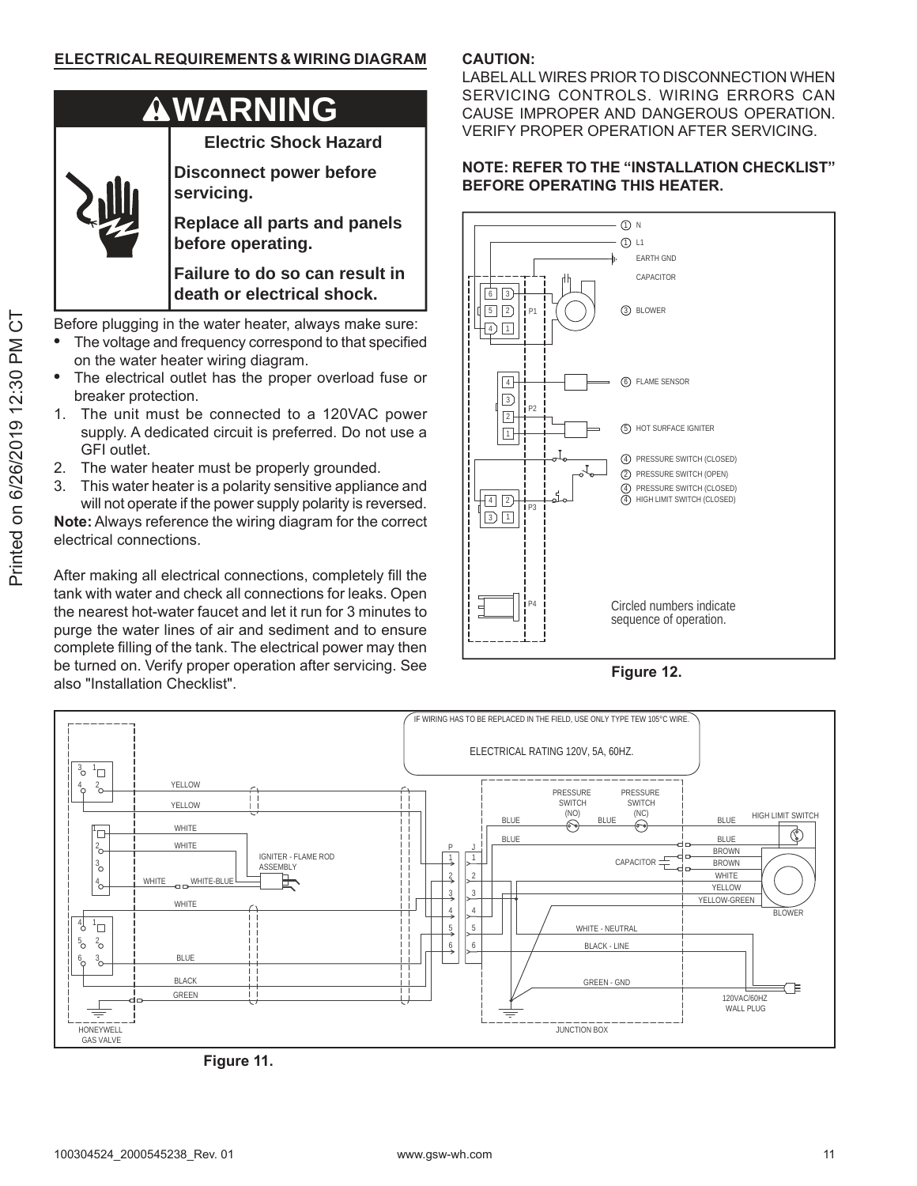## ELECTRICAL REQUIREMENTS & WIRING DIAGRAM

**⚠WARNING**

**Electric Shock Hazard**

**Disconnect power before servicing.**

**Replace all parts and panels before operating.**

**Failure to do so can result in death or electrical shock.**

Before plugging in the water heater, always make sure:

- The voltage and frequency correspond to that specified on the water heater wiring diagram.
- The electrical outlet has the proper overload fuse or breaker protection.

1. The unit must be connected to a 120VAC power supply. A dedicated circuit is preferred. Do not use a GFI outlet.
2. The water heater must be properly grounded.
3. This water heater is a polarity sensitive appliance and will not operate if the power supply polarity is reversed.

**Note:** Always reference the wiring diagram for the correct electrical connections.

After making all electrical connections, completely fill the tank with water and check all connections for leaks. Open the nearest hot-water faucet and let it run for 3 minutes to purge the water lines of air and sediment and to ensure complete filling of the tank. The electrical power may then be turned on. Verify proper operation after servicing. See also "Installation Checklist".

**CAUTION:**

LABEL ALL WIRES PRIOR TO DISCONNECTION WHEN SERVICING CONTROLS. WIRING ERRORS CAN CAUSE IMPROPER AND DANGEROUS OPERATION. VERIFY PROPER OPERATION AFTER SERVICING.

**NOTE: REFER TO THE "INSTALLATION CHECKLIST" BEFORE OPERATING THIS HEATER.**

① N
① L1
EARTH GND
CAPACITOR
③ BLOWER
⑥ FLAME SENSOR
⑤ HOT SURFACE IGNITER
④ PRESSURE SWITCH (CLOSED)
② PRESSURE SWITCH (OPEN)
④ PRESSURE SWITCH (CLOSED)
④ HIGH LIMIT SWITCH (CLOSED)

P1 P2 P3 P4

Circled numbers indicate sequence of operation.

**Figure 12.**

IF WIRING HAS TO BE REPLACED IN THE FIELD, USE ONLY TYPE TEW 105°C WIRE.

ELECTRICAL RATING 120V, 5A, 60HZ.

YELLOW, YELLOW, WHITE, WHITE, WHITE, WHITE-BLUE, WHITE, BLUE, BLACK, GREEN

IGNITER - FLAME ROD ASSEMBLY

HONEYWELL GAS VALVE

PRESSURE SWITCH (NO) PRESSURE SWITCH (NC) HIGH LIMIT SWITCH

BLUE BLUE BLUE BLUE BLUE

CAPACITOR BROWN BROWN WHITE YELLOW YELLOW-GREEN BLOWER

WHITE - NEUTRAL
BLACK - LINE
GREEN - GND

120VAC/60HZ WALL PLUG

JUNCTION BOX

**Figure 11.**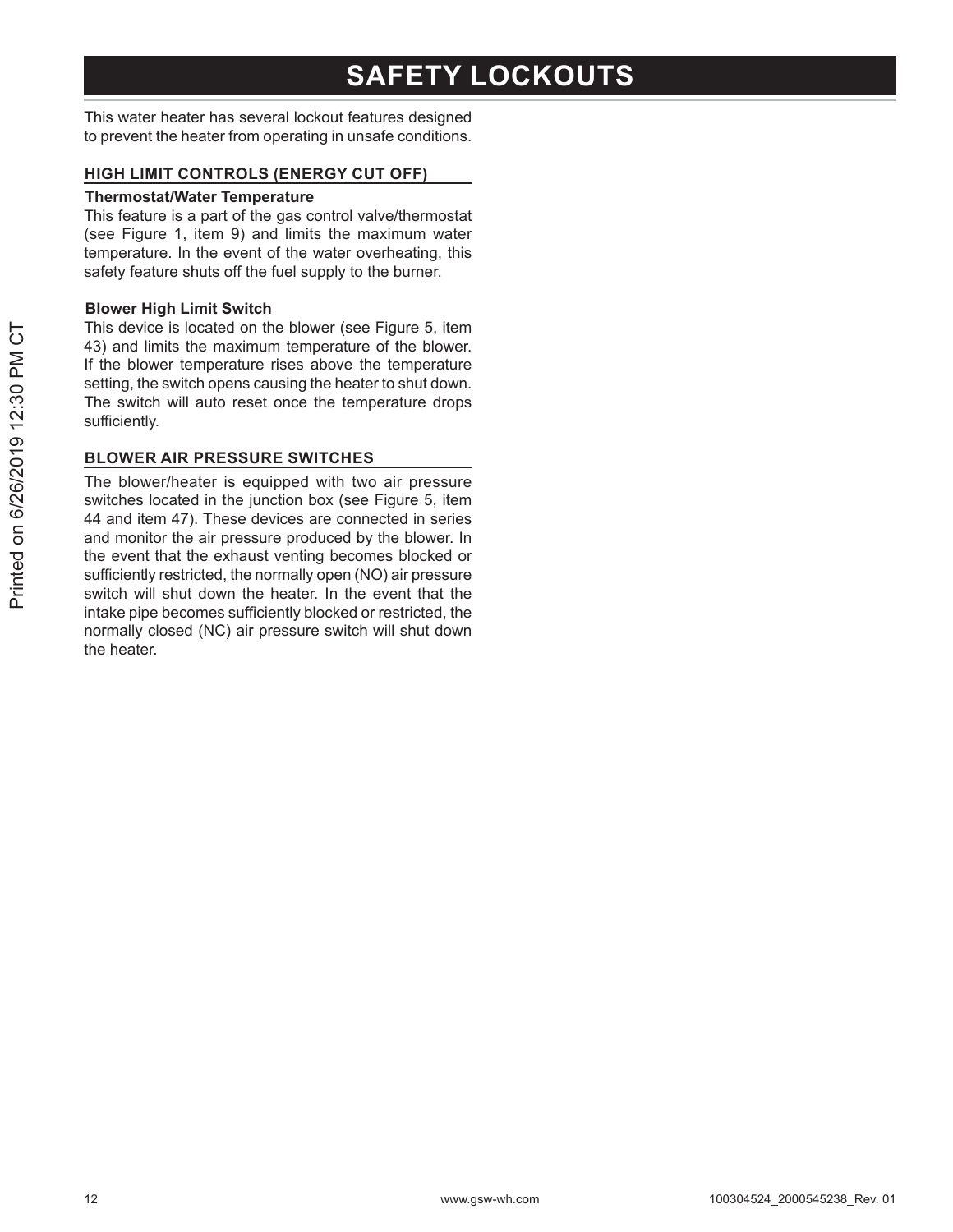# SAFETY LOCKOUTS

This water heater has several lockout features designed to prevent the heater from operating in unsafe conditions.

## HIGH LIMIT CONTROLS (ENERGY CUT OFF)

**Thermostat/Water Temperature**

This feature is a part of the gas control valve/thermostat (see Figure 1, item 9) and limits the maximum water temperature. In the event of the water overheating, this safety feature shuts off the fuel supply to the burner.

**Blower High Limit Switch**

This device is located on the blower (see Figure 5, item 43) and limits the maximum temperature of the blower. If the blower temperature rises above the temperature setting, the switch opens causing the heater to shut down. The switch will auto reset once the temperature drops sufficiently.

## BLOWER AIR PRESSURE SWITCHES

The blower/heater is equipped with two air pressure switches located in the junction box (see Figure 5, item 44 and item 47). These devices are connected in series and monitor the air pressure produced by the blower. In the event that the exhaust venting becomes blocked or sufficiently restricted, the normally open (NO) air pressure switch will shut down the heater. In the event that the intake pipe becomes sufficiently blocked or restricted, the normally closed (NC) air pressure switch will shut down the heater.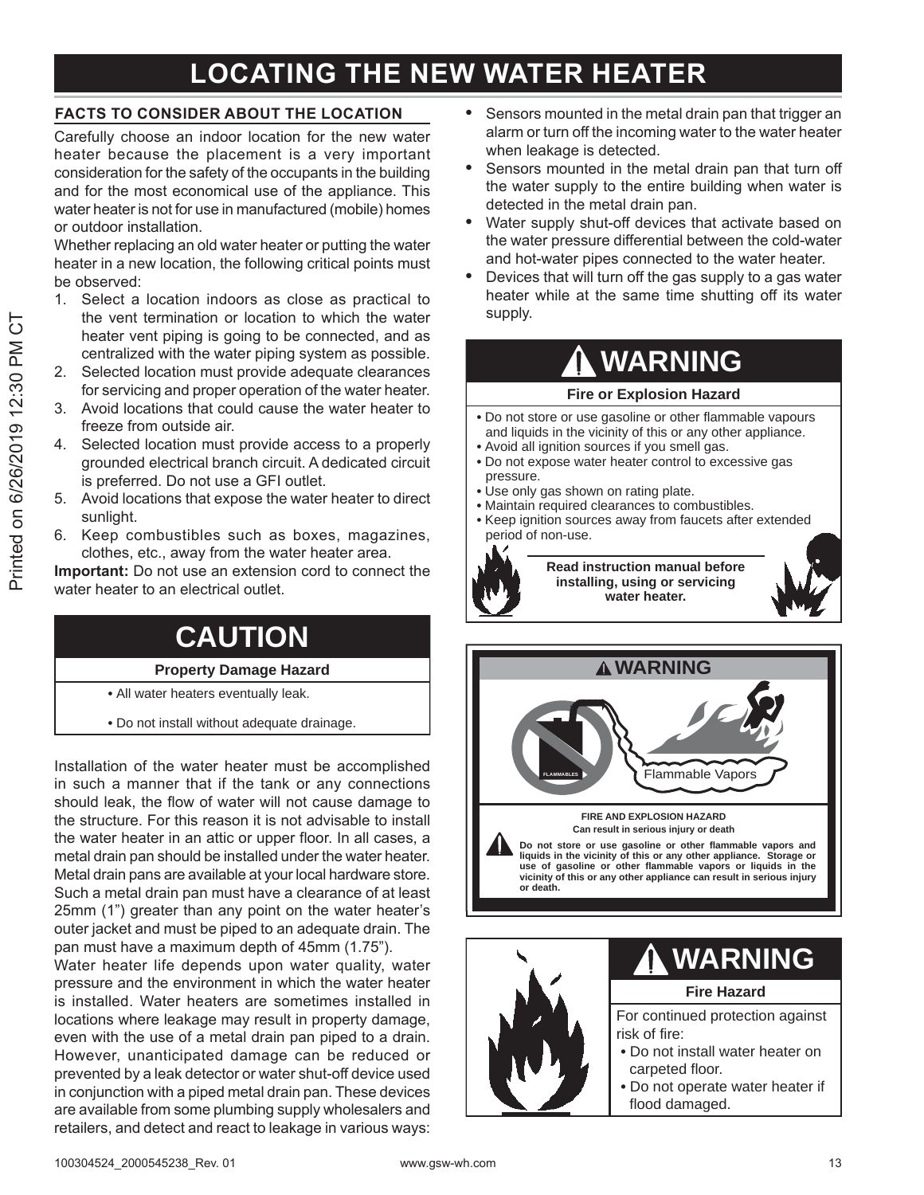# LOCATING THE NEW WATER HEATER

## FACTS TO CONSIDER ABOUT THE LOCATION

Carefully choose an indoor location for the new water heater because the placement is a very important consideration for the safety of the occupants in the building and for the most economical use of the appliance. This water heater is not for use in manufactured (mobile) homes or outdoor installation.

Whether replacing an old water heater or putting the water heater in a new location, the following critical points must be observed:

1. Select a location indoors as close as practical to the vent termination or location to which the water heater vent piping is going to be connected, and as centralized with the water piping system as possible.
2. Selected location must provide adequate clearances for servicing and proper operation of the water heater.
3. Avoid locations that could cause the water heater to freeze from outside air.
4. Selected location must provide access to a properly grounded electrical branch circuit. A dedicated circuit is preferred. Do not use a GFI outlet.
5. Avoid locations that expose the water heater to direct sunlight.
6. Keep combustibles such as boxes, magazines, clothes, etc., away from the water heater area.

**Important:** Do not use an extension cord to connect the water heater to an electrical outlet.

## CAUTION

**Property Damage Hazard**

- All water heaters eventually leak.
- Do not install without adequate drainage.

Installation of the water heater must be accomplished in such a manner that if the tank or any connections should leak, the flow of water will not cause damage to the structure. For this reason it is not advisable to install the water heater in an attic or upper floor. In all cases, a metal drain pan should be installed under the water heater. Metal drain pans are available at your local hardware store. Such a metal drain pan must have a clearance of at least 25mm (1") greater than any point on the water heater's outer jacket and must be piped to an adequate drain. The pan must have a maximum depth of 45mm (1.75").

Water heater life depends upon water quality, water pressure and the environment in which the water heater is installed. Water heaters are sometimes installed in locations where leakage may result in property damage, even with the use of a metal drain pan piped to a drain. However, unanticipated damage can be reduced or prevented by a leak detector or water shut-off device used in conjunction with a piped metal drain pan. These devices are available from some plumbing supply wholesalers and retailers, and detect and react to leakage in various ways:

- Sensors mounted in the metal drain pan that trigger an alarm or turn off the incoming water to the water heater when leakage is detected.
- Sensors mounted in the metal drain pan that turn off the water supply to the entire building when water is detected in the metal drain pan.
- Water supply shut-off devices that activate based on the water pressure differential between the cold-water and hot-water pipes connected to the water heater.
- Devices that will turn off the gas supply to a gas water heater while at the same time shutting off its water supply.

## ⚠ WARNING

**Fire or Explosion Hazard**

- Do not store or use gasoline or other flammable vapours and liquids in the vicinity of this or any other appliance.
- Avoid all ignition sources if you smell gas.
- Do not expose water heater control to excessive gas pressure.
- Use only gas shown on rating plate.
- Maintain required clearances to combustibles.
- Keep ignition sources away from faucets after extended period of non-use.

**Read instruction manual before installing, using or servicing water heater.**

## ⚠ WARNING

FLAMMABLES

Flammable Vapors

**FIRE AND EXPLOSION HAZARD**

**Can result in serious injury or death**

**Do not store or use gasoline or other flammable vapors and liquids in the vicinity of this or any other appliance. Storage or use of gasoline or other flammable vapors or liquids in the vicinity of this or any other appliance can result in serious injury or death.**

## ⚠ WARNING

**Fire Hazard**

For continued protection against risk of fire:

- Do not install water heater on carpeted floor.
- Do not operate water heater if flood damaged.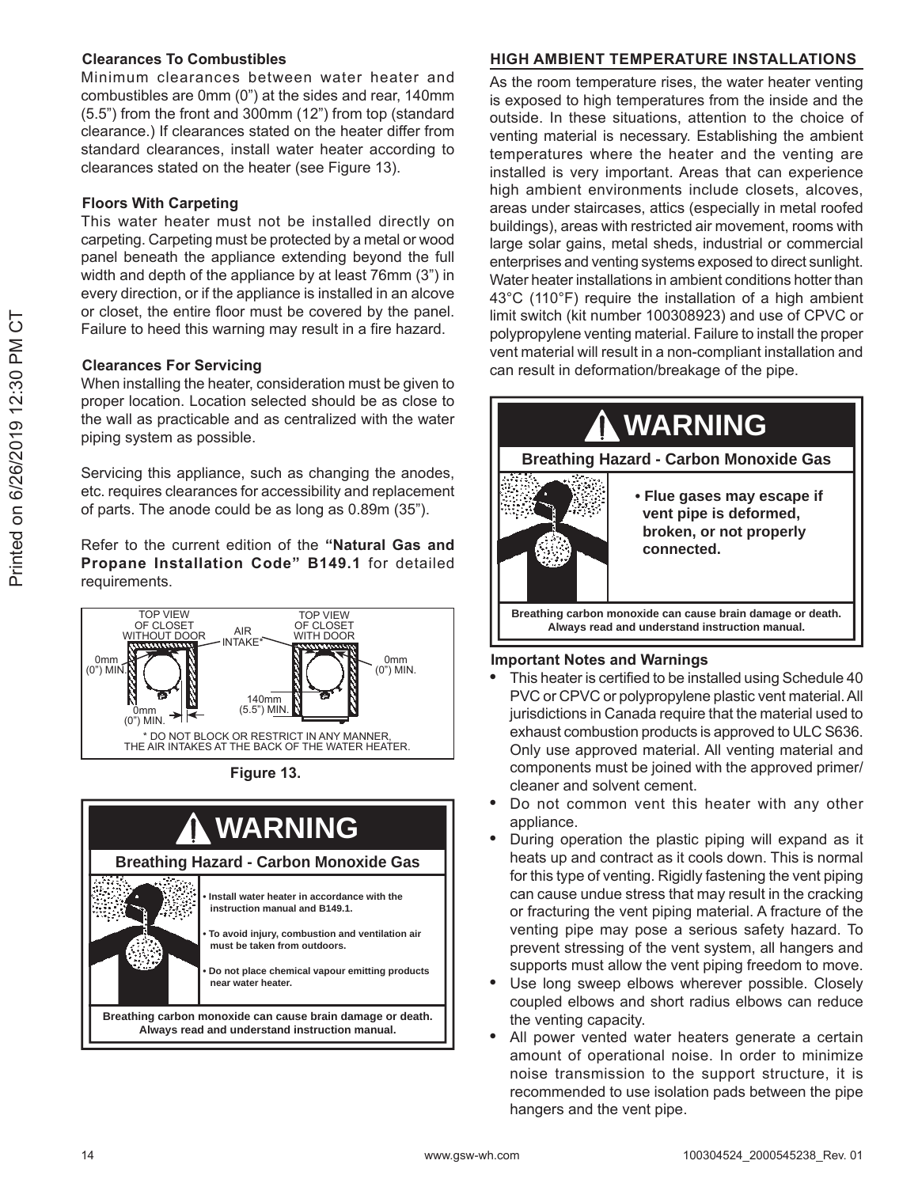### Clearances To Combustibles

Minimum clearances between water heater and combustibles are 0mm (0") at the sides and rear, 140mm (5.5") from the front and 300mm (12") from top (standard clearance.) If clearances stated on the heater differ from standard clearances, install water heater according to clearances stated on the heater (see Figure 13).

### Floors With Carpeting

This water heater must not be installed directly on carpeting. Carpeting must be protected by a metal or wood panel beneath the appliance extending beyond the full width and depth of the appliance by at least 76mm (3") in every direction, or if the appliance is installed in an alcove or closet, the entire floor must be covered by the panel. Failure to heed this warning may result in a fire hazard.

### Clearances For Servicing

When installing the heater, consideration must be given to proper location. Location selected should be as close to the wall as practicable and as centralized with the water piping system as possible.

Servicing this appliance, such as changing the anodes, etc. requires clearances for accessibility and replacement of parts. The anode could be as long as 0.89m (35").

Refer to the current edition of the **"Natural Gas and Propane Installation Code" B149.1** for detailed requirements.

TOP VIEW OF CLOSET WITHOUT DOOR — AIR INTAKE* — TOP VIEW OF CLOSET WITH DOOR

0mm (0") MIN. — 0mm (0") MIN. — 0mm (0") MIN. — 140mm (5.5") MIN.

* DO NOT BLOCK OR RESTRICT IN ANY MANNER, THE AIR INTAKES AT THE BACK OF THE WATER HEATER.

**Figure 13.**

> **⚠ WARNING**
>
> **Breathing Hazard - Carbon Monoxide Gas**
>
> - **Install water heater in accordance with the instruction manual and B149.1.**
> - **To avoid injury, combustion and ventilation air must be taken from outdoors.**
> - **Do not place chemical vapour emitting products near water heater.**
>
> **Breathing carbon monoxide can cause brain damage or death. Always read and understand instruction manual.**

## HIGH AMBIENT TEMPERATURE INSTALLATIONS

As the room temperature rises, the water heater venting is exposed to high temperatures from the inside and the outside. In these situations, attention to the choice of venting material is necessary. Establishing the ambient temperatures where the heater and the venting are installed is very important. Areas that can experience high ambient environments include closets, alcoves, areas under staircases, attics (especially in metal roofed buildings), areas with restricted air movement, rooms with large solar gains, metal sheds, industrial or commercial enterprises and venting systems exposed to direct sunlight. Water heater installations in ambient conditions hotter than 43°C (110°F) require the installation of a high ambient limit switch (kit number 100308923) and use of CPVC or polypropylene venting material. Failure to install the proper vent material will result in a non-compliant installation and can result in deformation/breakage of the pipe.

> **⚠ WARNING**
>
> **Breathing Hazard - Carbon Monoxide Gas**
>
> - **Flue gases may escape if vent pipe is deformed, broken, or not properly connected.**
>
> **Breathing carbon monoxide can cause brain damage or death. Always read and understand instruction manual.**

### Important Notes and Warnings

- This heater is certified to be installed using Schedule 40 PVC or CPVC or polypropylene plastic vent material. All jurisdictions in Canada require that the material used to exhaust combustion products is approved to ULC S636. Only use approved material. All venting material and components must be joined with the approved primer/cleaner and solvent cement.
- Do not common vent this heater with any other appliance.
- During operation the plastic piping will expand as it heats up and contract as it cools down. This is normal for this type of venting. Rigidly fastening the vent piping can cause undue stress that may result in the cracking or fracturing the vent piping material. A fracture of the venting pipe may pose a serious safety hazard. To prevent stressing of the vent system, all hangers and supports must allow the vent piping freedom to move.
- Use long sweep elbows wherever possible. Closely coupled elbows and short radius elbows can reduce the venting capacity.
- All power vented water heaters generate a certain amount of operational noise. In order to minimize noise transmission to the support structure, it is recommended to use isolation pads between the pipe hangers and the vent pipe.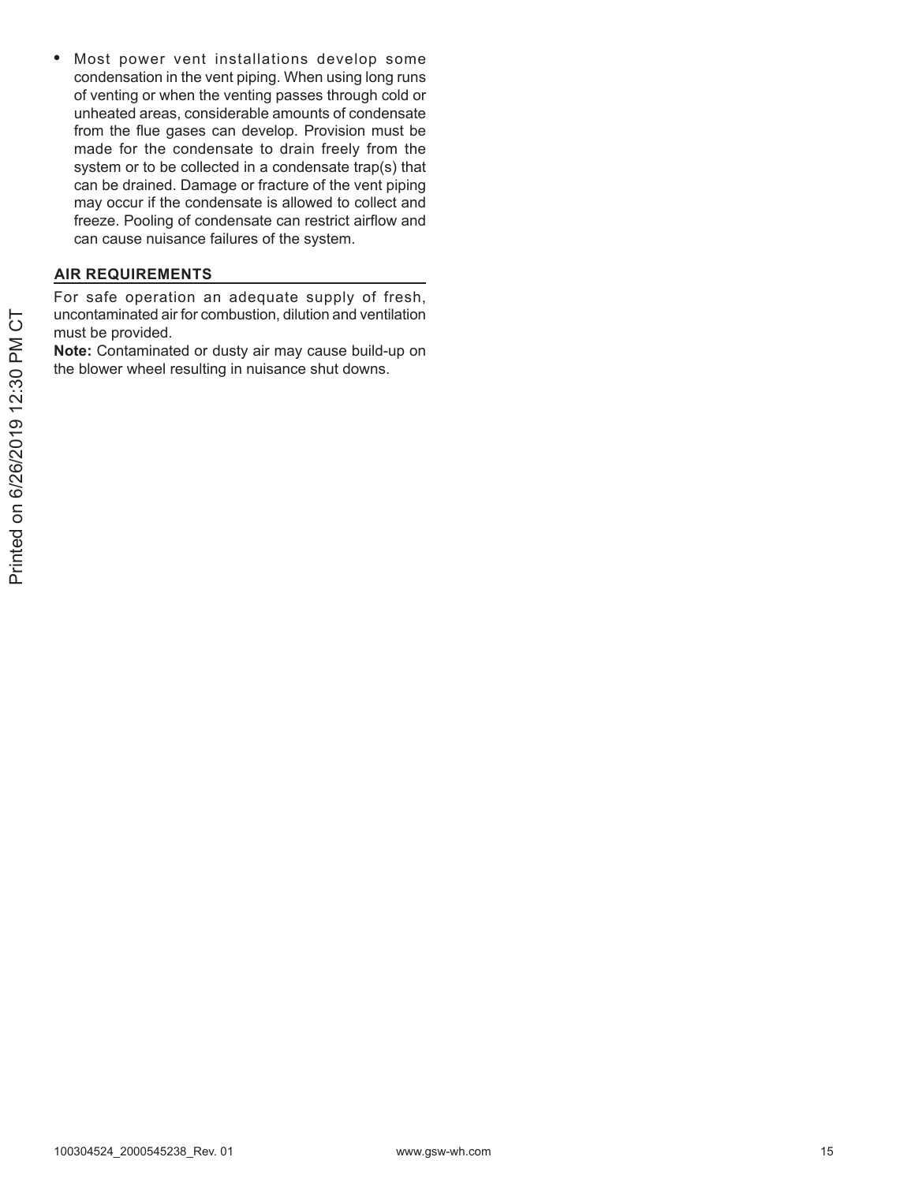- Most power vent installations develop some condensation in the vent piping. When using long runs of venting or when the venting passes through cold or unheated areas, considerable amounts of condensate from the flue gases can develop. Provision must be made for the condensate to drain freely from the system or to be collected in a condensate trap(s) that can be drained. Damage or fracture of the vent piping may occur if the condensate is allowed to collect and freeze. Pooling of condensate can restrict airflow and can cause nuisance failures of the system.

## AIR REQUIREMENTS

For safe operation an adequate supply of fresh, uncontaminated air for combustion, dilution and ventilation must be provided.

**Note:** Contaminated or dusty air may cause build-up on the blower wheel resulting in nuisance shut downs.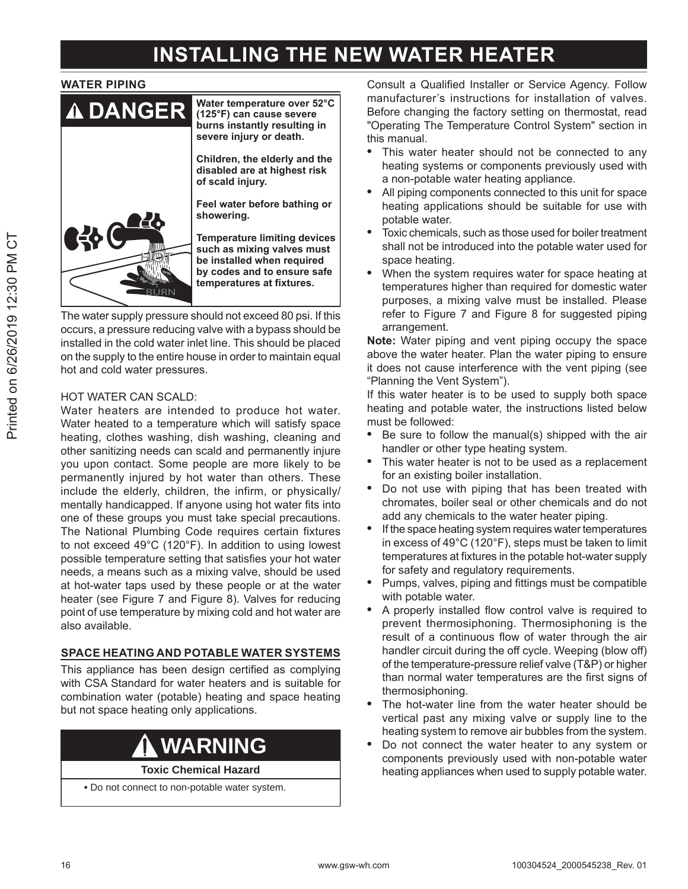// INSTALLING THE NEW WATER HEATER

## INSTALLING THE NEW WATER HEATER

### WATER PIPING

**⚠ DANGER**

**Water temperature over 52°C (125°F) can cause severe burns instantly resulting in severe injury or death.**

**Children, the elderly and the disabled are at highest risk of scald injury.**

**Feel water before bathing or showering.**

**Temperature limiting devices such as mixing valves must be installed when required by codes and to ensure safe temperatures at fixtures.**

The water supply pressure should not exceed 80 psi. If this occurs, a pressure reducing valve with a bypass should be installed in the cold water inlet line. This should be placed on the supply to the entire house in order to maintain equal hot and cold water pressures.

HOT WATER CAN SCALD:

Water heaters are intended to produce hot water. Water heated to a temperature which will satisfy space heating, clothes washing, dish washing, cleaning and other sanitizing needs can scald and permanently injure you upon contact. Some people are more likely to be permanently injured by hot water than others. These include the elderly, children, the infirm, or physically/mentally handicapped. If anyone using hot water fits into one of these groups you must take special precautions. The National Plumbing Code requires certain fixtures to not exceed 49°C (120°F). In addition to using lowest possible temperature setting that satisfies your hot water needs, a means such as a mixing valve, should be used at hot-water taps used by these people or at the water heater (see Figure 7 and Figure 8). Valves for reducing point of use temperature by mixing cold and hot water are also available.

### SPACE HEATING AND POTABLE WATER SYSTEMS

This appliance has been design certified as complying with CSA Standard for water heaters and is suitable for combination water (potable) heating and space heating but not space heating only applications.

**⚠ WARNING**

**Toxic Chemical Hazard**

- Do not connect to non-potable water system.

Consult a Qualified Installer or Service Agency. Follow manufacturer's instructions for installation of valves. Before changing the factory setting on thermostat, read "Operating The Temperature Control System" section in this manual.

- This water heater should not be connected to any heating systems or components previously used with a non-potable water heating appliance.
- All piping components connected to this unit for space heating applications should be suitable for use with potable water.
- Toxic chemicals, such as those used for boiler treatment shall not be introduced into the potable water used for space heating.
- When the system requires water for space heating at temperatures higher than required for domestic water purposes, a mixing valve must be installed. Please refer to Figure 7 and Figure 8 for suggested piping arrangement.

**Note:** Water piping and vent piping occupy the space above the water heater. Plan the water piping to ensure it does not cause interference with the vent piping (see "Planning the Vent System").

If this water heater is to be used to supply both space heating and potable water, the instructions listed below must be followed:

- Be sure to follow the manual(s) shipped with the air handler or other type heating system.
- This water heater is not to be used as a replacement for an existing boiler installation.
- Do not use with piping that has been treated with chromates, boiler seal or other chemicals and do not add any chemicals to the water heater piping.
- If the space heating system requires water temperatures in excess of 49°C (120°F), steps must be taken to limit temperatures at fixtures in the potable hot-water supply for safety and regulatory requirements.
- Pumps, valves, piping and fittings must be compatible with potable water.
- A properly installed flow control valve is required to prevent thermosiphoning. Thermosiphoning is the result of a continuous flow of water through the air handler circuit during the off cycle. Weeping (blow off) of the temperature-pressure relief valve (T&P) or higher than normal water temperatures are the first signs of thermosiphoning.
- The hot-water line from the water heater should be vertical past any mixing valve or supply line to the heating system to remove air bubbles from the system.
- Do not connect the water heater to any system or components previously used with non-potable water heating appliances when used to supply potable water.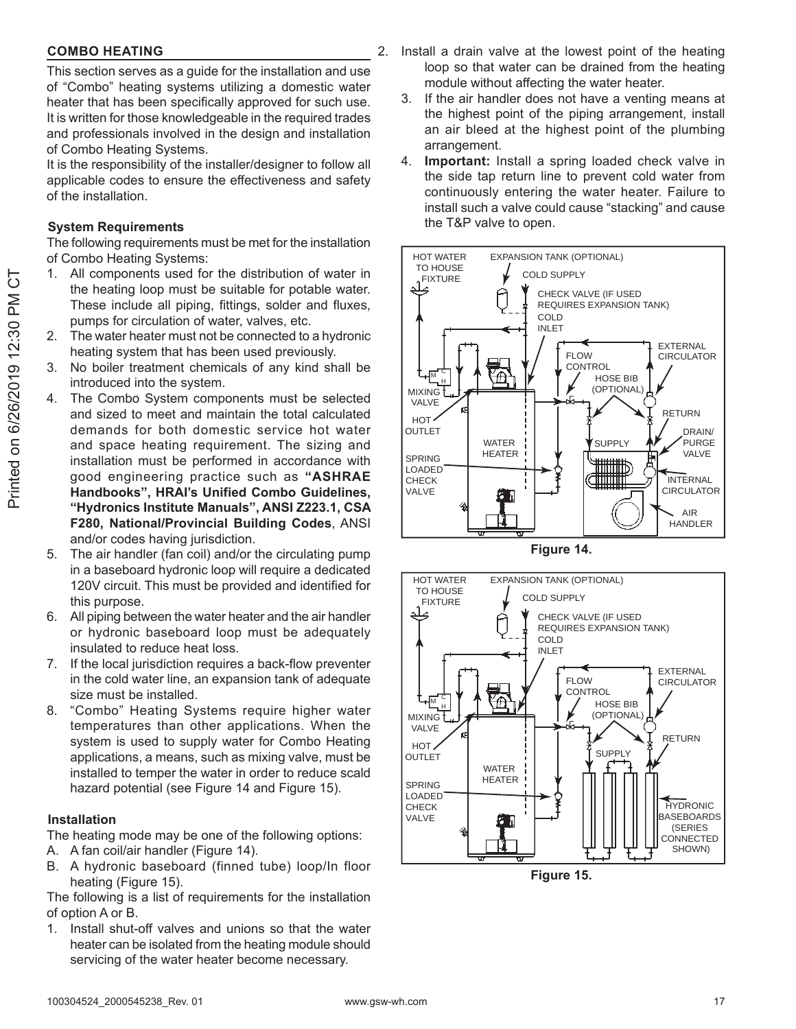## COMBO HEATING

This section serves as a guide for the installation and use of "Combo" heating systems utilizing a domestic water heater that has been specifically approved for such use. It is written for those knowledgeable in the required trades and professionals involved in the design and installation of Combo Heating Systems.

It is the responsibility of the installer/designer to follow all applicable codes to ensure the effectiveness and safety of the installation.

### System Requirements

The following requirements must be met for the installation of Combo Heating Systems:

1. All components used for the distribution of water in the heating loop must be suitable for potable water. These include all piping, fittings, solder and fluxes, pumps for circulation of water, valves, etc.
2. The water heater must not be connected to a hydronic heating system that has been used previously.
3. No boiler treatment chemicals of any kind shall be introduced into the system.
4. The Combo System components must be selected and sized to meet and maintain the total calculated demands for both domestic service hot water and space heating requirement. The sizing and installation must be performed in accordance with good engineering practice such as **"ASHRAE Handbooks", HRAI's Unified Combo Guidelines, "Hydronics Institute Manuals", ANSI Z223.1, CSA F280, National/Provincial Building Codes**, ANSI and/or codes having jurisdiction.
5. The air handler (fan coil) and/or the circulating pump in a baseboard hydronic loop will require a dedicated 120V circuit. This must be provided and identified for this purpose.
6. All piping between the water heater and the air handler or hydronic baseboard loop must be adequately insulated to reduce heat loss.
7. If the local jurisdiction requires a back-flow preventer in the cold water line, an expansion tank of adequate size must be installed.
8. "Combo" Heating Systems require higher water temperatures than other applications. When the system is used to supply water for Combo Heating applications, a means, such as mixing valve, must be installed to temper the water in order to reduce scald hazard potential (see Figure 14 and Figure 15).

### Installation

The heating mode may be one of the following options:

A. A fan coil/air handler (Figure 14).
B. A hydronic baseboard (finned tube) loop/In floor heating (Figure 15).

The following is a list of requirements for the installation of option A or B.

1. Install shut-off valves and unions so that the water heater can be isolated from the heating module should servicing of the water heater become necessary.
2. Install a drain valve at the lowest point of the heating loop so that water can be drained from the heating module without affecting the water heater.
3. If the air handler does not have a venting means at the highest point of the piping arrangement, install an air bleed at the highest point of the plumbing arrangement.
4. **Important:** Install a spring loaded check valve in the side tap return line to prevent cold water from continuously entering the water heater. Failure to install such a valve could cause "stacking" and cause the T&P valve to open.

HOT WATER TO HOUSE FIXTURE, EXPANSION TANK (OPTIONAL), COLD SUPPLY, CHECK VALVE (IF USED REQUIRES EXPANSION TANK), COLD INLET, EXTERNAL CIRCULATOR, FLOW CONTROL, HOSE BIB (OPTIONAL), MIXING VALVE, RETURN, HOT OUTLET, DRAIN/PURGE VALVE, WATER HEATER, SUPPLY, SPRING LOADED CHECK VALVE, INTERNAL CIRCULATOR, AIR HANDLER

**Figure 14.**

HOT WATER TO HOUSE FIXTURE, EXPANSION TANK (OPTIONAL), COLD SUPPLY, CHECK VALVE (IF USED REQUIRES EXPANSION TANK), COLD INLET, EXTERNAL CIRCULATOR, FLOW CONTROL, HOSE BIB (OPTIONAL), MIXING VALVE, RETURN, HOT OUTLET, SUPPLY, WATER HEATER, SPRING LOADED CHECK VALVE, HYDRONIC BASEBOARDS (SERIES CONNECTED SHOWN)

**Figure 15.**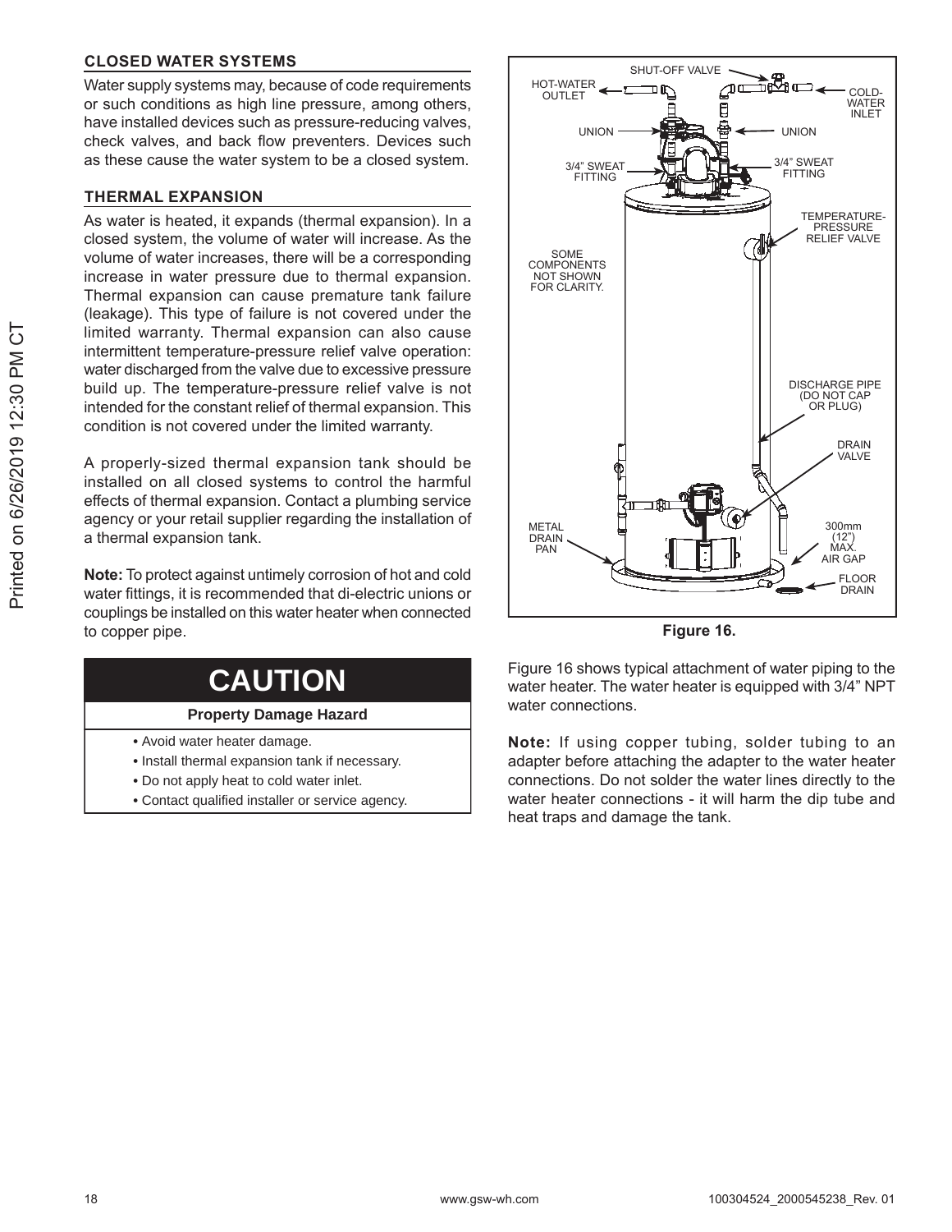## CLOSED WATER SYSTEMS

Water supply systems may, because of code requirements or such conditions as high line pressure, among others, have installed devices such as pressure-reducing valves, check valves, and back flow preventers. Devices such as these cause the water system to be a closed system.

## THERMAL EXPANSION

As water is heated, it expands (thermal expansion). In a closed system, the volume of water will increase. As the volume of water increases, there will be a corresponding increase in water pressure due to thermal expansion. Thermal expansion can cause premature tank failure (leakage). This type of failure is not covered under the limited warranty. Thermal expansion can also cause intermittent temperature-pressure relief valve operation: water discharged from the valve due to excessive pressure build up. The temperature-pressure relief valve is not intended for the constant relief of thermal expansion. This condition is not covered under the limited warranty.

A properly-sized thermal expansion tank should be installed on all closed systems to control the harmful effects of thermal expansion. Contact a plumbing service agency or your retail supplier regarding the installation of a thermal expansion tank.

**Note:** To protect against untimely corrosion of hot and cold water fittings, it is recommended that di-electric unions or couplings be installed on this water heater when connected to copper pipe.

# CAUTION

**Property Damage Hazard**

- Avoid water heater damage.
- Install thermal expansion tank if necessary.
- Do not apply heat to cold water inlet.
- Contact qualified installer or service agency.

SHUT-OFF VALVE, HOT-WATER OUTLET, COLD-WATER INLET, UNION, UNION, 3/4" SWEAT FITTING, 3/4" SWEAT FITTING, TEMPERATURE-PRESSURE RELIEF VALVE, SOME COMPONENTS NOT SHOWN FOR CLARITY., DISCHARGE PIPE (DO NOT CAP OR PLUG), DRAIN VALVE, METAL DRAIN PAN, 300mm (12") MAX. AIR GAP, FLOOR DRAIN

**Figure 16.**

Figure 16 shows typical attachment of water piping to the water heater. The water heater is equipped with 3/4" NPT water connections.

**Note:** If using copper tubing, solder tubing to an adapter before attaching the adapter to the water heater connections. Do not solder the water lines directly to the water heater connections - it will harm the dip tube and heat traps and damage the tank.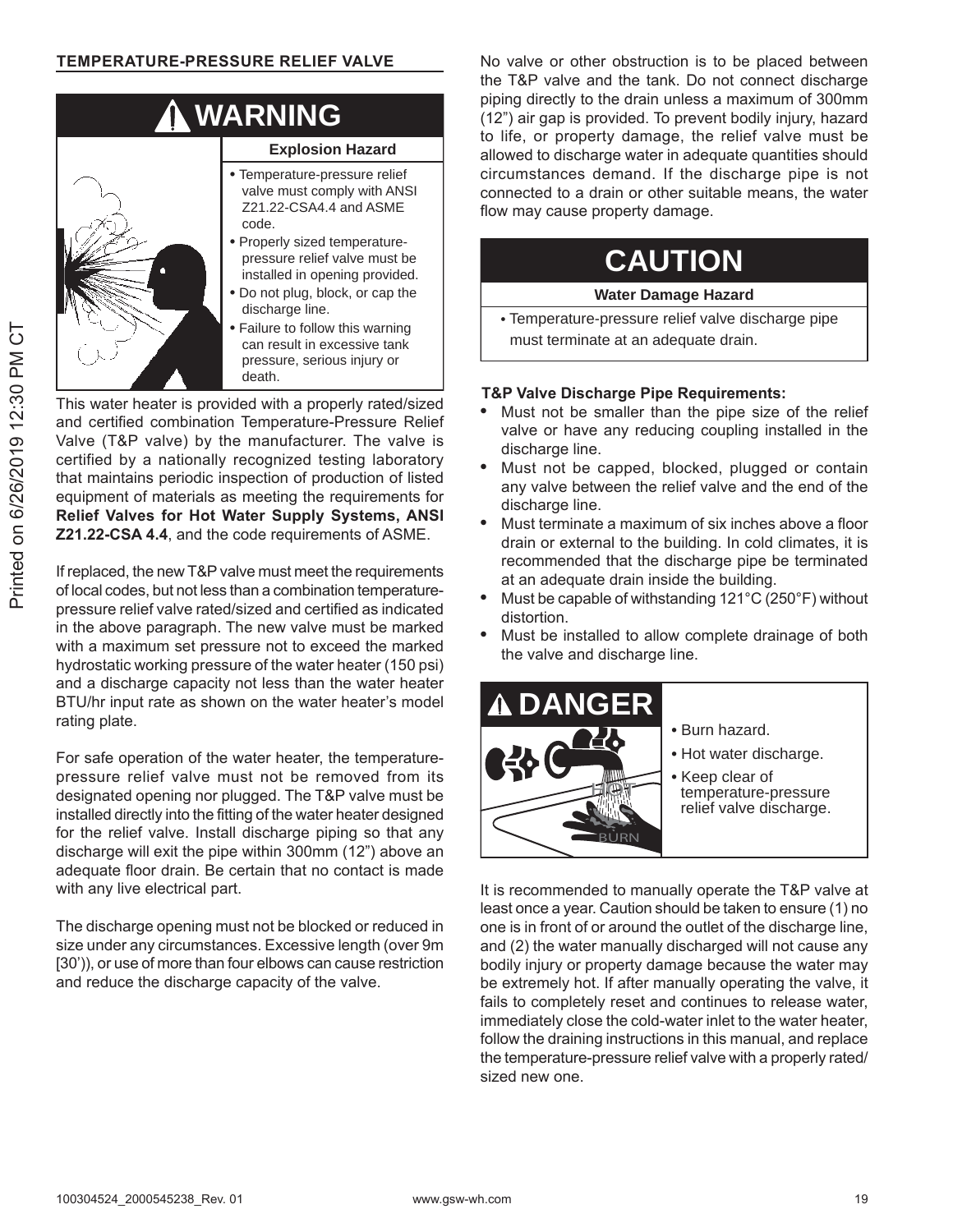## TEMPERATURE-PRESSURE RELIEF VALVE

**⚠ WARNING**

**Explosion Hazard**

- Temperature-pressure relief valve must comply with ANSI Z21.22-CSA4.4 and ASME code.
- Properly sized temperature-pressure relief valve must be installed in opening provided.
- Do not plug, block, or cap the discharge line.
- Failure to follow this warning can result in excessive tank pressure, serious injury or death.

This water heater is provided with a properly rated/sized and certified combination Temperature-Pressure Relief Valve (T&P valve) by the manufacturer. The valve is certified by a nationally recognized testing laboratory that maintains periodic inspection of production of listed equipment of materials as meeting the requirements for **Relief Valves for Hot Water Supply Systems, ANSI Z21.22-CSA 4.4**, and the code requirements of ASME.

If replaced, the new T&P valve must meet the requirements of local codes, but not less than a combination temperature-pressure relief valve rated/sized and certified as indicated in the above paragraph. The new valve must be marked with a maximum set pressure not to exceed the marked hydrostatic working pressure of the water heater (150 psi) and a discharge capacity not less than the water heater BTU/hr input rate as shown on the water heater's model rating plate.

For safe operation of the water heater, the temperature-pressure relief valve must not be removed from its designated opening nor plugged. The T&P valve must be installed directly into the fitting of the water heater designed for the relief valve. Install discharge piping so that any discharge will exit the pipe within 300mm (12") above an adequate floor drain. Be certain that no contact is made with any live electrical part.

The discharge opening must not be blocked or reduced in size under any circumstances. Excessive length (over 9m [30')), or use of more than four elbows can cause restriction and reduce the discharge capacity of the valve.

No valve or other obstruction is to be placed between the T&P valve and the tank. Do not connect discharge piping directly to the drain unless a maximum of 300mm (12") air gap is provided. To prevent bodily injury, hazard to life, or property damage, the relief valve must be allowed to discharge water in adequate quantities should circumstances demand. If the discharge pipe is not connected to a drain or other suitable means, the water flow may cause property damage.

**CAUTION**

**Water Damage Hazard**

- Temperature-pressure relief valve discharge pipe must terminate at an adequate drain.

**T&P Valve Discharge Pipe Requirements:**

- Must not be smaller than the pipe size of the relief valve or have any reducing coupling installed in the discharge line.
- Must not be capped, blocked, plugged or contain any valve between the relief valve and the end of the discharge line.
- Must terminate a maximum of six inches above a floor drain or external to the building. In cold climates, it is recommended that the discharge pipe be terminated at an adequate drain inside the building.
- Must be capable of withstanding 121°C (250°F) without distortion.
- Must be installed to allow complete drainage of both the valve and discharge line.

**⚠ DANGER**

- Burn hazard.
- Hot water discharge.
- Keep clear of temperature-pressure relief valve discharge.

It is recommended to manually operate the T&P valve at least once a year. Caution should be taken to ensure (1) no one is in front of or around the outlet of the discharge line, and (2) the water manually discharged will not cause any bodily injury or property damage because the water may be extremely hot. If after manually operating the valve, it fails to completely reset and continues to release water, immediately close the cold-water inlet to the water heater, follow the draining instructions in this manual, and replace the temperature-pressure relief valve with a properly rated/sized new one.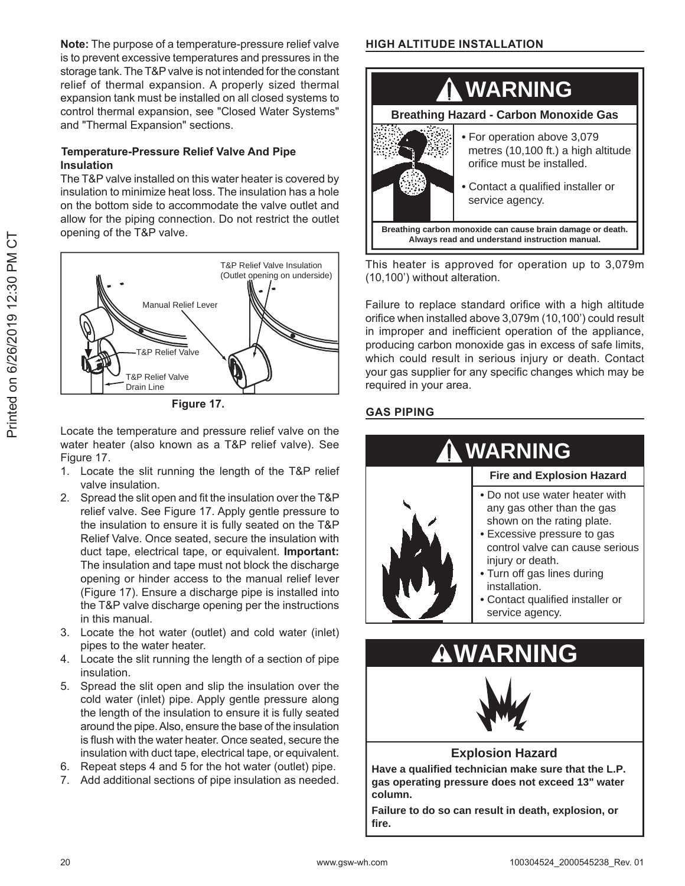**Note:** The purpose of a temperature-pressure relief valve is to prevent excessive temperatures and pressures in the storage tank. The T&P valve is not intended for the constant relief of thermal expansion. A properly sized thermal expansion tank must be installed on all closed systems to control thermal expansion, see "Closed Water Systems" and "Thermal Expansion" sections.

### Temperature-Pressure Relief Valve And Pipe Insulation

The T&P valve installed on this water heater is covered by insulation to minimize heat loss. The insulation has a hole on the bottom side to accommodate the valve outlet and allow for the piping connection. Do not restrict the outlet opening of the T&P valve.

T&P Relief Valve Insulation (Outlet opening on underside)

Manual Relief Lever

T&P Relief Valve

T&P Relief Valve Drain Line

**Figure 17.**

Locate the temperature and pressure relief valve on the water heater (also known as a T&P relief valve). See Figure 17.

1. Locate the slit running the length of the T&P relief valve insulation.
2. Spread the slit open and fit the insulation over the T&P relief valve. See Figure 17. Apply gentle pressure to the insulation to ensure it is fully seated on the T&P Relief Valve. Once seated, secure the insulation with duct tape, electrical tape, or equivalent. **Important:** The insulation and tape must not block the discharge opening or hinder access to the manual relief lever (Figure 17). Ensure a discharge pipe is installed into the T&P valve discharge opening per the instructions in this manual.
3. Locate the hot water (outlet) and cold water (inlet) pipes to the water heater.
4. Locate the slit running the length of a section of pipe insulation.
5. Spread the slit open and slip the insulation over the cold water (inlet) pipe. Apply gentle pressure along the length of the insulation to ensure it is fully seated around the pipe. Also, ensure the base of the insulation is flush with the water heater. Once seated, secure the insulation with duct tape, electrical tape, or equivalent.
6. Repeat steps 4 and 5 for the hot water (outlet) pipe.
7. Add additional sections of pipe insulation as needed.

## HIGH ALTITUDE INSTALLATION

**⚠ WARNING**

**Breathing Hazard - Carbon Monoxide Gas**

- For operation above 3,079 metres (10,100 ft.) a high altitude orifice must be installed.
- Contact a qualified installer or service agency.

**Breathing carbon monoxide can cause brain damage or death. Always read and understand instruction manual.**

This heater is approved for operation up to 3,079m (10,100') without alteration.

Failure to replace standard orifice with a high altitude orifice when installed above 3,079m (10,100') could result in improper and inefficient operation of the appliance, producing carbon monoxide gas in excess of safe limits, which could result in serious injury or death. Contact your gas supplier for any specific changes which may be required in your area.

## GAS PIPING

**⚠ WARNING**

**Fire and Explosion Hazard**

- Do not use water heater with any gas other than the gas shown on the rating plate.
- Excessive pressure to gas control valve can cause serious injury or death.
- Turn off gas lines during installation.
- Contact qualified installer or service agency.

**⚠WARNING**

**Explosion Hazard**

**Have a qualified technician make sure that the L.P. gas operating pressure does not exceed 13" water column.**

**Failure to do so can result in death, explosion, or fire.**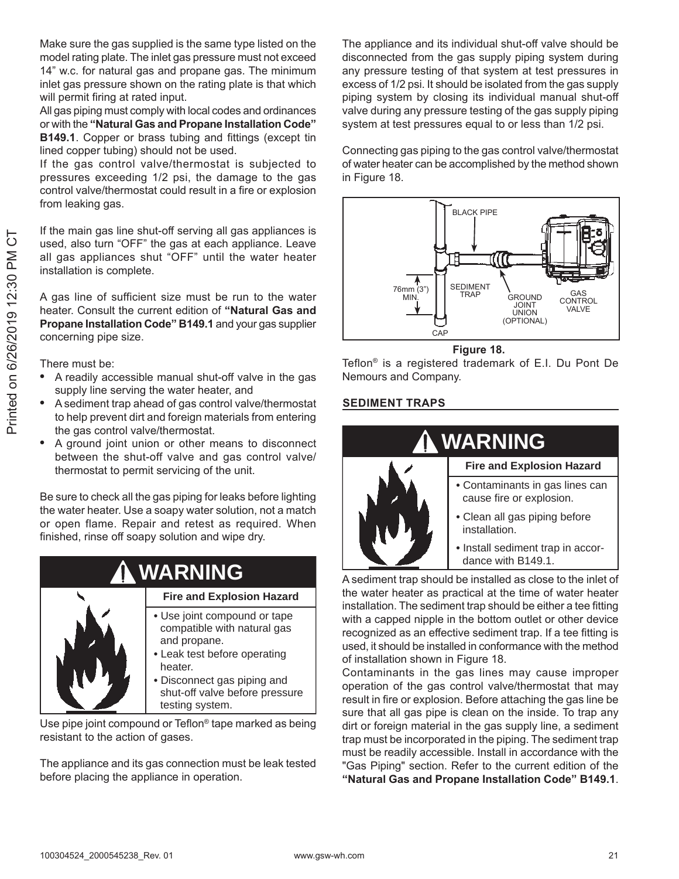Make sure the gas supplied is the same type listed on the model rating plate. The inlet gas pressure must not exceed 14" w.c. for natural gas and propane gas. The minimum inlet gas pressure shown on the rating plate is that which will permit firing at rated input.

All gas piping must comply with local codes and ordinances or with the **"Natural Gas and Propane Installation Code" B149.1**. Copper or brass tubing and fittings (except tin lined copper tubing) should not be used.

If the gas control valve/thermostat is subjected to pressures exceeding 1/2 psi, the damage to the gas control valve/thermostat could result in a fire or explosion from leaking gas.

If the main gas line shut-off serving all gas appliances is used, also turn "OFF" the gas at each appliance. Leave all gas appliances shut "OFF" until the water heater installation is complete.

A gas line of sufficient size must be run to the water heater. Consult the current edition of **"Natural Gas and Propane Installation Code" B149.1** and your gas supplier concerning pipe size.

There must be:

- A readily accessible manual shut-off valve in the gas supply line serving the water heater, and
- A sediment trap ahead of gas control valve/thermostat to help prevent dirt and foreign materials from entering the gas control valve/thermostat.
- A ground joint union or other means to disconnect between the shut-off valve and gas control valve/thermostat to permit servicing of the unit.

Be sure to check all the gas piping for leaks before lighting the water heater. Use a soapy water solution, not a match or open flame. Repair and retest as required. When finished, rinse off soapy solution and wipe dry.

**⚠ WARNING**

**Fire and Explosion Hazard**

- Use joint compound or tape compatible with natural gas and propane.
- Leak test before operating heater.
- Disconnect gas piping and shut-off valve before pressure testing system.

Use pipe joint compound or Teflon® tape marked as being resistant to the action of gases.

The appliance and its gas connection must be leak tested before placing the appliance in operation.

The appliance and its individual shut-off valve should be disconnected from the gas supply piping system during any pressure testing of that system at test pressures in excess of 1/2 psi. It should be isolated from the gas supply piping system by closing its individual manual shut-off valve during any pressure testing of the gas supply piping system at test pressures equal to or less than 1/2 psi.

Connecting gas piping to the gas control valve/thermostat of water heater can be accomplished by the method shown in Figure 18.

BLACK PIPE
76mm (3") MIN.
SEDIMENT TRAP
GROUND JOINT UNION (OPTIONAL)
GAS CONTROL VALVE
CAP

**Figure 18.**

Teflon® is a registered trademark of E.I. Du Pont De Nemours and Company.

## SEDIMENT TRAPS

**⚠ WARNING**

**Fire and Explosion Hazard**

- Contaminants in gas lines can cause fire or explosion.
- Clean all gas piping before installation.
- Install sediment trap in accordance with B149.1.

A sediment trap should be installed as close to the inlet of the water heater as practical at the time of water heater installation. The sediment trap should be either a tee fitting with a capped nipple in the bottom outlet or other device recognized as an effective sediment trap. If a tee fitting is used, it should be installed in conformance with the method of installation shown in Figure 18.

Contaminants in the gas lines may cause improper operation of the gas control valve/thermostat that may result in fire or explosion. Before attaching the gas line be sure that all gas pipe is clean on the inside. To trap any dirt or foreign material in the gas supply line, a sediment trap must be incorporated in the piping. The sediment trap must be readily accessible. Install in accordance with the "Gas Piping" section. Refer to the current edition of the **"Natural Gas and Propane Installation Code" B149.1**.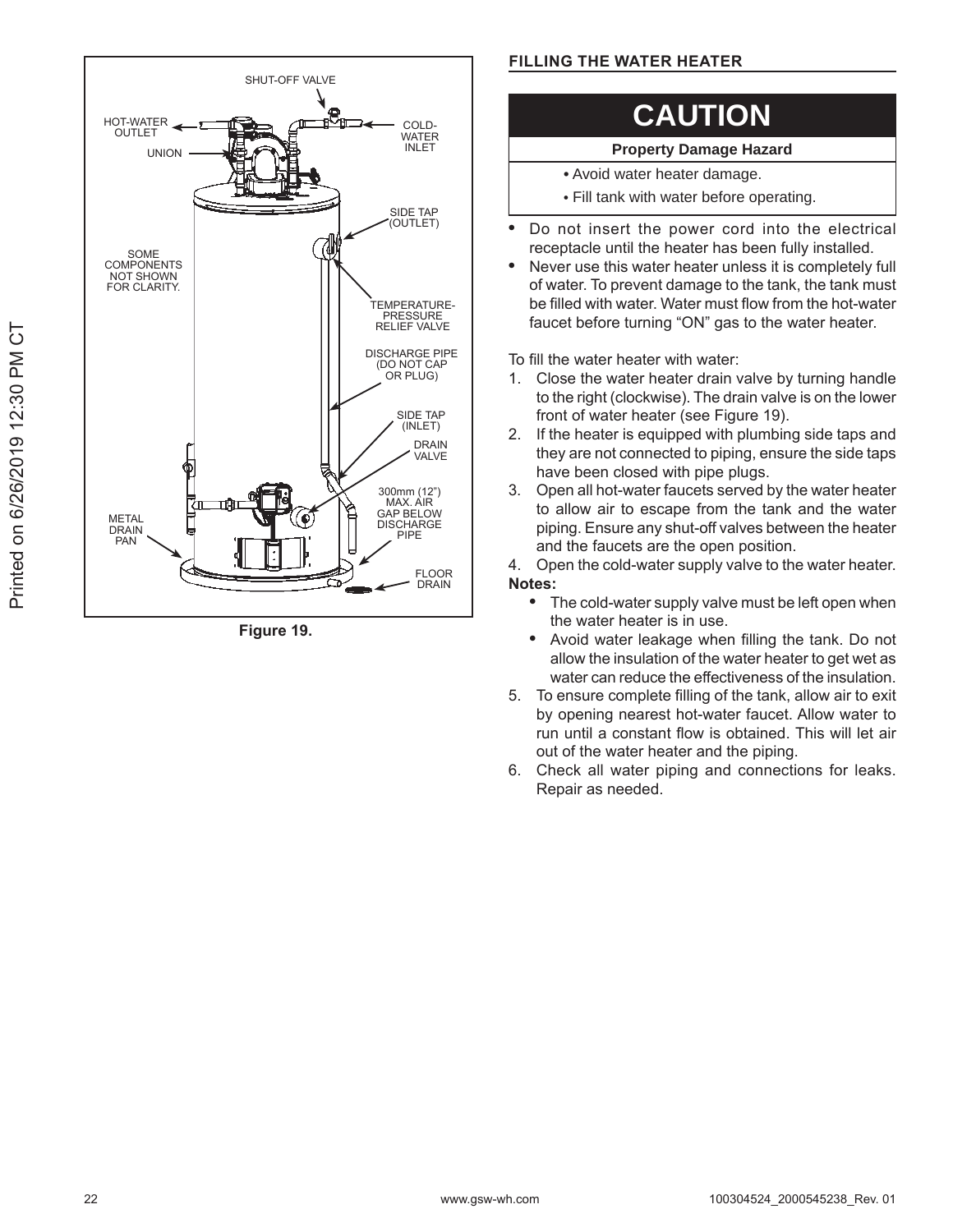Figure 19.

## FILLING THE WATER HEATER

**CAUTION**

**Property Damage Hazard**

- Avoid water heater damage.
- Fill tank with water before operating.

- Do not insert the power cord into the electrical receptacle until the heater has been fully installed.
- Never use this water heater unless it is completely full of water. To prevent damage to the tank, the tank must be filled with water. Water must flow from the hot-water faucet before turning "ON" gas to the water heater.

To fill the water heater with water:

1. Close the water heater drain valve by turning handle to the right (clockwise). The drain valve is on the lower front of water heater (see Figure 19).
2. If the heater is equipped with plumbing side taps and they are not connected to piping, ensure the side taps have been closed with pipe plugs.
3. Open all hot-water faucets served by the water heater to allow air to escape from the tank and the water piping. Ensure any shut-off valves between the heater and the faucets are the open position.
4. Open the cold-water supply valve to the water heater.

**Notes:**

- The cold-water supply valve must be left open when the water heater is in use.
- Avoid water leakage when filling the tank. Do not allow the insulation of the water heater to get wet as water can reduce the effectiveness of the insulation.

5. To ensure complete filling of the tank, allow air to exit by opening nearest hot-water faucet. Allow water to run until a constant flow is obtained. This will let air out of the water heater and the piping.
6. Check all water piping and connections for leaks. Repair as needed.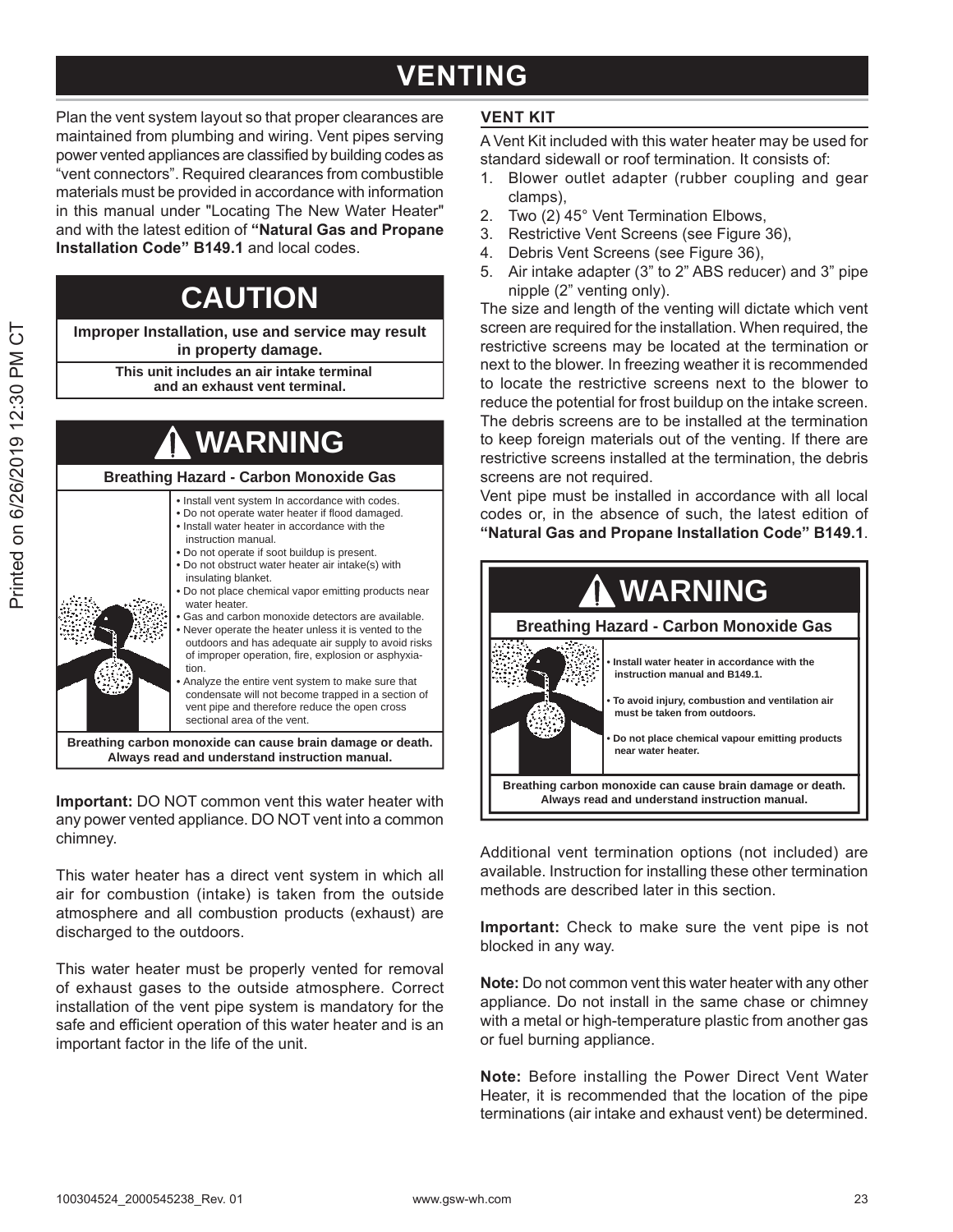# VENTING

Plan the vent system layout so that proper clearances are maintained from plumbing and wiring. Vent pipes serving power vented appliances are classified by building codes as "vent connectors". Required clearances from combustible materials must be provided in accordance with information in this manual under "Locating The New Water Heater" and with the latest edition of **"Natural Gas and Propane Installation Code" B149.1** and local codes.

## CAUTION

**Improper Installation, use and service may result in property damage.**

**This unit includes an air intake terminal and an exhaust vent terminal.**

## WARNING

**Breathing Hazard - Carbon Monoxide Gas**

- Install vent system In accordance with codes.
- Do not operate water heater if flood damaged.
- Install water heater in accordance with the instruction manual.
- Do not operate if soot buildup is present.
- Do not obstruct water heater air intake(s) with insulating blanket.
- Do not place chemical vapor emitting products near water heater.
- Gas and carbon monoxide detectors are available.
- Never operate the heater unless it is vented to the outdoors and has adequate air supply to avoid risks of improper operation, fire, explosion or asphyxiation.
- Analyze the entire vent system to make sure that condensate will not become trapped in a section of vent pipe and therefore reduce the open cross sectional area of the vent.

**Breathing carbon monoxide can cause brain damage or death. Always read and understand instruction manual.**

**Important:** DO NOT common vent this water heater with any power vented appliance. DO NOT vent into a common chimney.

This water heater has a direct vent system in which all air for combustion (intake) is taken from the outside atmosphere and all combustion products (exhaust) are discharged to the outdoors.

This water heater must be properly vented for removal of exhaust gases to the outside atmosphere. Correct installation of the vent pipe system is mandatory for the safe and efficient operation of this water heater and is an important factor in the life of the unit.

### VENT KIT

A Vent Kit included with this water heater may be used for standard sidewall or roof termination. It consists of:

1. Blower outlet adapter (rubber coupling and gear clamps),
2. Two (2) 45° Vent Termination Elbows,
3. Restrictive Vent Screens (see Figure 36),
4. Debris Vent Screens (see Figure 36),
5. Air intake adapter (3" to 2" ABS reducer) and 3" pipe nipple (2" venting only).

The size and length of the venting will dictate which vent screen are required for the installation. When required, the restrictive screens may be located at the termination or next to the blower. In freezing weather it is recommended to locate the restrictive screens next to the blower to reduce the potential for frost buildup on the intake screen. The debris screens are to be installed at the termination to keep foreign materials out of the venting. If there are restrictive screens installed at the termination, the debris screens are not required.

Vent pipe must be installed in accordance with all local codes or, in the absence of such, the latest edition of **"Natural Gas and Propane Installation Code" B149.1**.

## WARNING

**Breathing Hazard - Carbon Monoxide Gas**

- **Install water heater in accordance with the instruction manual and B149.1.**
- **To avoid injury, combustion and ventilation air must be taken from outdoors.**
- **Do not place chemical vapour emitting products near water heater.**

**Breathing carbon monoxide can cause brain damage or death. Always read and understand instruction manual.**

Additional vent termination options (not included) are available. Instruction for installing these other termination methods are described later in this section.

**Important:** Check to make sure the vent pipe is not blocked in any way.

**Note:** Do not common vent this water heater with any other appliance. Do not install in the same chase or chimney with a metal or high-temperature plastic from another gas or fuel burning appliance.

**Note:** Before installing the Power Direct Vent Water Heater, it is recommended that the location of the pipe terminations (air intake and exhaust vent) be determined.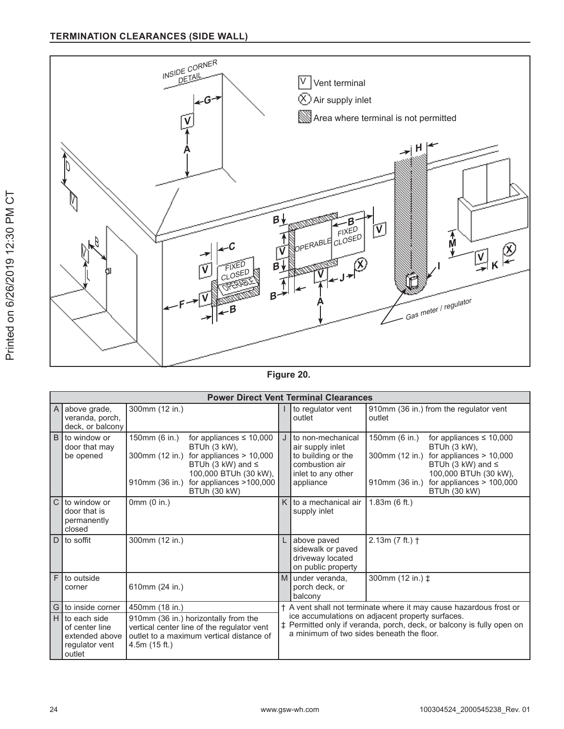## TERMINATION CLEARANCES (SIDE WALL)

Figure 20.

| | Power Direct Vent Terminal Clearances | | | | | |
|---|---|---|---|---|---|---|
| A | above grade, veranda, porch, deck, or balcony | 300mm (12 in.) | | I | to regulator vent outlet | 910mm (36 in.) from the regulator vent outlet |
| B | to window or door that may be opened | 150mm (6 in.) for appliances ≤ 10,000 BTUh (3 kW), 300mm (12 in.) for appliances > 10,000 BTUh (3 kW) and ≤ 100,000 BTUh (30 kW), 910mm (36 in.) for appliances >100,000 BTUh (30 kW) | | J | to non-mechanical air supply inlet to building or the combustion air inlet to any other appliance | 150mm (6 in.) for appliances ≤ 10,000 BTUh (3 kW), 300mm (12 in.) for appliances > 10,000 BTUh (3 kW) and ≤ 100,000 BTUh (30 kW), 910mm (36 in.) for appliances > 100,000 BTUh (30 kW) |
| C | to window or door that is permanently closed | 0mm (0 in.) | | K | to a mechanical air supply inlet | 1.83m (6 ft.) |
| D | to soffit | 300mm (12 in.) | | L | above paved sidewalk or paved driveway located on public property | 2.13m (7 ft.) † |
| F | to outside corner | 610mm (24 in.) | | M | under veranda, porch deck, or balcony | 300mm (12 in.) ‡ |
| G | to inside corner | 450mm (18 in.) | | | † A vent shall not terminate where it may cause hazardous frost or ice accumulations on adjacent property surfaces. ‡ Permitted only if veranda, porch, deck, or balcony is fully open on a minimum of two sides beneath the floor. | |
| H | to each side of center line extended above regulator vent outlet | 910mm (36 in.) horizontally from the vertical center line of the regulator vent outlet to a maximum vertical distance of 4.5m (15 ft.) | | | | |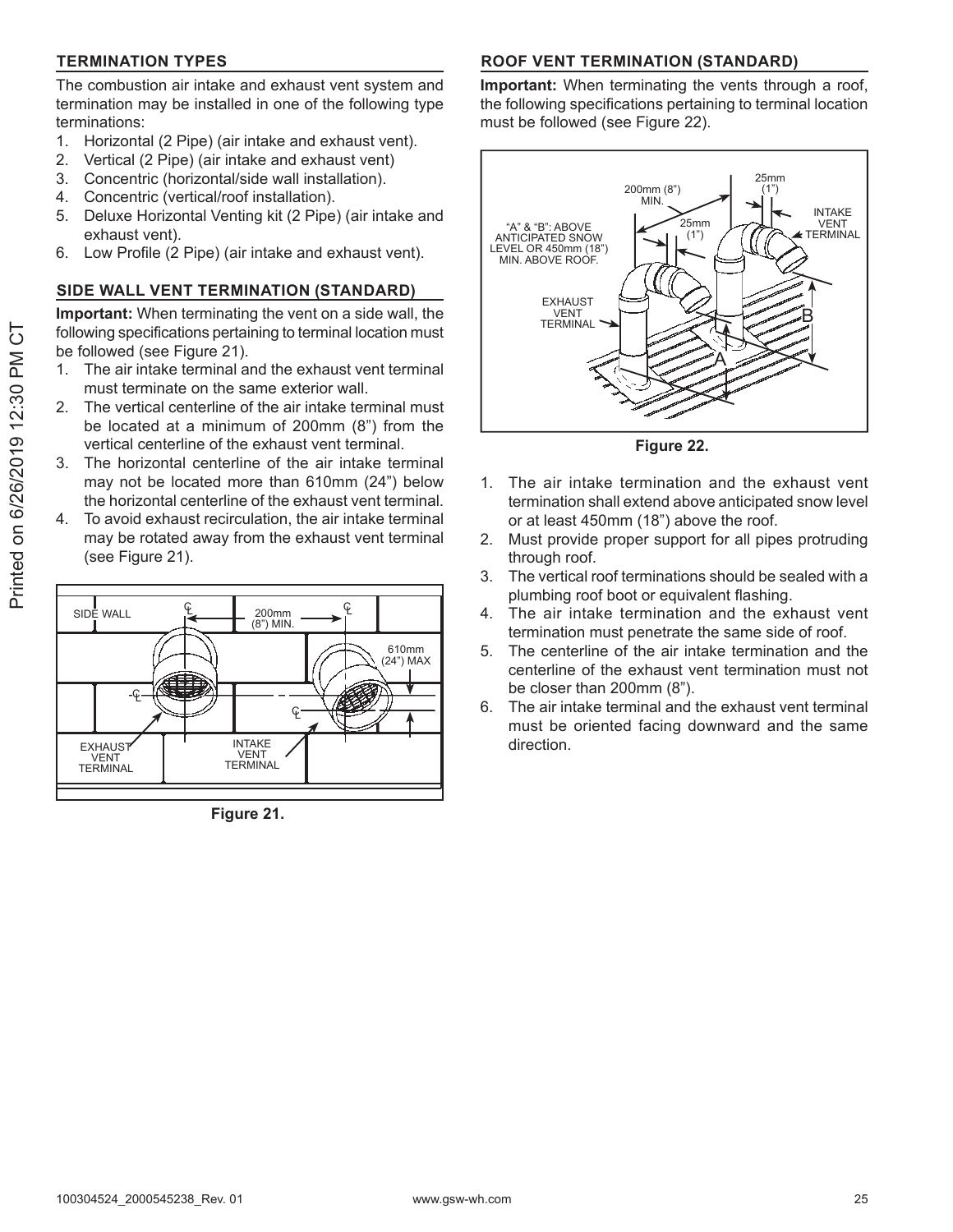## TERMINATION TYPES

The combustion air intake and exhaust vent system and termination may be installed in one of the following type terminations:

1. Horizontal (2 Pipe) (air intake and exhaust vent).
2. Vertical (2 Pipe) (air intake and exhaust vent)
3. Concentric (horizontal/side wall installation).
4. Concentric (vertical/roof installation).
5. Deluxe Horizontal Venting kit (2 Pipe) (air intake and exhaust vent).
6. Low Profile (2 Pipe) (air intake and exhaust vent).

## SIDE WALL VENT TERMINATION (STANDARD)

**Important:** When terminating the vent on a side wall, the following specifications pertaining to terminal location must be followed (see Figure 21).

1. The air intake terminal and the exhaust vent terminal must terminate on the same exterior wall.
2. The vertical centerline of the air intake terminal must be located at a minimum of 200mm (8") from the vertical centerline of the exhaust vent terminal.
3. The horizontal centerline of the air intake terminal may not be located more than 610mm (24") below the horizontal centerline of the exhaust vent terminal.
4. To avoid exhaust recirculation, the air intake terminal may be rotated away from the exhaust vent terminal (see Figure 21).

**Figure 21.**

## ROOF VENT TERMINATION (STANDARD)

**Important:** When terminating the vents through a roof, the following specifications pertaining to terminal location must be followed (see Figure 22).

**Figure 22.**

1. The air intake termination and the exhaust vent termination shall extend above anticipated snow level or at least 450mm (18") above the roof.
2. Must provide proper support for all pipes protruding through roof.
3. The vertical roof terminations should be sealed with a plumbing roof boot or equivalent flashing.
4. The air intake termination and the exhaust vent termination must penetrate the same side of roof.
5. The centerline of the air intake termination and the centerline of the exhaust vent termination must not be closer than 200mm (8").
6. The air intake terminal and the exhaust vent terminal must be oriented facing downward and the same direction.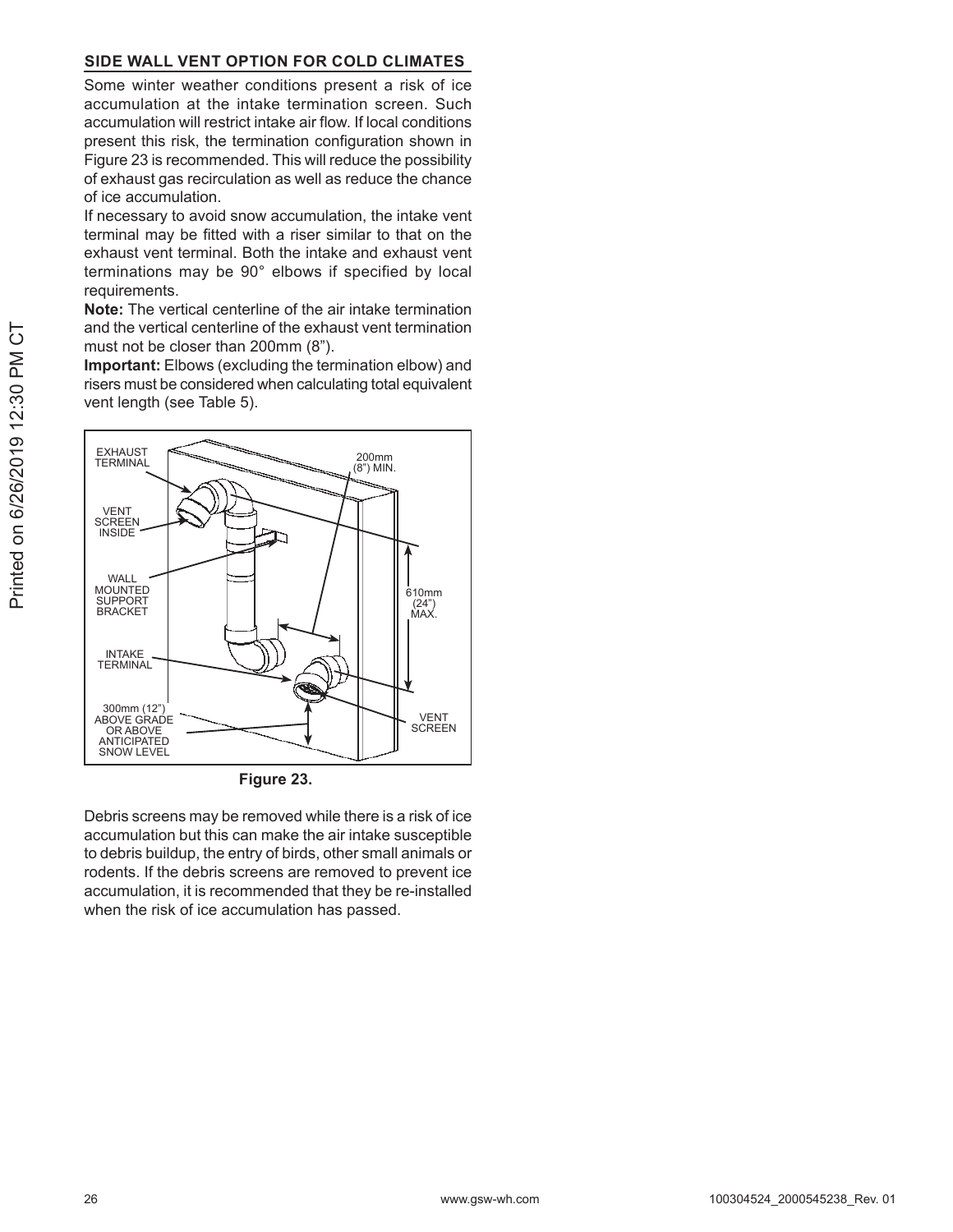## SIDE WALL VENT OPTION FOR COLD CLIMATES

Some winter weather conditions present a risk of ice accumulation at the intake termination screen. Such accumulation will restrict intake air flow. If local conditions present this risk, the termination configuration shown in Figure 23 is recommended. This will reduce the possibility of exhaust gas recirculation as well as reduce the chance of ice accumulation.

If necessary to avoid snow accumulation, the intake vent terminal may be fitted with a riser similar to that on the exhaust vent terminal. Both the intake and exhaust vent terminations may be 90° elbows if specified by local requirements.

**Note:** The vertical centerline of the air intake termination and the vertical centerline of the exhaust vent termination must not be closer than 200mm (8").

**Important:** Elbows (excluding the termination elbow) and risers must be considered when calculating total equivalent vent length (see Table 5).

EXHAUST TERMINAL

VENT SCREEN INSIDE

WALL MOUNTED SUPPORT BRACKET

INTAKE TERMINAL

300mm (12") ABOVE GRADE OR ABOVE ANTICIPATED SNOW LEVEL

200mm (8") MIN.

610mm (24") MAX.

VENT SCREEN

**Figure 23.**

Debris screens may be removed while there is a risk of ice accumulation but this can make the air intake susceptible to debris buildup, the entry of birds, other small animals or rodents. If the debris screens are removed to prevent ice accumulation, it is recommended that they be re-installed when the risk of ice accumulation has passed.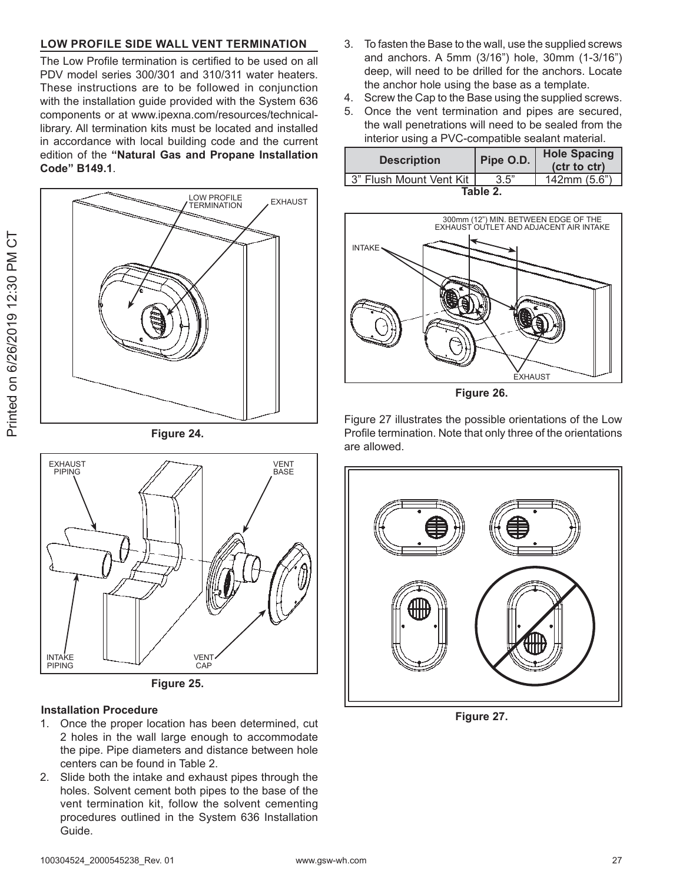## LOW PROFILE SIDE WALL VENT TERMINATION

The Low Profile termination is certified to be used on all PDV model series 300/301 and 310/311 water heaters. These instructions are to be followed in conjunction with the installation guide provided with the System 636 components or at www.ipexna.com/resources/technical-library. All termination kits must be located and installed in accordance with local building code and the current edition of the **"Natural Gas and Propane Installation Code" B149.1**.

Figure 24.

Figure 25.

### Installation Procedure

1. Once the proper location has been determined, cut 2 holes in the wall large enough to accommodate the pipe. Pipe diameters and distance between hole centers can be found in Table 2.
2. Slide both the intake and exhaust pipes through the holes. Solvent cement both pipes to the base of the vent termination kit, follow the solvent cementing procedures outlined in the System 636 Installation Guide.
3. To fasten the Base to the wall, use the supplied screws and anchors. A 5mm (3/16") hole, 30mm (1-3/16") deep, will need to be drilled for the anchors. Locate the anchor hole using the base as a template.
4. Screw the Cap to the Base using the supplied screws.
5. Once the vent termination and pipes are secured, the wall penetrations will need to be sealed from the interior using a PVC-compatible sealant material.

| Description | Pipe O.D. | Hole Spacing (ctr to ctr) |
|---|---|---|
| 3" Flush Mount Vent Kit | 3.5" | 142mm (5.6") |

**Table 2.**

Figure 26.

Figure 27 illustrates the possible orientations of the Low Profile termination. Note that only three of the orientations are allowed.

Figure 27.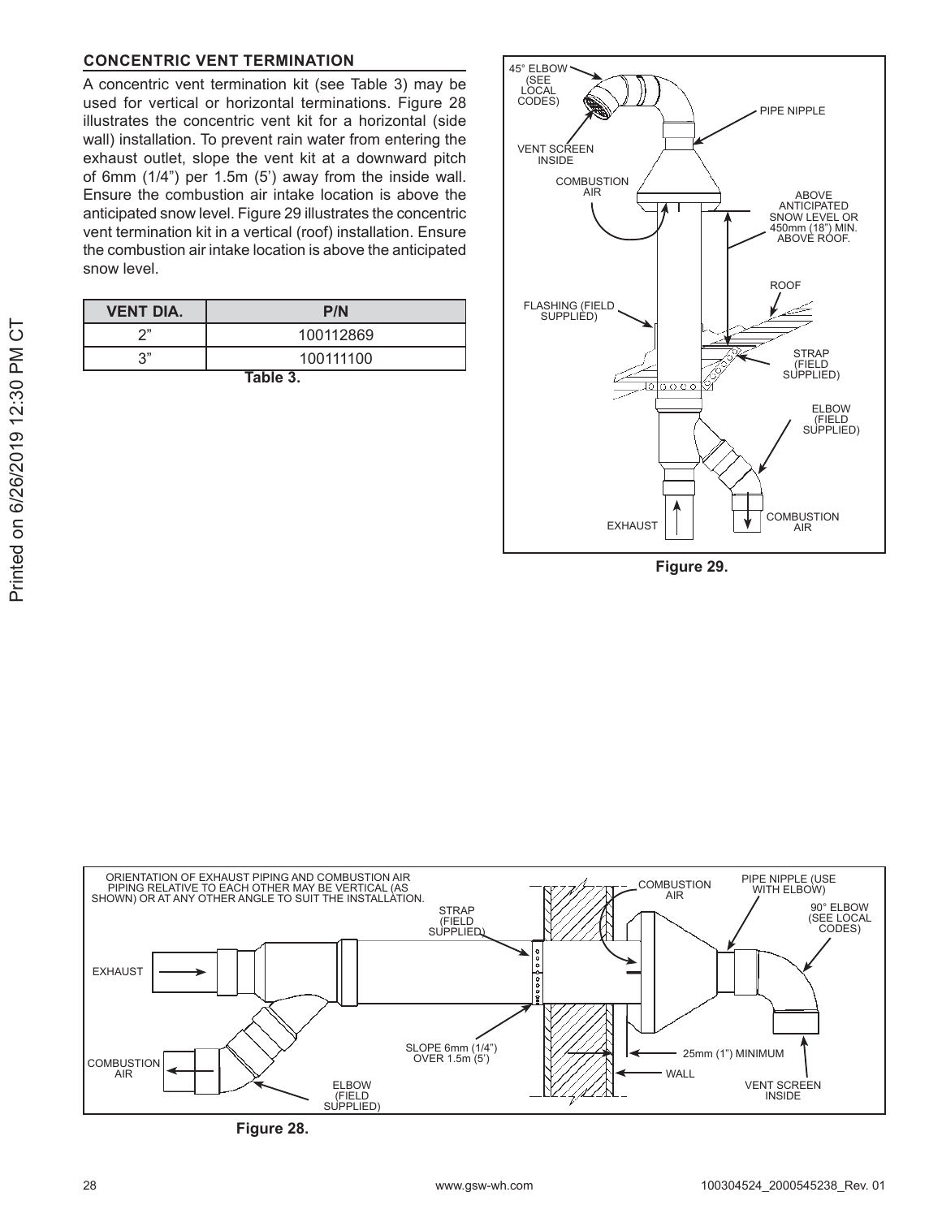## CONCENTRIC VENT TERMINATION

A concentric vent termination kit (see Table 3) may be used for vertical or horizontal terminations. Figure 28 illustrates the concentric vent kit for a horizontal (side wall) installation. To prevent rain water from entering the exhaust outlet, slope the vent kit at a downward pitch of 6mm (1/4") per 1.5m (5') away from the inside wall. Ensure the combustion air intake location is above the anticipated snow level. Figure 29 illustrates the concentric vent termination kit in a vertical (roof) installation. Ensure the combustion air intake location is above the anticipated snow level.

| VENT DIA. | P/N |
|---|---|
| 2" | 100112869 |
| 3" | 100111100 |

Table 3.

45° ELBOW (SEE LOCAL CODES)
PIPE NIPPLE
VENT SCREEN INSIDE
COMBUSTION AIR
ABOVE ANTICIPATED SNOW LEVEL OR 450mm (18") MIN. ABOVE ROOF.
ROOF
FLASHING (FIELD SUPPLIED)
STRAP (FIELD SUPPLIED)
ELBOW (FIELD SUPPLIED)
EXHAUST
COMBUSTION AIR

Figure 29.

ORIENTATION OF EXHAUST PIPING AND COMBUSTION AIR PIPING RELATIVE TO EACH OTHER MAY BE VERTICAL (AS SHOWN) OR AT ANY OTHER ANGLE TO SUIT THE INSTALLATION.
STRAP (FIELD SUPPLIED)
COMBUSTION AIR
PIPE NIPPLE (USE WITH ELBOW)
90° ELBOW (SEE LOCAL CODES)
EXHAUST
SLOPE 6mm (1/4") OVER 1.5m (5')
25mm (1") MINIMUM
WALL
COMBUSTION AIR
ELBOW (FIELD SUPPLIED)
VENT SCREEN INSIDE

Figure 28.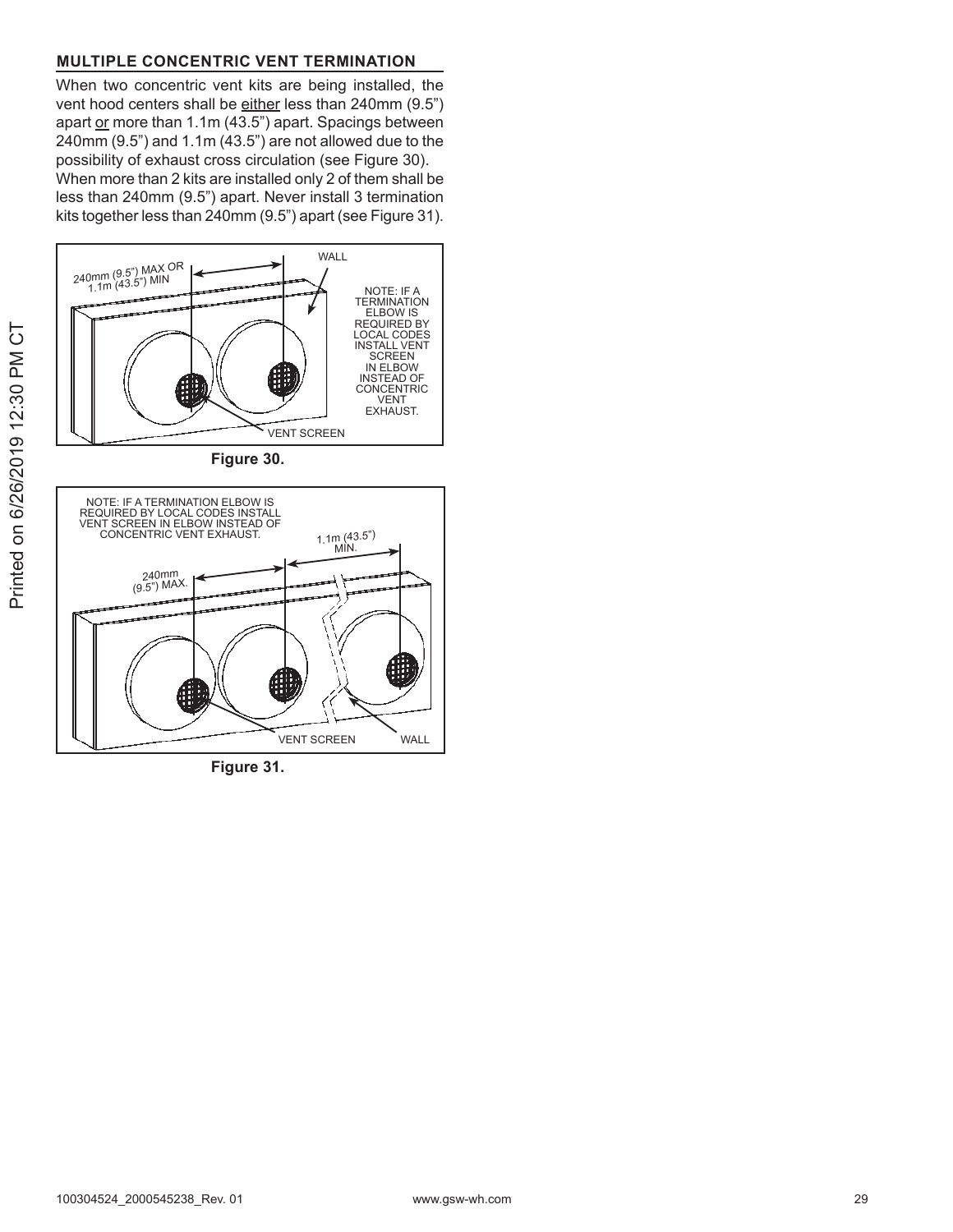## MULTIPLE CONCENTRIC VENT TERMINATION

When two concentric vent kits are being installed, the vent hood centers shall be either less than 240mm (9.5") apart or more than 1.1m (43.5") apart. Spacings between 240mm (9.5") and 1.1m (43.5") are not allowed due to the possibility of exhaust cross circulation (see Figure 30).

When more than 2 kits are installed only 2 of them shall be less than 240mm (9.5") apart. Never install 3 termination kits together less than 240mm (9.5") apart (see Figure 31).

240mm (9.5") MAX OR 1.1m (43.5") MIN

WALL

NOTE: IF A TERMINATION ELBOW IS REQUIRED BY LOCAL CODES INSTALL VENT SCREEN IN ELBOW INSTEAD OF CONCENTRIC VENT EXHAUST.

VENT SCREEN

**Figure 30.**

NOTE: IF A TERMINATION ELBOW IS REQUIRED BY LOCAL CODES INSTALL VENT SCREEN IN ELBOW INSTEAD OF CONCENTRIC VENT EXHAUST.

240mm (9.5") MAX.

1.1m (43.5") MIN.

VENT SCREEN

WALL

**Figure 31.**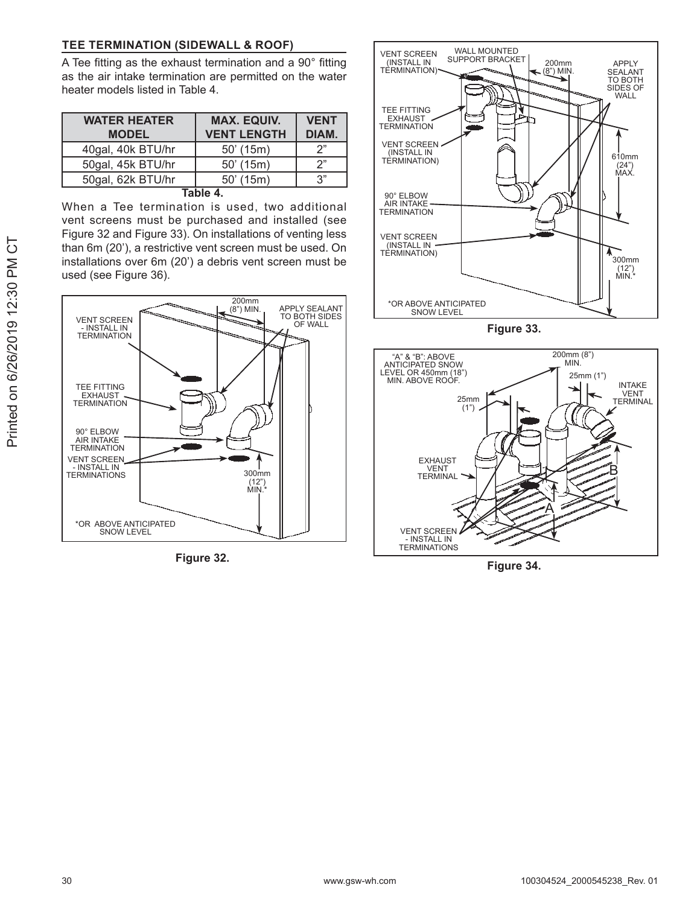## TEE TERMINATION (SIDEWALL & ROOF)

A Tee fitting as the exhaust termination and a 90° fitting as the air intake termination are permitted on the water heater models listed in Table 4.

| WATER HEATER MODEL | MAX. EQUIV. VENT LENGTH | VENT DIAM. |
|---|---|---|
| 40gal, 40k BTU/hr | 50' (15m) | 2" |
| 50gal, 45k BTU/hr | 50' (15m) | 2" |
| 50gal, 62k BTU/hr | 50' (15m) | 3" |

**Table 4.**

When a Tee termination is used, two additional vent screens must be purchased and installed (see Figure 32 and Figure 33). On installations of venting less than 6m (20'), a restrictive vent screen must be used. On installations over 6m (20') a debris vent screen must be used (see Figure 36).

VENT SCREEN - INSTALL IN TERMINATION
TEE FITTING EXHAUST TERMINATION
90° ELBOW AIR INTAKE TERMINATION
VENT SCREEN - INSTALL IN TERMINATIONS
200mm (8") MIN.
APPLY SEALANT TO BOTH SIDES OF WALL
300mm (12") MIN.*
*OR ABOVE ANTICIPATED SNOW LEVEL

**Figure 32.**

VENT SCREEN (INSTALL IN TERMINATION)
WALL MOUNTED SUPPORT BRACKET
200mm (8") MIN.
APPLY SEALANT TO BOTH SIDES OF WALL
TEE FITTING EXHAUST TERMINATION
VENT SCREEN (INSTALL IN TERMINATION)
610mm (24") MAX.
90° ELBOW AIR INTAKE TERMINATION
VENT SCREEN (INSTALL IN TERMINATION)
300mm (12") MIN.*
*OR ABOVE ANTICIPATED SNOW LEVEL

**Figure 33.**

"A" & "B": ABOVE ANTICIPATED SNOW LEVEL OR 450mm (18") MIN. ABOVE ROOF.
200mm (8") MIN.
25mm (1")
25mm (1")
INTAKE VENT TERMINAL
EXHAUST VENT TERMINAL
VENT SCREEN - INSTALL IN TERMINATIONS
A
B

**Figure 34.**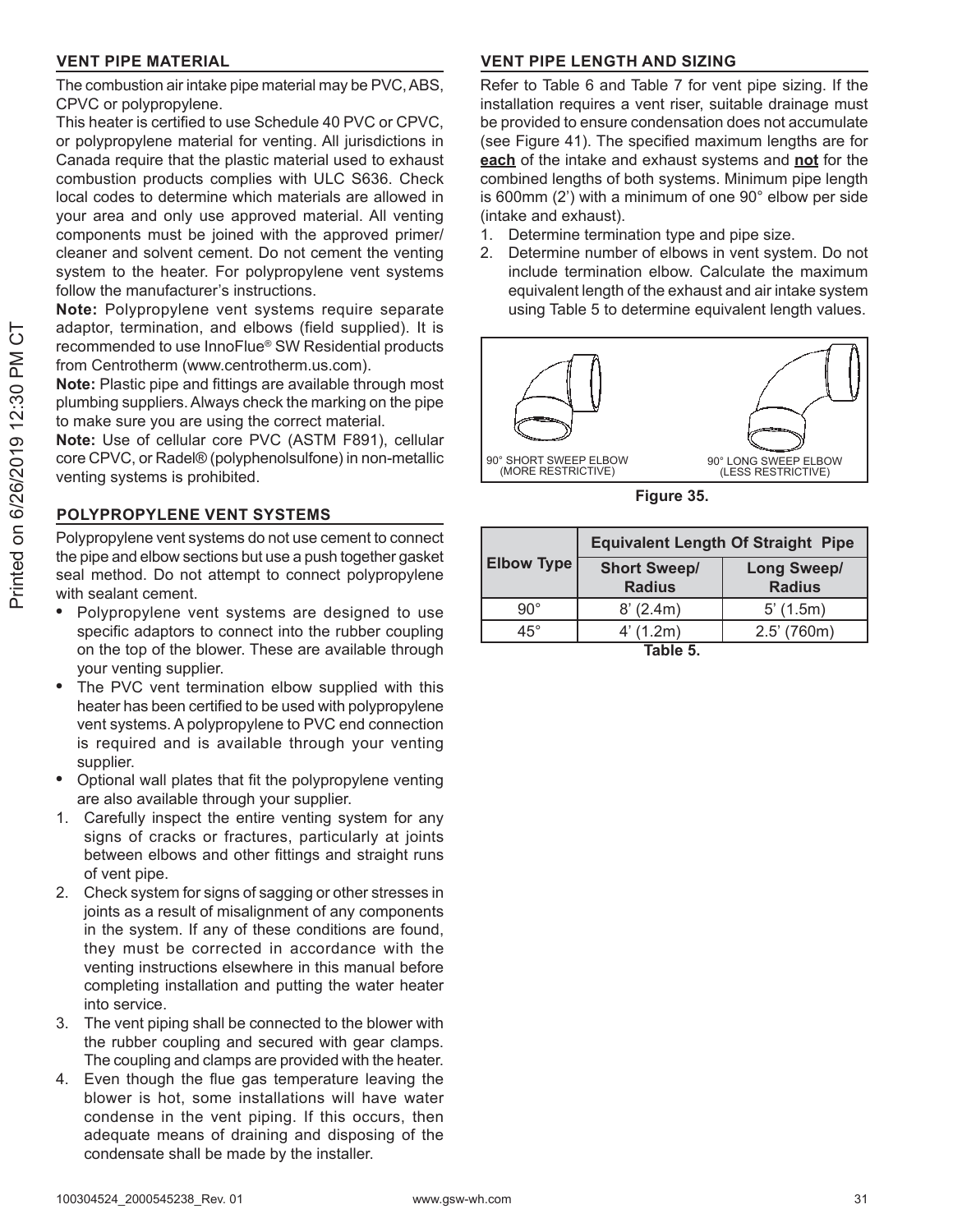## VENT PIPE MATERIAL

The combustion air intake pipe material may be PVC, ABS, CPVC or polypropylene.

This heater is certified to use Schedule 40 PVC or CPVC, or polypropylene material for venting. All jurisdictions in Canada require that the plastic material used to exhaust combustion products complies with ULC S636. Check local codes to determine which materials are allowed in your area and only use approved material. All venting components must be joined with the approved primer/cleaner and solvent cement. Do not cement the venting system to the heater. For polypropylene vent systems follow the manufacturer's instructions.

**Note:** Polypropylene vent systems require separate adaptor, termination, and elbows (field supplied). It is recommended to use InnoFlue® SW Residential products from Centrotherm (www.centrotherm.us.com).

**Note:** Plastic pipe and fittings are available through most plumbing suppliers. Always check the marking on the pipe to make sure you are using the correct material.

**Note:** Use of cellular core PVC (ASTM F891), cellular core CPVC, or Radel® (polyphenolsulfone) in non-metallic venting systems is prohibited.

## POLYPROPYLENE VENT SYSTEMS

Polypropylene vent systems do not use cement to connect the pipe and elbow sections but use a push together gasket seal method. Do not attempt to connect polypropylene with sealant cement.

- Polypropylene vent systems are designed to use specific adaptors to connect into the rubber coupling on the top of the blower. These are available through your venting supplier.
- The PVC vent termination elbow supplied with this heater has been certified to be used with polypropylene vent systems. A polypropylene to PVC end connection is required and is available through your venting supplier.
- Optional wall plates that fit the polypropylene venting are also available through your supplier.

1. Carefully inspect the entire venting system for any signs of cracks or fractures, particularly at joints between elbows and other fittings and straight runs of vent pipe.
2. Check system for signs of sagging or other stresses in joints as a result of misalignment of any components in the system. If any of these conditions are found, they must be corrected in accordance with the venting instructions elsewhere in this manual before completing installation and putting the water heater into service.
3. The vent piping shall be connected to the blower with the rubber coupling and secured with gear clamps. The coupling and clamps are provided with the heater.
4. Even though the flue gas temperature leaving the blower is hot, some installations will have water condense in the vent piping. If this occurs, then adequate means of draining and disposing of the condensate shall be made by the installer.

## VENT PIPE LENGTH AND SIZING

Refer to Table 6 and Table 7 for vent pipe sizing. If the installation requires a vent riser, suitable drainage must be provided to ensure condensation does not accumulate (see Figure 41). The specified maximum lengths are for **each** of the intake and exhaust systems and **not** for the combined lengths of both systems. Minimum pipe length is 600mm (2') with a minimum of one 90° elbow per side (intake and exhaust).

1. Determine termination type and pipe size.
2. Determine number of elbows in vent system. Do not include termination elbow. Calculate the maximum equivalent length of the exhaust and air intake system using Table 5 to determine equivalent length values.

90° SHORT SWEEP ELBOW (MORE RESTRICTIVE)

90° LONG SWEEP ELBOW (LESS RESTRICTIVE)

**Figure 35.**

| Elbow Type | Equivalent Length Of Straight Pipe | |
|---|---|---|
| | **Short Sweep/ Radius** | **Long Sweep/ Radius** |
| 90° | 8' (2.4m) | 5' (1.5m) |
| 45° | 4' (1.2m) | 2.5' (760m) |

**Table 5.**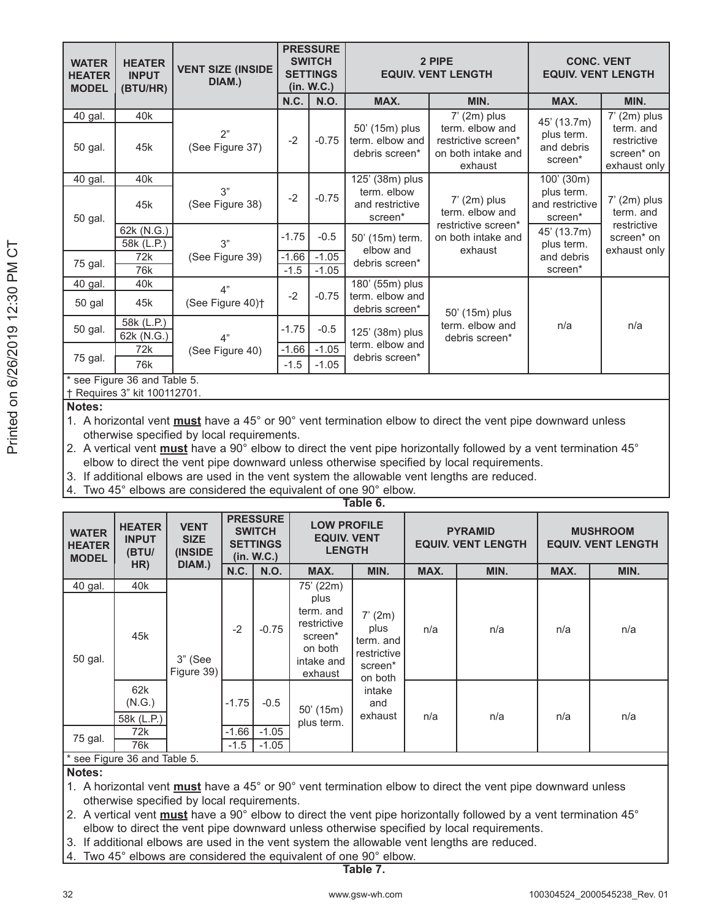| WATER HEATER MODEL | HEATER INPUT (BTU/HR) | VENT SIZE (INSIDE DIAM.) | PRESSURE SWITCH SETTINGS (in. W.C.) | | 2 PIPE EQUIV. VENT LENGTH | | CONC. VENT EQUIV. VENT LENGTH | |
|---|---|---|---|---|---|---|---|---|
| | | | N.C. | N.O. | MAX. | MIN. | MAX. | MIN. |
| 40 gal. | 40k | 2" (See Figure 37) | -2 | -0.75 | 50' (15m) plus term. elbow and debris screen* | 7' (2m) plus term. elbow and restrictive screen* on both intake and exhaust | 45' (13.7m) plus term. and debris screen* | 7' (2m) plus term. and restrictive screen* on exhaust only |
| 50 gal. | 45k | | | | | | | |
| 40 gal. | 40k | 3" (See Figure 38) | -2 | -0.75 | 125' (38m) plus term. elbow and restrictive screen* | 7' (2m) plus term. elbow and restrictive screen* on both intake and exhaust | 100' (30m) plus term. and restrictive screen* | 7' (2m) plus term. and restrictive screen* on exhaust only |
| 50 gal. | 45k | | | | | | | |
| 50 gal. | 62k (N.G.) | 3" (See Figure 39) | -1.75 | -0.5 | 50' (15m) term. elbow and debris screen* | | 45' (13.7m) plus term. and debris screen* | |
| | 58k (L.P.) | | | | | | | |
| 75 gal. | 72k | | -1.66 | -1.05 | | | | |
| | 76k | | -1.5 | -1.05 | | | | |
| 40 gal. | 40k | 4" (See Figure 40)† | -2 | -0.75 | 180' (55m) plus term. elbow and debris screen* | 50' (15m) plus term. elbow and debris screen* | n/a | n/a |
| 50 gal | 45k | | | | | | | |
| 50 gal. | 58k (L.P.) | 4" (See Figure 40) | -1.75 | -0.5 | 125' (38m) plus term. elbow and debris screen* | | | |
| | 62k (N.G.) | | | | | | | |
| 75 gal. | 72k | | -1.66 | -1.05 | | | | |
| | 76k | | -1.5 | -1.05 | | | | |

* see Figure 36 and Table 5.

† Requires 3" kit 100112701.

**Notes:**

1. A horizontal vent **must** have a 45° or 90° vent termination elbow to direct the vent pipe downward unless otherwise specified by local requirements.
2. A vertical vent **must** have a 90° elbow to direct the vent pipe horizontally followed by a vent termination 45° elbow to direct the vent pipe downward unless otherwise specified by local requirements.
3. If additional elbows are used in the vent system the allowable vent lengths are reduced.
4. Two 45° elbows are considered the equivalent of one 90° elbow.

**Table 6.**

| WATER HEATER MODEL | HEATER INPUT (BTU/HR) | VENT SIZE (INSIDE DIAM.) | PRESSURE SWITCH SETTINGS (in. W.C.) | | LOW PROFILE EQUIV. VENT LENGTH | | PYRAMID EQUIV. VENT LENGTH | | MUSHROOM EQUIV. VENT LENGTH | |
|---|---|---|---|---|---|---|---|---|---|---|
| | | | N.C. | N.O. | MAX. | MIN. | MAX. | MIN. | MAX. | MIN. |
| 40 gal. | 40k | 3" (See Figure 39) | -2 | -0.75 | 75' (22m) plus term. and restrictive screen* on both intake and exhaust | 7' (2m) plus term. and restrictive screen* on both intake and exhaust | n/a | n/a | n/a | n/a |
| 50 gal. | 45k | | | | | | | | | |
| | 62k (N.G.) | | -1.75 | -0.5 | 50' (15m) plus term. | | n/a | n/a | n/a | n/a |
| | 58k (L.P.) | | | | | | | | | |
| 75 gal. | 72k | | -1.66 | -1.05 | | | | | | |
| | 76k | | -1.5 | -1.05 | | | | | | |

* see Figure 36 and Table 5.

**Notes:**

1. A horizontal vent **must** have a 45° or 90° vent termination elbow to direct the vent pipe downward unless otherwise specified by local requirements.
2. A vertical vent **must** have a 90° elbow to direct the vent pipe horizontally followed by a vent termination 45° elbow to direct the vent pipe downward unless otherwise specified by local requirements.
3. If additional elbows are used in the vent system the allowable vent lengths are reduced.
4. Two 45° elbows are considered the equivalent of one 90° elbow.

**Table 7.**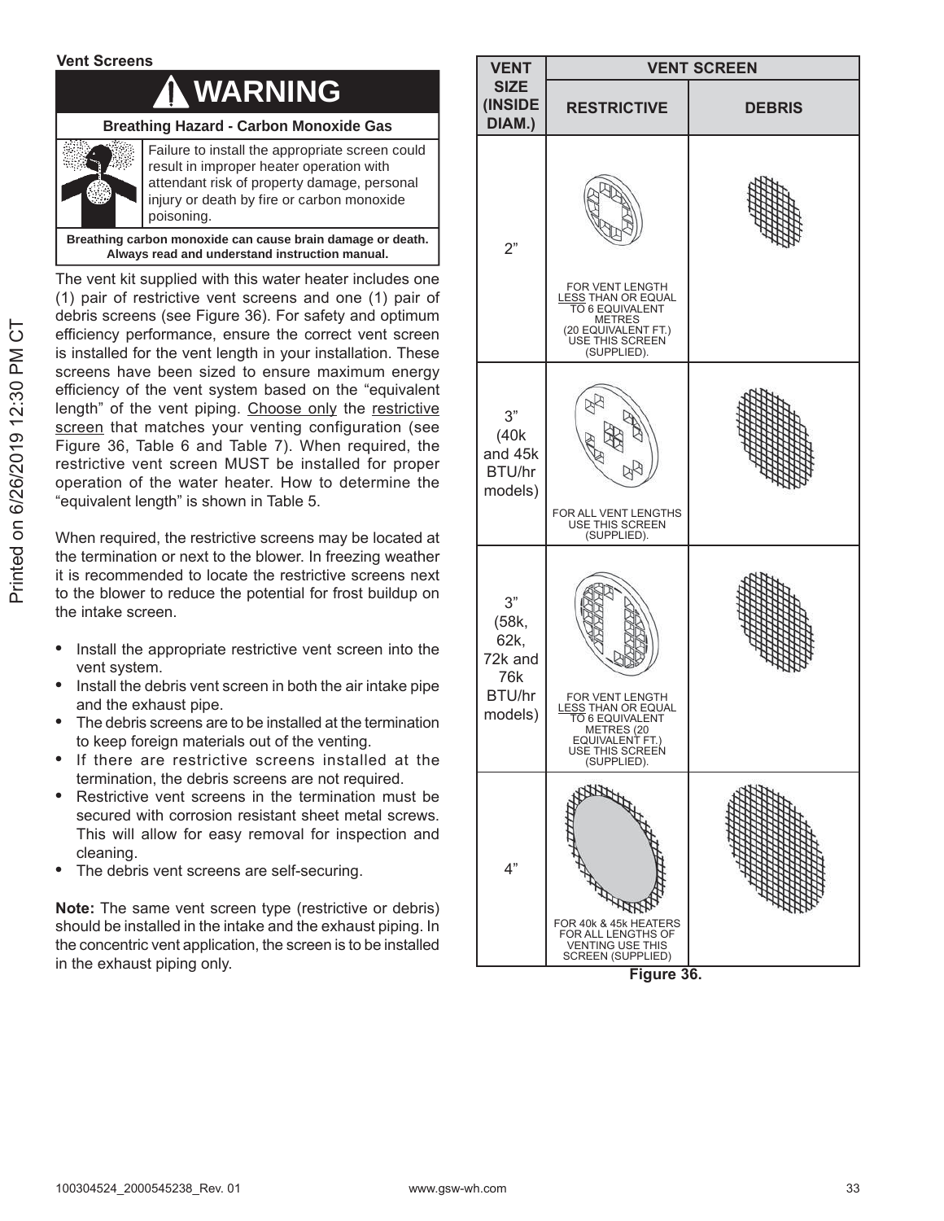### Vent Screens

**⚠ WARNING**

**Breathing Hazard - Carbon Monoxide Gas**

Failure to install the appropriate screen could result in improper heater operation with attendant risk of property damage, personal injury or death by fire or carbon monoxide poisoning.

**Breathing carbon monoxide can cause brain damage or death. Always read and understand instruction manual.**

The vent kit supplied with this water heater includes one (1) pair of restrictive vent screens and one (1) pair of debris screens (see Figure 36). For safety and optimum efficiency performance, ensure the correct vent screen is installed for the vent length in your installation. These screens have been sized to ensure maximum energy efficiency of the vent system based on the "equivalent length" of the vent piping. Choose only the restrictive screen that matches your venting configuration (see Figure 36, Table 6 and Table 7). When required, the restrictive vent screen MUST be installed for proper operation of the water heater. How to determine the "equivalent length" is shown in Table 5.

When required, the restrictive screens may be located at the termination or next to the blower. In freezing weather it is recommended to locate the restrictive screens next to the blower to reduce the potential for frost buildup on the intake screen.

- Install the appropriate restrictive vent screen into the vent system.
- Install the debris vent screen in both the air intake pipe and the exhaust pipe.
- The debris screens are to be installed at the termination to keep foreign materials out of the venting.
- If there are restrictive screens installed at the termination, the debris screens are not required.
- Restrictive vent screens in the termination must be secured with corrosion resistant sheet metal screws. This will allow for easy removal for inspection and cleaning.
- The debris vent screens are self-securing.

**Note:** The same vent screen type (restrictive or debris) should be installed in the intake and the exhaust piping. In the concentric vent application, the screen is to be installed in the exhaust piping only.

| VENT SIZE (INSIDE DIAM.) | VENT SCREEN | |
|---|---|---|
| | RESTRICTIVE | DEBRIS |
| 2" | FOR VENT LENGTH LESS THAN OR EQUAL TO 6 EQUIVALENT METRES (20 EQUIVALENT FT.) USE THIS SCREEN (SUPPLIED). | |
| 3" (40k and 45k BTU/hr models) | FOR ALL VENT LENGTHS USE THIS SCREEN (SUPPLIED). | |
| 3" (58k, 62k, 72k and 76k BTU/hr models) | FOR VENT LENGTH LESS THAN OR EQUAL TO 6 EQUIVALENT METRES (20 EQUIVALENT FT.) USE THIS SCREEN (SUPPLIED). | |
| 4" | FOR 40k & 45k HEATERS FOR ALL LENGTHS OF VENTING USE THIS SCREEN (SUPPLIED) | |

**Figure 36.**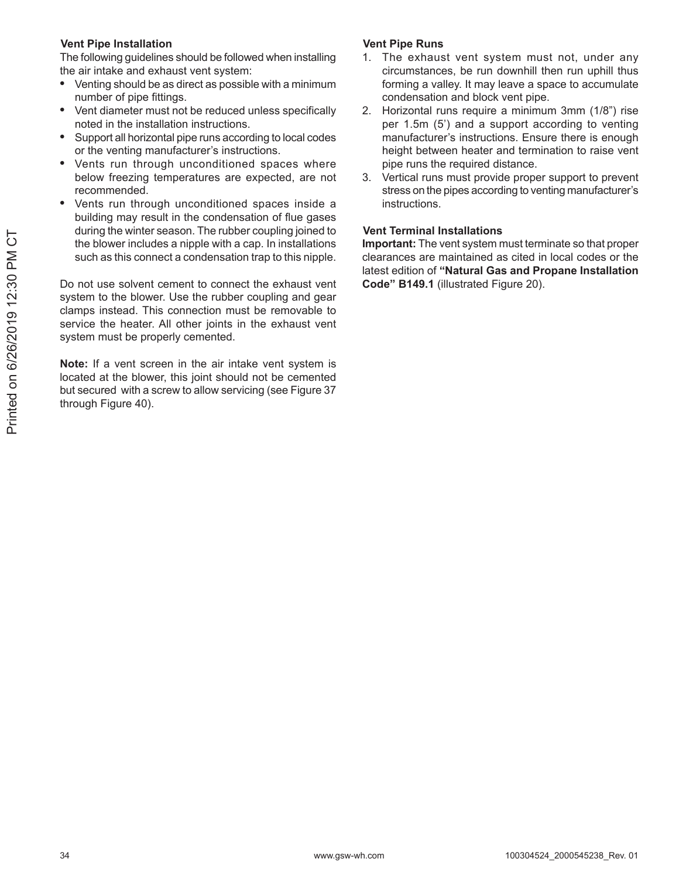### Vent Pipe Installation

The following guidelines should be followed when installing the air intake and exhaust vent system:

- Venting should be as direct as possible with a minimum number of pipe fittings.
- Vent diameter must not be reduced unless specifically noted in the installation instructions.
- Support all horizontal pipe runs according to local codes or the venting manufacturer's instructions.
- Vents run through unconditioned spaces where below freezing temperatures are expected, are not recommended.
- Vents run through unconditioned spaces inside a building may result in the condensation of flue gases during the winter season. The rubber coupling joined to the blower includes a nipple with a cap. In installations such as this connect a condensation trap to this nipple.

Do not use solvent cement to connect the exhaust vent system to the blower. Use the rubber coupling and gear clamps instead. This connection must be removable to service the heater. All other joints in the exhaust vent system must be properly cemented.

**Note:** If a vent screen in the air intake vent system is located at the blower, this joint should not be cemented but secured with a screw to allow servicing (see Figure 37 through Figure 40).

### Vent Pipe Runs

1. The exhaust vent system must not, under any circumstances, be run downhill then run uphill thus forming a valley. It may leave a space to accumulate condensation and block vent pipe.
2. Horizontal runs require a minimum 3mm (1/8") rise per 1.5m (5') and a support according to venting manufacturer's instructions. Ensure there is enough height between heater and termination to raise vent pipe runs the required distance.
3. Vertical runs must provide proper support to prevent stress on the pipes according to venting manufacturer's instructions.

### Vent Terminal Installations

**Important:** The vent system must terminate so that proper clearances are maintained as cited in local codes or the latest edition of **"Natural Gas and Propane Installation Code" B149.1** (illustrated Figure 20).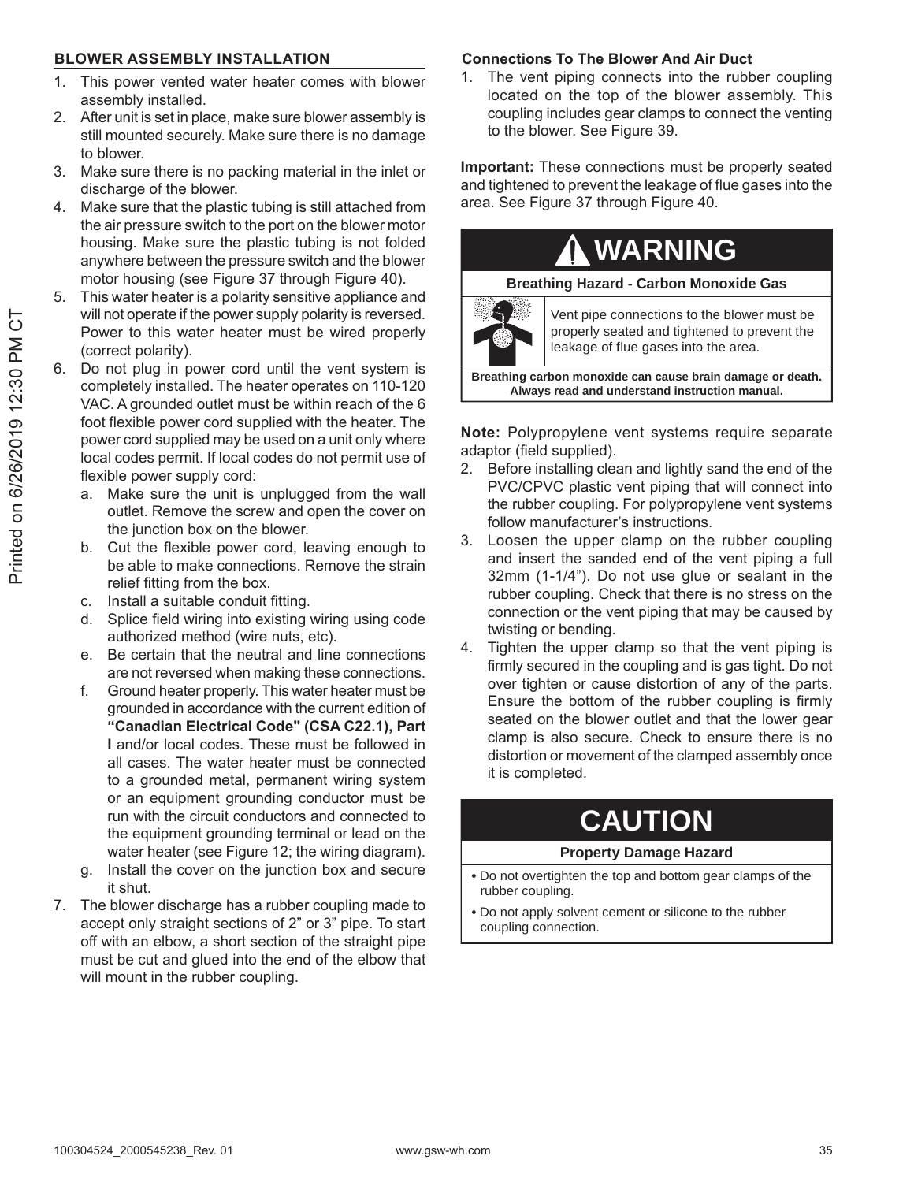## BLOWER ASSEMBLY INSTALLATION

1. This power vented water heater comes with blower assembly installed.
2. After unit is set in place, make sure blower assembly is still mounted securely. Make sure there is no damage to blower.
3. Make sure there is no packing material in the inlet or discharge of the blower.
4. Make sure that the plastic tubing is still attached from the air pressure switch to the port on the blower motor housing. Make sure the plastic tubing is not folded anywhere between the pressure switch and the blower motor housing (see Figure 37 through Figure 40).
5. This water heater is a polarity sensitive appliance and will not operate if the power supply polarity is reversed. Power to this water heater must be wired properly (correct polarity).
6. Do not plug in power cord until the vent system is completely installed. The heater operates on 110-120 VAC. A grounded outlet must be within reach of the 6 foot flexible power cord supplied with the heater. The power cord supplied may be used on a unit only where local codes permit. If local codes do not permit use of flexible power supply cord:
   a. Make sure the unit is unplugged from the wall outlet. Remove the screw and open the cover on the junction box on the blower.
   b. Cut the flexible power cord, leaving enough to be able to make connections. Remove the strain relief fitting from the box.
   c. Install a suitable conduit fitting.
   d. Splice field wiring into existing wiring using code authorized method (wire nuts, etc).
   e. Be certain that the neutral and line connections are not reversed when making these connections.
   f. Ground heater properly. This water heater must be grounded in accordance with the current edition of **"Canadian Electrical Code" (CSA C22.1), Part I** and/or local codes. These must be followed in all cases. The water heater must be connected to a grounded metal, permanent wiring system or an equipment grounding conductor must be run with the circuit conductors and connected to the equipment grounding terminal or lead on the water heater (see Figure 12; the wiring diagram).
   g. Install the cover on the junction box and secure it shut.
7. The blower discharge has a rubber coupling made to accept only straight sections of 2" or 3" pipe. To start off with an elbow, a short section of the straight pipe must be cut and glued into the end of the elbow that will mount in the rubber coupling.

### Connections To The Blower And Air Duct

1. The vent piping connects into the rubber coupling located on the top of the blower assembly. This coupling includes gear clamps to connect the venting to the blower. See Figure 39.

**Important:** These connections must be properly seated and tightened to prevent the leakage of flue gases into the area. See Figure 37 through Figure 40.

**WARNING**

**Breathing Hazard - Carbon Monoxide Gas**

Vent pipe connections to the blower must be properly seated and tightened to prevent the leakage of flue gases into the area.

**Breathing carbon monoxide can cause brain damage or death. Always read and understand instruction manual.**

**Note:** Polypropylene vent systems require separate adaptor (field supplied).

2. Before installing clean and lightly sand the end of the PVC/CPVC plastic vent piping that will connect into the rubber coupling. For polypropylene vent systems follow manufacturer's instructions.
3. Loosen the upper clamp on the rubber coupling and insert the sanded end of the vent piping a full 32mm (1-1/4"). Do not use glue or sealant in the rubber coupling. Check that there is no stress on the connection or the vent piping that may be caused by twisting or bending.
4. Tighten the upper clamp so that the vent piping is firmly secured in the coupling and is gas tight. Do not over tighten or cause distortion of any of the parts. Ensure the bottom of the rubber coupling is firmly seated on the blower outlet and that the lower gear clamp is also secure. Check to ensure there is no distortion or movement of the clamped assembly once it is completed.

**CAUTION**

**Property Damage Hazard**

- Do not overtighten the top and bottom gear clamps of the rubber coupling.
- Do not apply solvent cement or silicone to the rubber coupling connection.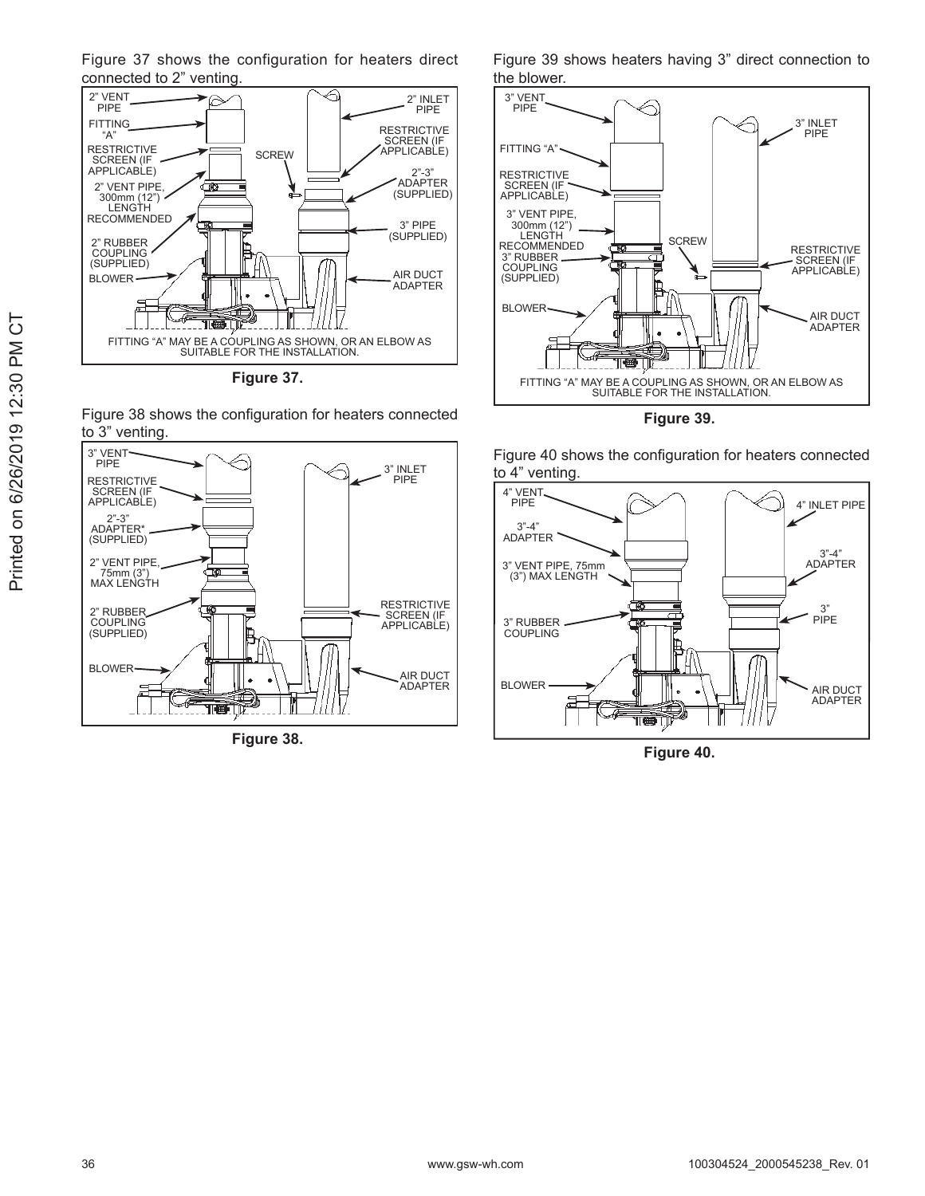Figure 37 shows the configuration for heaters direct connected to 2” venting.

2” VENT PIPE

FITTING “A”

RESTRICTIVE SCREEN (IF APPLICABLE)

2” VENT PIPE, 300mm (12”) LENGTH RECOMMENDED

2” RUBBER COUPLING (SUPPLIED)

BLOWER

SCREW

2” INLET PIPE

RESTRICTIVE SCREEN (IF APPLICABLE)

2”-3” ADAPTER (SUPPLIED)

3” PIPE (SUPPLIED)

AIR DUCT ADAPTER

FITTING “A” MAY BE A COUPLING AS SHOWN, OR AN ELBOW AS SUITABLE FOR THE INSTALLATION.

**Figure 37.**

Figure 38 shows the configuration for heaters connected to 3” venting.

3” VENT PIPE

RESTRICTIVE SCREEN (IF APPLICABLE)

2”-3” ADAPTER* (SUPPLIED)

2” VENT PIPE, 75mm (3”) MAX LENGTH

2” RUBBER COUPLING (SUPPLIED)

BLOWER

3” INLET PIPE

RESTRICTIVE SCREEN (IF APPLICABLE)

AIR DUCT ADAPTER

**Figure 38.**

Figure 39 shows heaters having 3” direct connection to the blower.

3” VENT PIPE

FITTING “A”

RESTRICTIVE SCREEN (IF APPLICABLE)

3” VENT PIPE, 300mm (12”) LENGTH RECOMMENDED

3” RUBBER COUPLING (SUPPLIED)

BLOWER

SCREW

3” INLET PIPE

RESTRICTIVE SCREEN (IF APPLICABLE)

AIR DUCT ADAPTER

FITTING “A” MAY BE A COUPLING AS SHOWN, OR AN ELBOW AS SUITABLE FOR THE INSTALLATION.

**Figure 39.**

Figure 40 shows the configuration for heaters connected to 4” venting.

4” VENT PIPE

3”-4” ADAPTER

3” VENT PIPE, 75mm (3”) MAX LENGTH

3” RUBBER COUPLING

BLOWER

4” INLET PIPE

3”-4” ADAPTER

3” PIPE

AIR DUCT ADAPTER

**Figure 40.**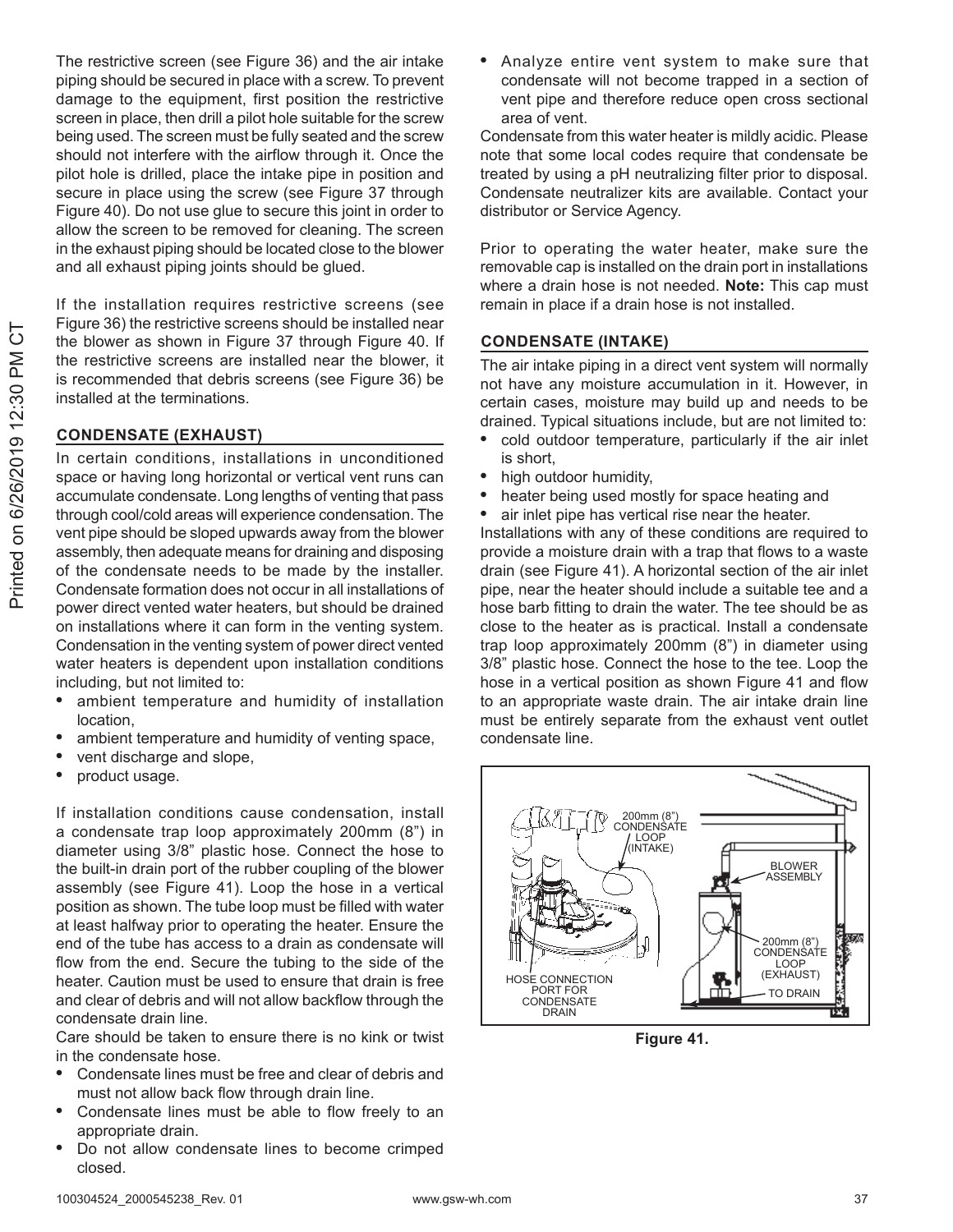The restrictive screen (see Figure 36) and the air intake piping should be secured in place with a screw. To prevent damage to the equipment, first position the restrictive screen in place, then drill a pilot hole suitable for the screw being used. The screen must be fully seated and the screw should not interfere with the airflow through it. Once the pilot hole is drilled, place the intake pipe in position and secure in place using the screw (see Figure 37 through Figure 40). Do not use glue to secure this joint in order to allow the screen to be removed for cleaning. The screen in the exhaust piping should be located close to the blower and all exhaust piping joints should be glued.

If the installation requires restrictive screens (see Figure 36) the restrictive screens should be installed near the blower as shown in Figure 37 through Figure 40. If the restrictive screens are installed near the blower, it is recommended that debris screens (see Figure 36) be installed at the terminations.

### CONDENSATE (EXHAUST)

In certain conditions, installations in unconditioned space or having long horizontal or vertical vent runs can accumulate condensate. Long lengths of venting that pass through cool/cold areas will experience condensation. The vent pipe should be sloped upwards away from the blower assembly, then adequate means for draining and disposing of the condensate needs to be made by the installer. Condensate formation does not occur in all installations of power direct vented water heaters, but should be drained on installations where it can form in the venting system. Condensation in the venting system of power direct vented water heaters is dependent upon installation conditions including, but not limited to:

- ambient temperature and humidity of installation location,
- ambient temperature and humidity of venting space,
- vent discharge and slope,
- product usage.

If installation conditions cause condensation, install a condensate trap loop approximately 200mm (8") in diameter using 3/8" plastic hose. Connect the hose to the built-in drain port of the rubber coupling of the blower assembly (see Figure 41). Loop the hose in a vertical position as shown. The tube loop must be filled with water at least halfway prior to operating the heater. Ensure the end of the tube has access to a drain as condensate will flow from the end. Secure the tubing to the side of the heater. Caution must be used to ensure that drain is free and clear of debris and will not allow backflow through the condensate drain line.

Care should be taken to ensure there is no kink or twist in the condensate hose.

- Condensate lines must be free and clear of debris and must not allow back flow through drain line.
- Condensate lines must be able to flow freely to an appropriate drain.
- Do not allow condensate lines to become crimped closed.
- Analyze entire vent system to make sure that condensate will not become trapped in a section of vent pipe and therefore reduce open cross sectional area of vent.

Condensate from this water heater is mildly acidic. Please note that some local codes require that condensate be treated by using a pH neutralizing filter prior to disposal. Condensate neutralizer kits are available. Contact your distributor or Service Agency.

Prior to operating the water heater, make sure the removable cap is installed on the drain port in installations where a drain hose is not needed. **Note:** This cap must remain in place if a drain hose is not installed.

### CONDENSATE (INTAKE)

The air intake piping in a direct vent system will normally not have any moisture accumulation in it. However, in certain cases, moisture may build up and needs to be drained. Typical situations include, but are not limited to:

- cold outdoor temperature, particularly if the air inlet is short,
- high outdoor humidity,
- heater being used mostly for space heating and
- air inlet pipe has vertical rise near the heater.

Installations with any of these conditions are required to provide a moisture drain with a trap that flows to a waste drain (see Figure 41). A horizontal section of the air inlet pipe, near the heater should include a suitable tee and a hose barb fitting to drain the water. The tee should be as close to the heater as is practical. Install a condensate trap loop approximately 200mm (8") in diameter using 3/8" plastic hose. Connect the hose to the tee. Loop the hose in a vertical position as shown Figure 41 and flow to an appropriate waste drain. The air intake drain line must be entirely separate from the exhaust vent outlet condensate line.

200mm (8") CONDENSATE LOOP (INTAKE)

BLOWER ASSEMBLY

200mm (8") CONDENSATE LOOP (EXHAUST)

HOSE CONNECTION PORT FOR CONDENSATE DRAIN

TO DRAIN

**Figure 41.**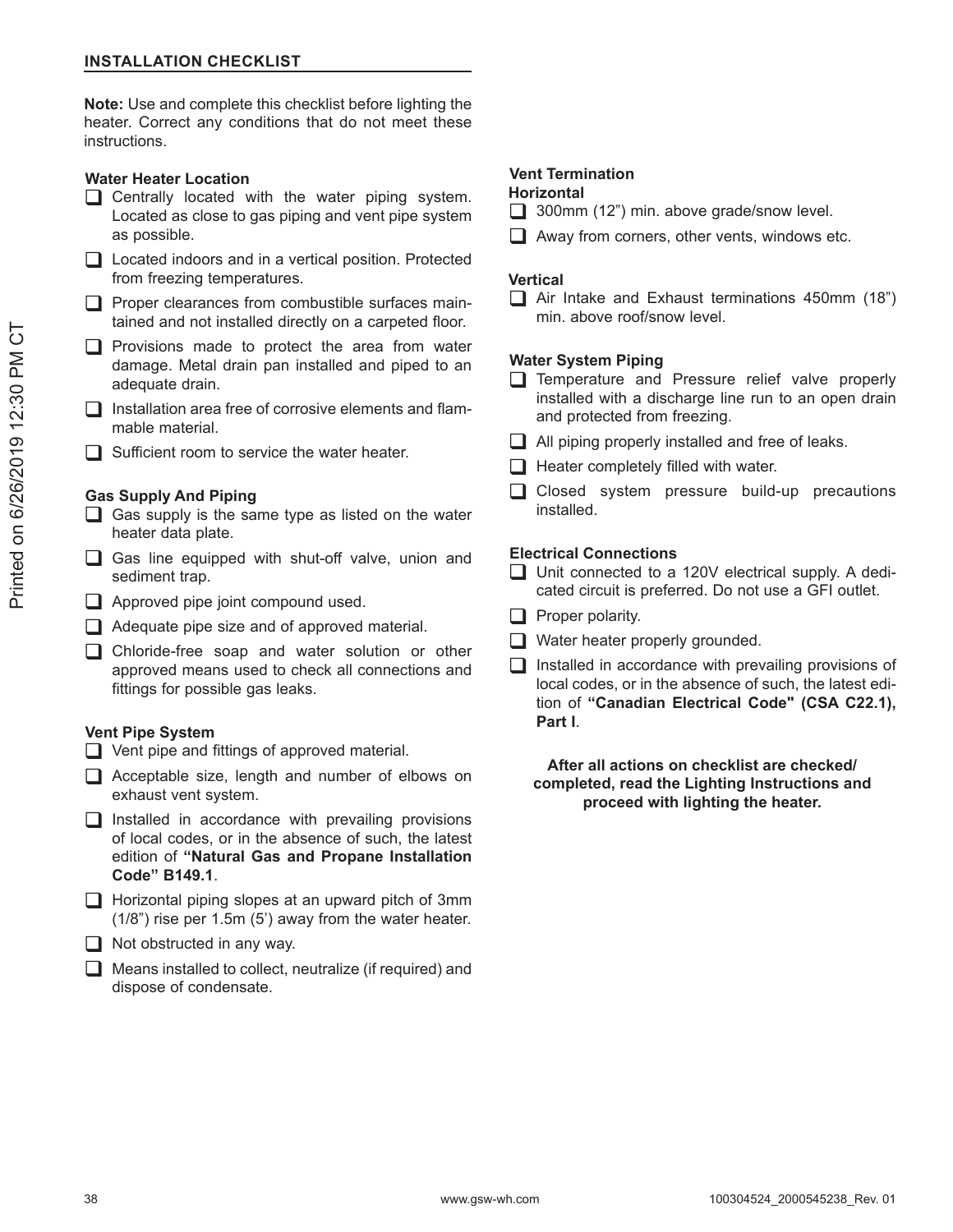## INSTALLATION CHECKLIST

**Note:** Use and complete this checklist before lighting the heater. Correct any conditions that do not meet these instructions.

### Water Heater Location

- ☐ Centrally located with the water piping system. Located as close to gas piping and vent pipe system as possible.
- ☐ Located indoors and in a vertical position. Protected from freezing temperatures.
- ☐ Proper clearances from combustible surfaces maintained and not installed directly on a carpeted floor.
- ☐ Provisions made to protect the area from water damage. Metal drain pan installed and piped to an adequate drain.
- ☐ Installation area free of corrosive elements and flammable material.
- ☐ Sufficient room to service the water heater.

### Gas Supply And Piping

- ☐ Gas supply is the same type as listed on the water heater data plate.
- ☐ Gas line equipped with shut-off valve, union and sediment trap.
- ☐ Approved pipe joint compound used.
- ☐ Adequate pipe size and of approved material.
- ☐ Chloride-free soap and water solution or other approved means used to check all connections and fittings for possible gas leaks.

### Vent Pipe System

- ☐ Vent pipe and fittings of approved material.
- ☐ Acceptable size, length and number of elbows on exhaust vent system.
- ☐ Installed in accordance with prevailing provisions of local codes, or in the absence of such, the latest edition of **"Natural Gas and Propane Installation Code" B149.1**.
- ☐ Horizontal piping slopes at an upward pitch of 3mm (1/8") rise per 1.5m (5') away from the water heater.
- ☐ Not obstructed in any way.
- ☐ Means installed to collect, neutralize (if required) and dispose of condensate.

### Vent Termination

**Horizontal**

- ☐ 300mm (12") min. above grade/snow level.
- ☐ Away from corners, other vents, windows etc.

**Vertical**

- ☐ Air Intake and Exhaust terminations 450mm (18") min. above roof/snow level.

### Water System Piping

- ☐ Temperature and Pressure relief valve properly installed with a discharge line run to an open drain and protected from freezing.
- ☐ All piping properly installed and free of leaks.
- ☐ Heater completely filled with water.
- ☐ Closed system pressure build-up precautions installed.

### Electrical Connections

- ☐ Unit connected to a 120V electrical supply. A dedicated circuit is preferred. Do not use a GFI outlet.
- ☐ Proper polarity.
- ☐ Water heater properly grounded.
- ☐ Installed in accordance with prevailing provisions of local codes, or in the absence of such, the latest edition of **"Canadian Electrical Code" (CSA C22.1), Part I**.

**After all actions on checklist are checked/ completed, read the Lighting Instructions and proceed with lighting the heater.**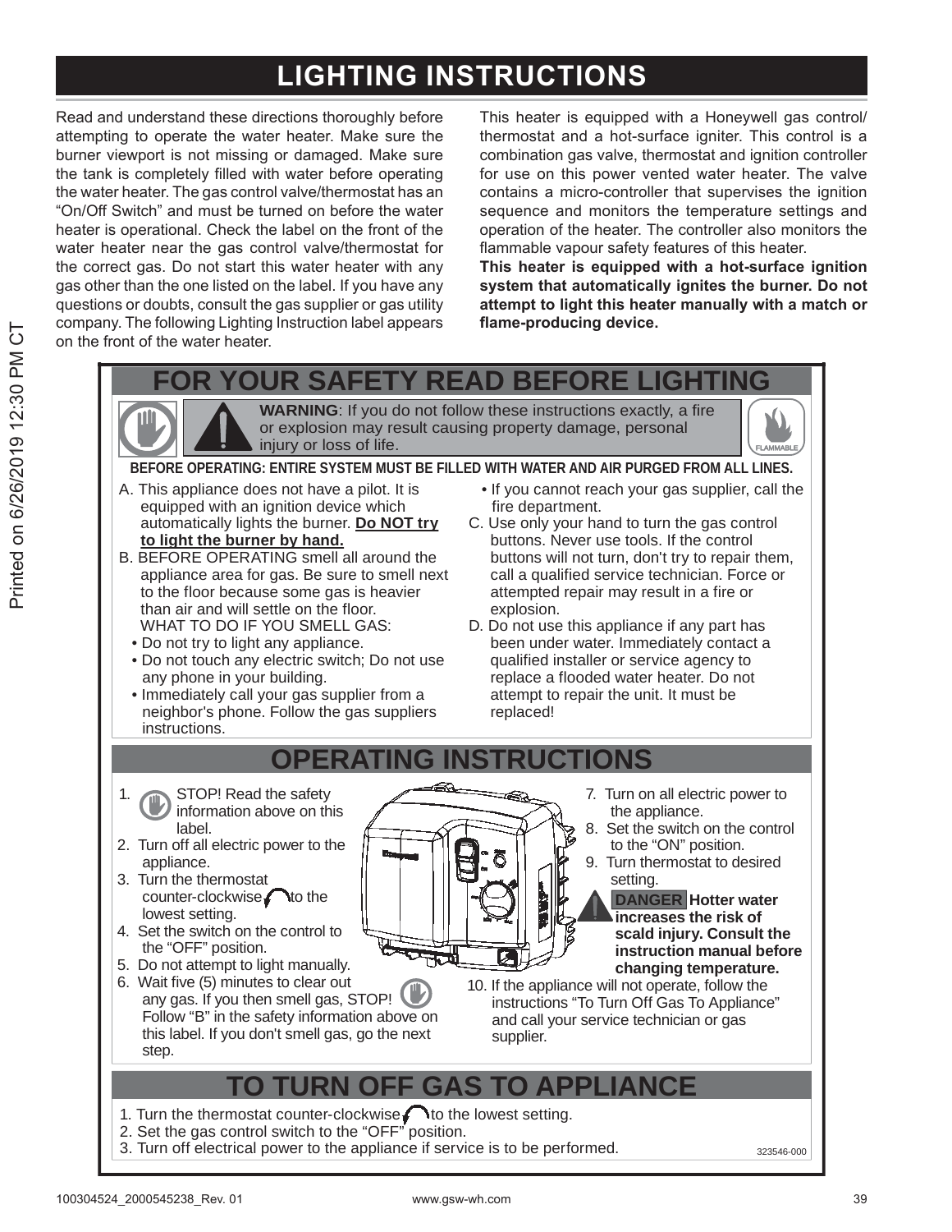# LIGHTING INSTRUCTIONS

Read and understand these directions thoroughly before attempting to operate the water heater. Make sure the burner viewport is not missing or damaged. Make sure the tank is completely filled with water before operating the water heater. The gas control valve/thermostat has an "On/Off Switch" and must be turned on before the water heater is operational. Check the label on the front of the water heater near the gas control valve/thermostat for the correct gas. Do not start this water heater with any gas other than the one listed on the label. If you have any questions or doubts, consult the gas supplier or gas utility company. The following Lighting Instruction label appears on the front of the water heater.

This heater is equipped with a Honeywell gas control/thermostat and a hot-surface igniter. This control is a combination gas valve, thermostat and ignition controller for use on this power vented water heater. The valve contains a micro-controller that supervises the ignition sequence and monitors the temperature settings and operation of the heater. The controller also monitors the flammable vapour safety features of this heater.

**This heater is equipped with a hot-surface ignition system that automatically ignites the burner. Do not attempt to light this heater manually with a match or flame-producing device.**

## FOR YOUR SAFETY READ BEFORE LIGHTING

**WARNING**: If you do not follow these instructions exactly, a fire or explosion may result causing property damage, personal injury or loss of life.

FLAMMABLE

**BEFORE OPERATING: ENTIRE SYSTEM MUST BE FILLED WITH WATER AND AIR PURGED FROM ALL LINES.**

A. This appliance does not have a pilot. It is equipped with an ignition device which automatically lights the burner. **Do NOT try to light the burner by hand.**

B. BEFORE OPERATING smell all around the appliance area for gas. Be sure to smell next to the floor because some gas is heavier than air and will settle on the floor.
WHAT TO DO IF YOU SMELL GAS:
- Do not try to light any appliance.
- Do not touch any electric switch; Do not use any phone in your building.
- Immediately call your gas supplier from a neighbor's phone. Follow the gas suppliers instructions.
- If you cannot reach your gas supplier, call the fire department.

C. Use only your hand to turn the gas control buttons. Never use tools. If the control buttons will not turn, don't try to repair them, call a qualified service technician. Force or attempted repair may result in a fire or explosion.

D. Do not use this appliance if any part has been under water. Immediately contact a qualified installer or service agency to replace a flooded water heater. Do not attempt to repair the unit. It must be replaced!

## OPERATING INSTRUCTIONS

1. STOP! Read the safety information above on this label.
2. Turn off all electric power to the appliance.
3. Turn the thermostat counter-clockwise to the lowest setting.
4. Set the switch on the control to the "OFF" position.
5. Do not attempt to light manually.
6. Wait five (5) minutes to clear out any gas. If you then smell gas, STOP! Follow "B" in the safety information above on this label. If you don't smell gas, go the next step.
7. Turn on all electric power to the appliance.
8. Set the switch on the control to the "ON" position.
9. Turn thermostat to desired setting.

**DANGER Hotter water increases the risk of scald injury. Consult the instruction manual before changing temperature.**

10. If the appliance will not operate, follow the instructions "To Turn Off Gas To Appliance" and call your service technician or gas supplier.

## TO TURN OFF GAS TO APPLIANCE

1. Turn the thermostat counter-clockwise to the lowest setting.
2. Set the gas control switch to the "OFF" position.
3. Turn off electrical power to the appliance if service is to be performed.

323546-000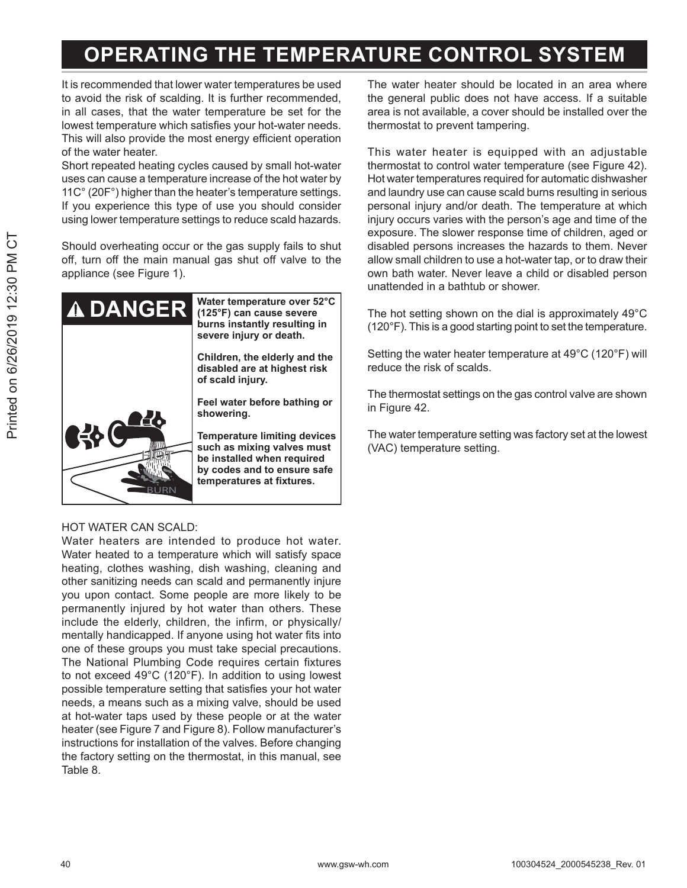# OPERATING THE TEMPERATURE CONTROL SYSTEM

It is recommended that lower water temperatures be used to avoid the risk of scalding. It is further recommended, in all cases, that the water temperature be set for the lowest temperature which satisfies your hot-water needs. This will also provide the most energy efficient operation of the water heater.

Short repeated heating cycles caused by small hot-water uses can cause a temperature increase of the hot water by 11C° (20F°) higher than the heater's temperature settings. If you experience this type of use you should consider using lower temperature settings to reduce scald hazards.

Should overheating occur or the gas supply fails to shut off, turn off the main manual gas shut off valve to the appliance (see Figure 1).

**⚠ DANGER**

**Water temperature over 52°C (125°F) can cause severe burns instantly resulting in severe injury or death.**

**Children, the elderly and the disabled are at highest risk of scald injury.**

**Feel water before bathing or showering.**

**Temperature limiting devices such as mixing valves must be installed when required by codes and to ensure safe temperatures at fixtures.**

HOT WATER CAN SCALD:

Water heaters are intended to produce hot water. Water heated to a temperature which will satisfy space heating, clothes washing, dish washing, cleaning and other sanitizing needs can scald and permanently injure you upon contact. Some people are more likely to be permanently injured by hot water than others. These include the elderly, children, the infirm, or physically/mentally handicapped. If anyone using hot water fits into one of these groups you must take special precautions. The National Plumbing Code requires certain fixtures to not exceed 49°C (120°F). In addition to using lowest possible temperature setting that satisfies your hot water needs, a means such as a mixing valve, should be used at hot-water taps used by these people or at the water heater (see Figure 7 and Figure 8). Follow manufacturer's instructions for installation of the valves. Before changing the factory setting on the thermostat, in this manual, see Table 8.

The water heater should be located in an area where the general public does not have access. If a suitable area is not available, a cover should be installed over the thermostat to prevent tampering.

This water heater is equipped with an adjustable thermostat to control water temperature (see Figure 42). Hot water temperatures required for automatic dishwasher and laundry use can cause scald burns resulting in serious personal injury and/or death. The temperature at which injury occurs varies with the person's age and time of the exposure. The slower response time of children, aged or disabled persons increases the hazards to them. Never allow small children to use a hot-water tap, or to draw their own bath water. Never leave a child or disabled person unattended in a bathtub or shower.

The hot setting shown on the dial is approximately 49°C (120°F). This is a good starting point to set the temperature.

Setting the water heater temperature at 49°C (120°F) will reduce the risk of scalds.

The thermostat settings on the gas control valve are shown in Figure 42.

The water temperature setting was factory set at the lowest (VAC) temperature setting.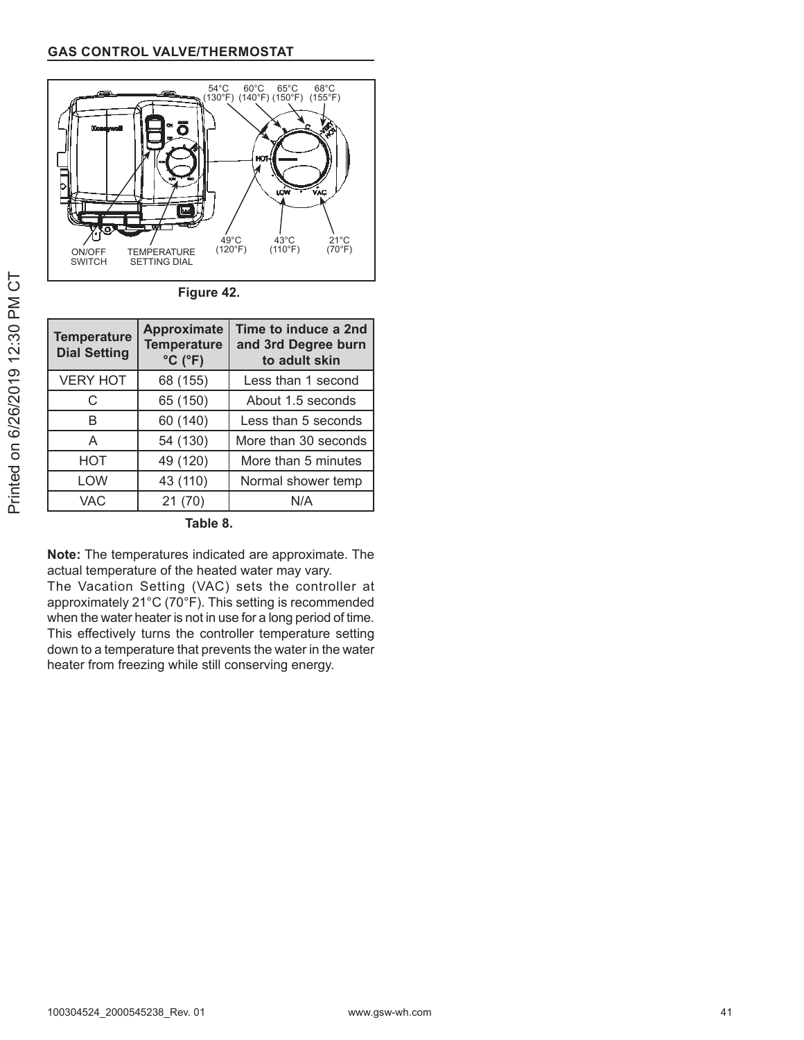## GAS CONTROL VALVE/THERMOSTAT

Figure 42.

| Temperature Dial Setting | Approximate Temperature °C (°F) | Time to induce a 2nd and 3rd Degree burn to adult skin |
|---|---|---|
| VERY HOT | 68 (155) | Less than 1 second |
| C | 65 (150) | About 1.5 seconds |
| B | 60 (140) | Less than 5 seconds |
| A | 54 (130) | More than 30 seconds |
| HOT | 49 (120) | More than 5 minutes |
| LOW | 43 (110) | Normal shower temp |
| VAC | 21 (70) | N/A |

Table 8.

**Note:** The temperatures indicated are approximate. The actual temperature of the heated water may vary.

The Vacation Setting (VAC) sets the controller at approximately 21°C (70°F). This setting is recommended when the water heater is not in use for a long period of time. This effectively turns the controller temperature setting down to a temperature that prevents the water in the water heater from freezing while still conserving energy.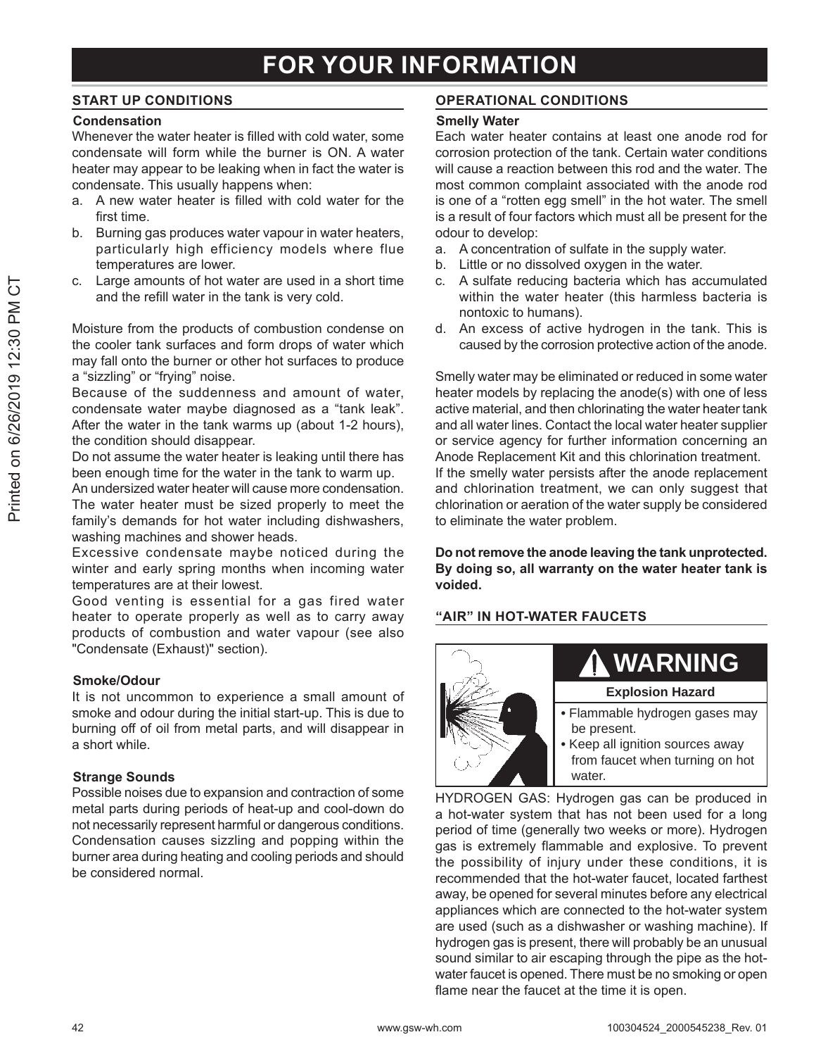# FOR YOUR INFORMATION

## START UP CONDITIONS

### Condensation

Whenever the water heater is filled with cold water, some condensate will form while the burner is ON. A water heater may appear to be leaking when in fact the water is condensate. This usually happens when:

a. A new water heater is filled with cold water for the first time.
b. Burning gas produces water vapour in water heaters, particularly high efficiency models where flue temperatures are lower.
c. Large amounts of hot water are used in a short time and the refill water in the tank is very cold.

Moisture from the products of combustion condense on the cooler tank surfaces and form drops of water which may fall onto the burner or other hot surfaces to produce a "sizzling" or "frying" noise.

Because of the suddenness and amount of water, condensate water maybe diagnosed as a "tank leak". After the water in the tank warms up (about 1-2 hours), the condition should disappear.

Do not assume the water heater is leaking until there has been enough time for the water in the tank to warm up.

An undersized water heater will cause more condensation. The water heater must be sized properly to meet the family's demands for hot water including dishwashers, washing machines and shower heads.

Excessive condensate maybe noticed during the winter and early spring months when incoming water temperatures are at their lowest.

Good venting is essential for a gas fired water heater to operate properly as well as to carry away products of combustion and water vapour (see also "Condensate (Exhaust)" section).

### Smoke/Odour

It is not uncommon to experience a small amount of smoke and odour during the initial start-up. This is due to burning off of oil from metal parts, and will disappear in a short while.

### Strange Sounds

Possible noises due to expansion and contraction of some metal parts during periods of heat-up and cool-down do not necessarily represent harmful or dangerous conditions. Condensation causes sizzling and popping within the burner area during heating and cooling periods and should be considered normal.

## OPERATIONAL CONDITIONS

### Smelly Water

Each water heater contains at least one anode rod for corrosion protection of the tank. Certain water conditions will cause a reaction between this rod and the water. The most common complaint associated with the anode rod is one of a "rotten egg smell" in the hot water. The smell is a result of four factors which must all be present for the odour to develop:

a. A concentration of sulfate in the supply water.
b. Little or no dissolved oxygen in the water.
c. A sulfate reducing bacteria which has accumulated within the water heater (this harmless bacteria is nontoxic to humans).
d. An excess of active hydrogen in the tank. This is caused by the corrosion protective action of the anode.

Smelly water may be eliminated or reduced in some water heater models by replacing the anode(s) with one of less active material, and then chlorinating the water heater tank and all water lines. Contact the local water heater supplier or service agency for further information concerning an Anode Replacement Kit and this chlorination treatment.

If the smelly water persists after the anode replacement and chlorination treatment, we can only suggest that chlorination or aeration of the water supply be considered to eliminate the water problem.

**Do not remove the anode leaving the tank unprotected. By doing so, all warranty on the water heater tank is voided.**

## "AIR" IN HOT-WATER FAUCETS

**⚠ WARNING**

**Explosion Hazard**

- Flammable hydrogen gases may be present.
- Keep all ignition sources away from faucet when turning on hot water.

HYDROGEN GAS: Hydrogen gas can be produced in a hot-water system that has not been used for a long period of time (generally two weeks or more). Hydrogen gas is extremely flammable and explosive. To prevent the possibility of injury under these conditions, it is recommended that the hot-water faucet, located farthest away, be opened for several minutes before any electrical appliances which are connected to the hot-water system are used (such as a dishwasher or washing machine). If hydrogen gas is present, there will probably be an unusual sound similar to air escaping through the pipe as the hot-water faucet is opened. There must be no smoking or open flame near the faucet at the time it is open.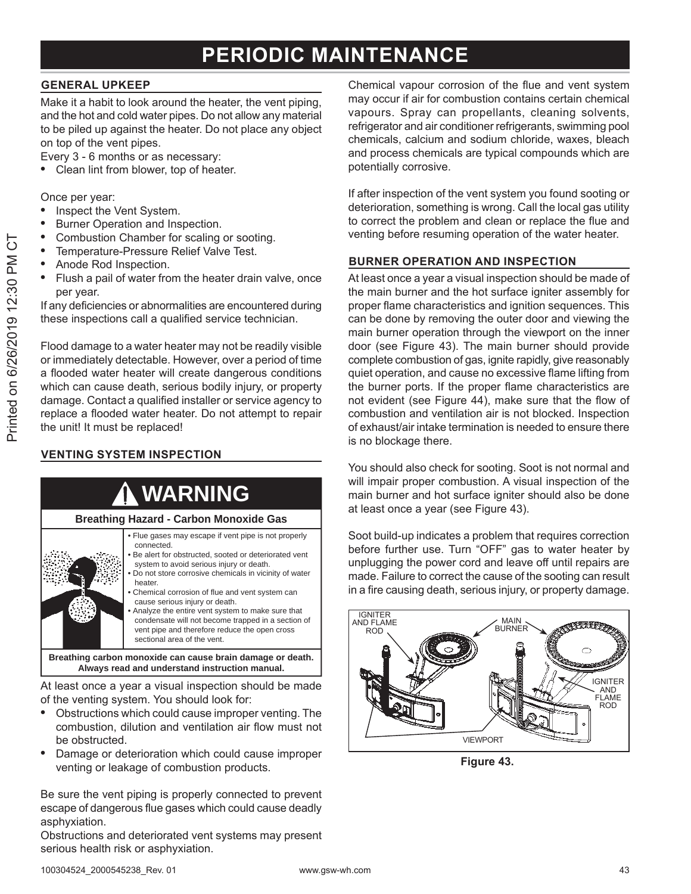# PERIODIC MAINTENANCE

## GENERAL UPKEEP

Make it a habit to look around the heater, the vent piping, and the hot and cold water pipes. Do not allow any material to be piled up against the heater. Do not place any object on top of the vent pipes.

Every 3 - 6 months or as necessary:

- Clean lint from blower, top of heater.

Once per year:

- Inspect the Vent System.
- Burner Operation and Inspection.
- Combustion Chamber for scaling or sooting.
- Temperature-Pressure Relief Valve Test.
- Anode Rod Inspection.
- Flush a pail of water from the heater drain valve, once per year.

If any deficiencies or abnormalities are encountered during these inspections call a qualified service technician.

Flood damage to a water heater may not be readily visible or immediately detectable. However, over a period of time a flooded water heater will create dangerous conditions which can cause death, serious bodily injury, or property damage. Contact a qualified installer or service agency to replace a flooded water heater. Do not attempt to repair the unit! It must be replaced!

## VENTING SYSTEM INSPECTION

**⚠ WARNING**

**Breathing Hazard - Carbon Monoxide Gas**

- Flue gases may escape if vent pipe is not properly connected.
- Be alert for obstructed, sooted or deteriorated vent system to avoid serious injury or death.
- Do not store corrosive chemicals in vicinity of water heater.
- Chemical corrosion of flue and vent system can cause serious injury or death.
- Analyze the entire vent system to make sure that condensate will not become trapped in a section of vent pipe and therefore reduce the open cross sectional area of the vent.

**Breathing carbon monoxide can cause brain damage or death. Always read and understand instruction manual.**

At least once a year a visual inspection should be made of the venting system. You should look for:

- Obstructions which could cause improper venting. The combustion, dilution and ventilation air flow must not be obstructed.
- Damage or deterioration which could cause improper venting or leakage of combustion products.

Be sure the vent piping is properly connected to prevent escape of dangerous flue gases which could cause deadly asphyxiation.

Obstructions and deteriorated vent systems may present serious health risk or asphyxiation.

Chemical vapour corrosion of the flue and vent system may occur if air for combustion contains certain chemical vapours. Spray can propellants, cleaning solvents, refrigerator and air conditioner refrigerants, swimming pool chemicals, calcium and sodium chloride, waxes, bleach and process chemicals are typical compounds which are potentially corrosive.

If after inspection of the vent system you found sooting or deterioration, something is wrong. Call the local gas utility to correct the problem and clean or replace the flue and venting before resuming operation of the water heater.

## BURNER OPERATION AND INSPECTION

At least once a year a visual inspection should be made of the main burner and the hot surface igniter assembly for proper flame characteristics and ignition sequences. This can be done by removing the outer door and viewing the main burner operation through the viewport on the inner door (see Figure 43). The main burner should provide complete combustion of gas, ignite rapidly, give reasonably quiet operation, and cause no excessive flame lifting from the burner ports. If the proper flame characteristics are not evident (see Figure 44), make sure that the flow of combustion and ventilation air is not blocked. Inspection of exhaust/air intake termination is needed to ensure there is no blockage there.

You should also check for sooting. Soot is not normal and will impair proper combustion. A visual inspection of the main burner and hot surface igniter should also be done at least once a year (see Figure 43).

Soot build-up indicates a problem that requires correction before further use. Turn "OFF" gas to water heater by unplugging the power cord and leave off until repairs are made. Failure to correct the cause of the sooting can result in a fire causing death, serious injury, or property damage.

IGNITER AND FLAME ROD · MAIN BURNER · IGNITER AND FLAME ROD · VIEWPORT

**Figure 43.**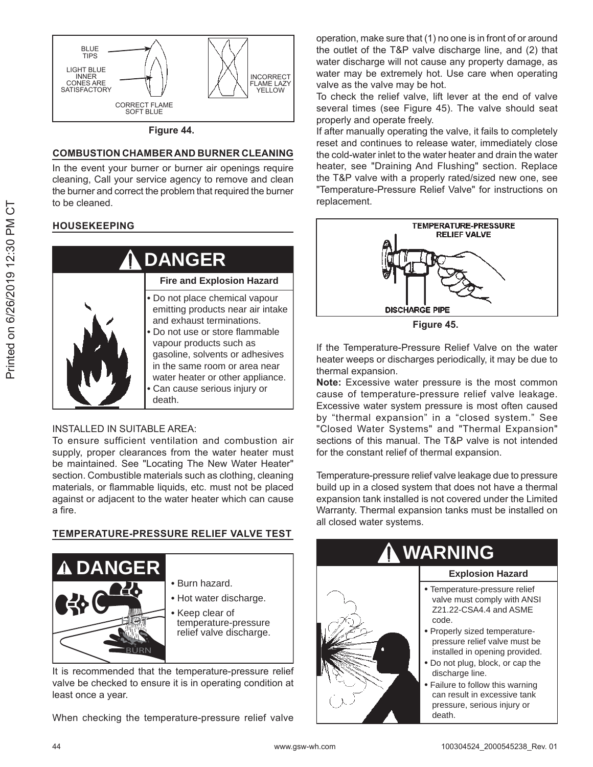BLUE TIPS

LIGHT BLUE INNER CONES ARE SATISFACTORY

CORRECT FLAME SOFT BLUE

INCORRECT FLAME LAZY YELLOW

**Figure 44.**

## COMBUSTION CHAMBER AND BURNER CLEANING

In the event your burner or burner air openings require cleaning, Call your service agency to remove and clean the burner and correct the problem that required the burner to be cleaned.

## HOUSEKEEPING

**DANGER**

**Fire and Explosion Hazard**

- Do not place chemical vapour emitting products near air intake and exhaust terminations.
- Do not use or store flammable vapour products such as gasoline, solvents or adhesives in the same room or area near water heater or other appliance.
- Can cause serious injury or death.

INSTALLED IN SUITABLE AREA:

To ensure sufficient ventilation and combustion air supply, proper clearances from the water heater must be maintained. See "Locating The New Water Heater" section. Combustible materials such as clothing, cleaning materials, or flammable liquids, etc. must not be placed against or adjacent to the water heater which can cause a fire.

## TEMPERATURE-PRESSURE RELIEF VALVE TEST

**DANGER**

- Burn hazard.
- Hot water discharge.
- Keep clear of temperature-pressure relief valve discharge.

It is recommended that the temperature-pressure relief valve be checked to ensure it is in operating condition at least once a year.

When checking the temperature-pressure relief valve operation, make sure that (1) no one is in front of or around the outlet of the T&P valve discharge line, and (2) that water discharge will not cause any property damage, as water may be extremely hot. Use care when operating valve as the valve may be hot.

To check the relief valve, lift lever at the end of valve several times (see Figure 45). The valve should seat properly and operate freely.

If after manually operating the valve, it fails to completely reset and continues to release water, immediately close the cold-water inlet to the water heater and drain the water heater, see "Draining And Flushing" section. Replace the T&P valve with a properly rated/sized new one, see "Temperature-Pressure Relief Valve" for instructions on replacement.

TEMPERATURE-PRESSURE RELIEF VALVE

DISCHARGE PIPE

**Figure 45.**

If the Temperature-Pressure Relief Valve on the water heater weeps or discharges periodically, it may be due to thermal expansion.

**Note:** Excessive water pressure is the most common cause of temperature-pressure relief valve leakage. Excessive water system pressure is most often caused by “thermal expansion” in a “closed system.” See "Closed Water Systems" and "Thermal Expansion" sections of this manual. The T&P valve is not intended for the constant relief of thermal expansion.

Temperature-pressure relief valve leakage due to pressure build up in a closed system that does not have a thermal expansion tank installed is not covered under the Limited Warranty. Thermal expansion tanks must be installed on all closed water systems.

**WARNING**

**Explosion Hazard**

- Temperature-pressure relief valve must comply with ANSI Z21.22-CSA4.4 and ASME code.
- Properly sized temperature-pressure relief valve must be installed in opening provided.
- Do not plug, block, or cap the discharge line.
- Failure to follow this warning can result in excessive tank pressure, serious injury or death.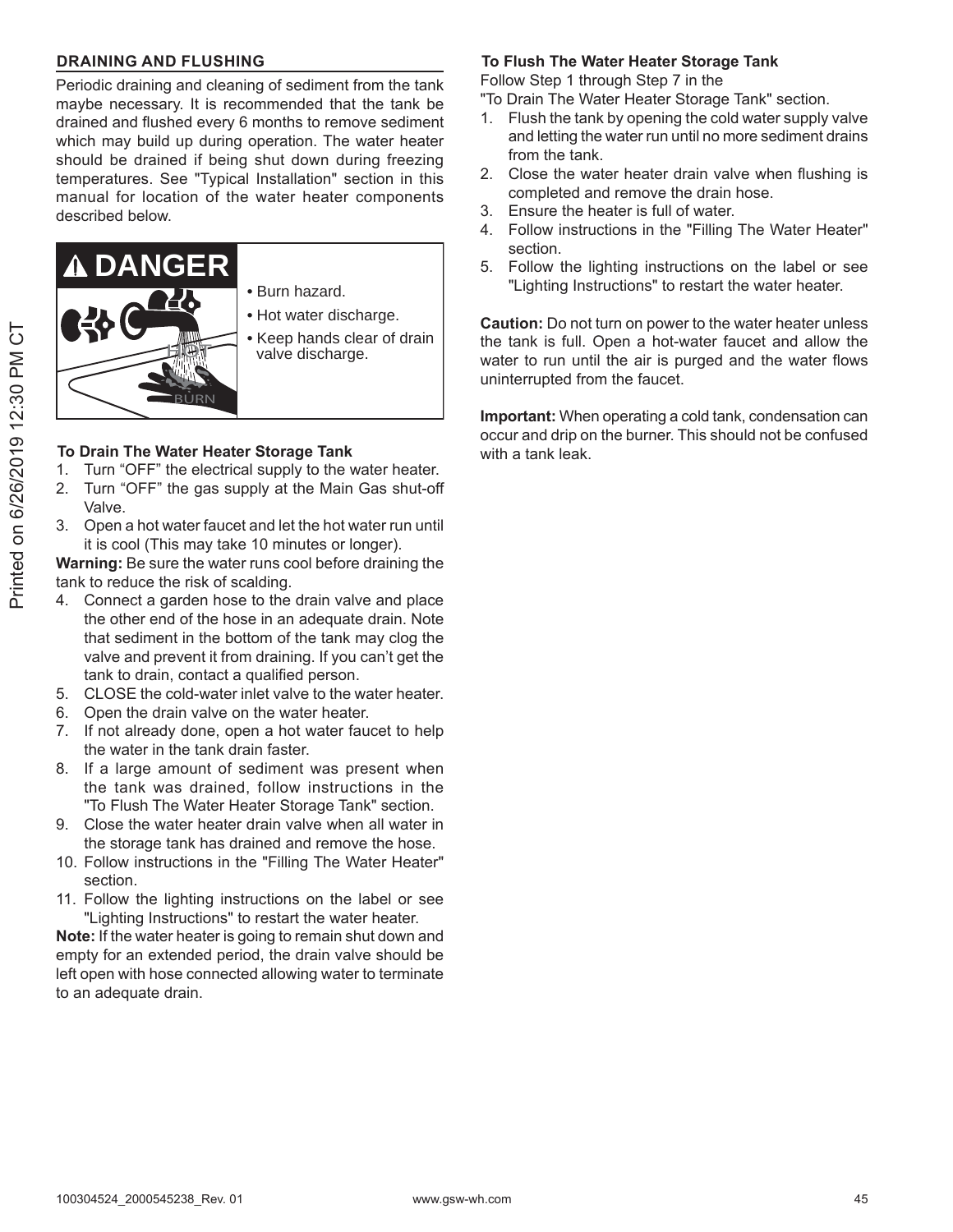## DRAINING AND FLUSHING

Periodic draining and cleaning of sediment from the tank maybe necessary. It is recommended that the tank be drained and flushed every 6 months to remove sediment which may build up during operation. The water heater should be drained if being shut down during freezing temperatures. See "Typical Installation" section in this manual for location of the water heater components described below.

**⚠ DANGER**

- Burn hazard.
- Hot water discharge.
- Keep hands clear of drain valve discharge.

### To Drain The Water Heater Storage Tank

1. Turn "OFF" the electrical supply to the water heater.
2. Turn "OFF" the gas supply at the Main Gas shut-off Valve.
3. Open a hot water faucet and let the hot water run until it is cool (This may take 10 minutes or longer).

**Warning:** Be sure the water runs cool before draining the tank to reduce the risk of scalding.

4. Connect a garden hose to the drain valve and place the other end of the hose in an adequate drain. Note that sediment in the bottom of the tank may clog the valve and prevent it from draining. If you can't get the tank to drain, contact a qualified person.
5. CLOSE the cold-water inlet valve to the water heater.
6. Open the drain valve on the water heater.
7. If not already done, open a hot water faucet to help the water in the tank drain faster.
8. If a large amount of sediment was present when the tank was drained, follow instructions in the "To Flush The Water Heater Storage Tank" section.
9. Close the water heater drain valve when all water in the storage tank has drained and remove the hose.
10. Follow instructions in the "Filling The Water Heater" section.
11. Follow the lighting instructions on the label or see "Lighting Instructions" to restart the water heater.

**Note:** If the water heater is going to remain shut down and empty for an extended period, the drain valve should be left open with hose connected allowing water to terminate to an adequate drain.

### To Flush The Water Heater Storage Tank

Follow Step 1 through Step 7 in the "To Drain The Water Heater Storage Tank" section.

1. Flush the tank by opening the cold water supply valve and letting the water run until no more sediment drains from the tank.
2. Close the water heater drain valve when flushing is completed and remove the drain hose.
3. Ensure the heater is full of water.
4. Follow instructions in the "Filling The Water Heater" section.
5. Follow the lighting instructions on the label or see "Lighting Instructions" to restart the water heater.

**Caution:** Do not turn on power to the water heater unless the tank is full. Open a hot-water faucet and allow the water to run until the air is purged and the water flows uninterrupted from the faucet.

**Important:** When operating a cold tank, condensation can occur and drip on the burner. This should not be confused with a tank leak.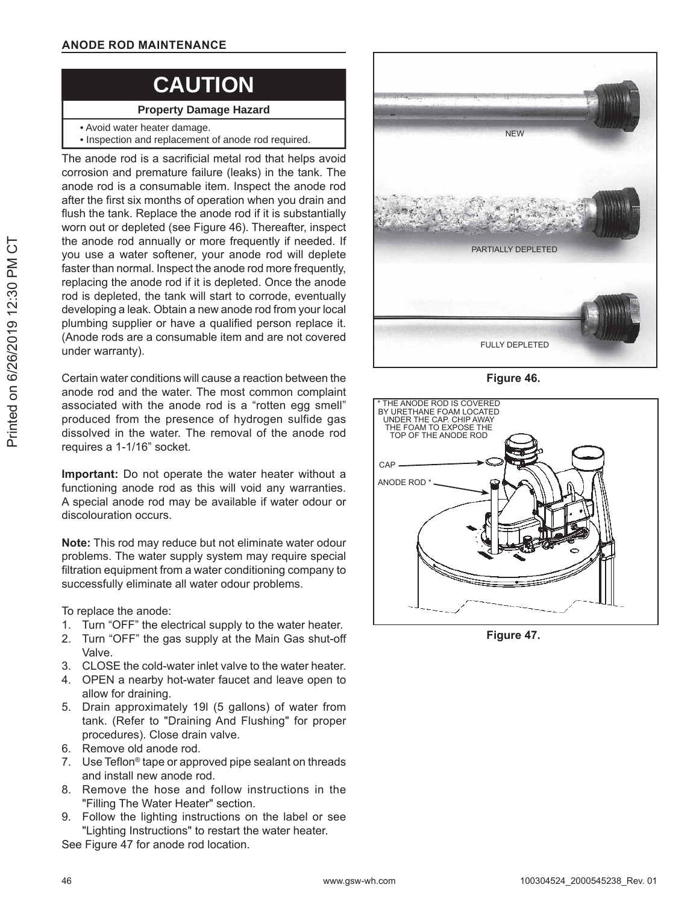## ANODE ROD MAINTENANCE

**CAUTION**

**Property Damage Hazard**

- Avoid water heater damage.
- Inspection and replacement of anode rod required.

The anode rod is a sacrificial metal rod that helps avoid corrosion and premature failure (leaks) in the tank. The anode rod is a consumable item. Inspect the anode rod after the first six months of operation when you drain and flush the tank. Replace the anode rod if it is substantially worn out or depleted (see Figure 46). Thereafter, inspect the anode rod annually or more frequently if needed. If you use a water softener, your anode rod will deplete faster than normal. Inspect the anode rod more frequently, replacing the anode rod if it is depleted. Once the anode rod is depleted, the tank will start to corrode, eventually developing a leak. Obtain a new anode rod from your local plumbing supplier or have a qualified person replace it. (Anode rods are a consumable item and are not covered under warranty).

Certain water conditions will cause a reaction between the anode rod and the water. The most common complaint associated with the anode rod is a "rotten egg smell" produced from the presence of hydrogen sulfide gas dissolved in the water. The removal of the anode rod requires a 1-1/16" socket.

**Important:** Do not operate the water heater without a functioning anode rod as this will void any warranties. A special anode rod may be available if water odour or discolouration occurs.

**Note:** This rod may reduce but not eliminate water odour problems. The water supply system may require special filtration equipment from a water conditioning company to successfully eliminate all water odour problems.

To replace the anode:

1. Turn "OFF" the electrical supply to the water heater.
2. Turn "OFF" the gas supply at the Main Gas shut-off Valve.
3. CLOSE the cold-water inlet valve to the water heater.
4. OPEN a nearby hot-water faucet and leave open to allow for draining.
5. Drain approximately 19l (5 gallons) of water from tank. (Refer to "Draining And Flushing" for proper procedures). Close drain valve.
6. Remove old anode rod.
7. Use Teflon® tape or approved pipe sealant on threads and install new anode rod.
8. Remove the hose and follow instructions in the "Filling The Water Heater" section.
9. Follow the lighting instructions on the label or see "Lighting Instructions" to restart the water heater.

See Figure 47 for anode rod location.

NEW

PARTIALLY DEPLETED

FULLY DEPLETED

**Figure 46.**

* THE ANODE ROD IS COVERED BY URETHANE FOAM LOCATED UNDER THE CAP. CHIP AWAY THE FOAM TO EXPOSE THE TOP OF THE ANODE ROD

CAP

ANODE ROD *

**Figure 47.**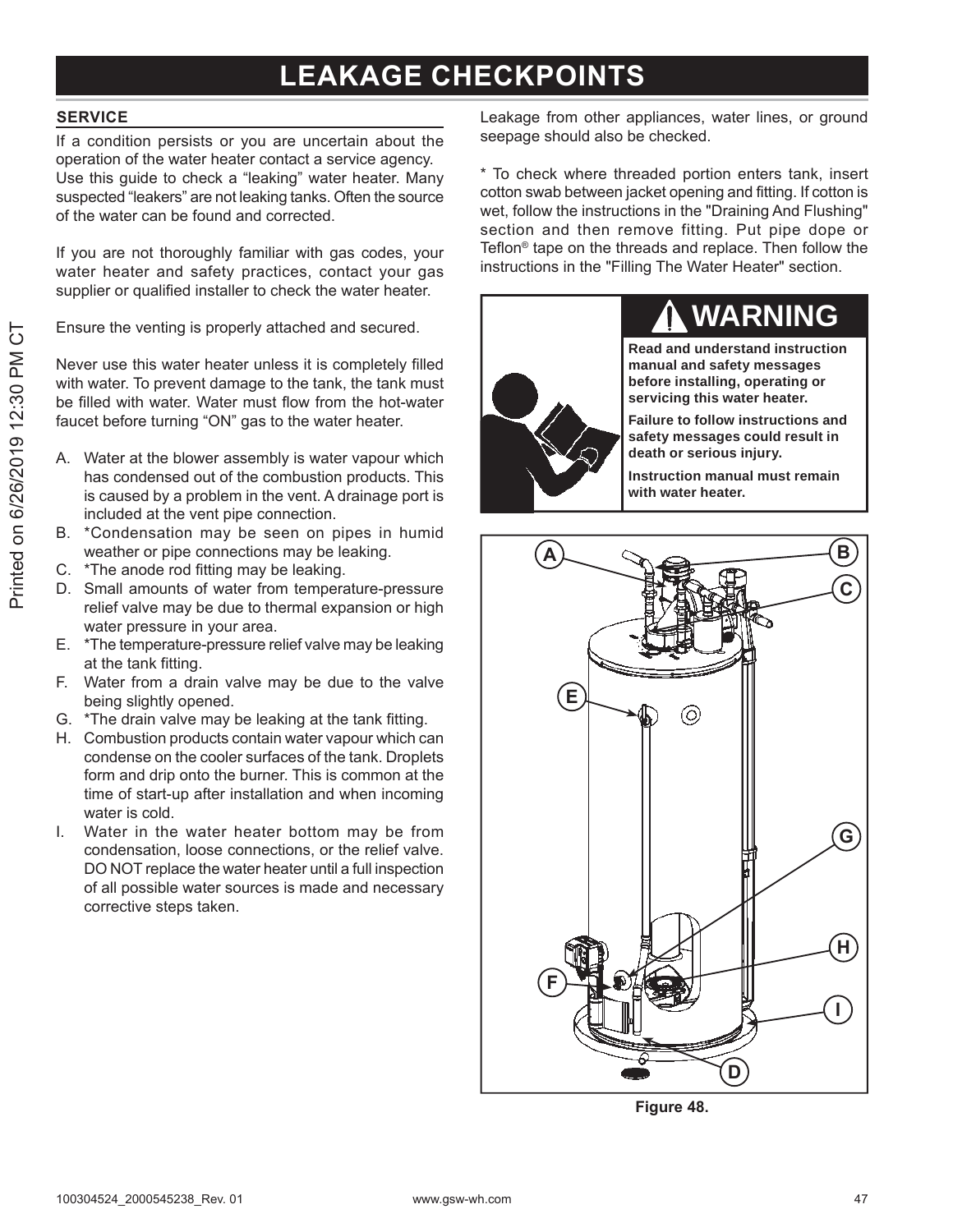# LEAKAGE CHECKPOINTS

## SERVICE

If a condition persists or you are uncertain about the operation of the water heater contact a service agency. Use this guide to check a "leaking" water heater. Many suspected "leakers" are not leaking tanks. Often the source of the water can be found and corrected.

If you are not thoroughly familiar with gas codes, your water heater and safety practices, contact your gas supplier or qualified installer to check the water heater.

Ensure the venting is properly attached and secured.

Never use this water heater unless it is completely filled with water. To prevent damage to the tank, the tank must be filled with water. Water must flow from the hot-water faucet before turning "ON" gas to the water heater.

A. Water at the blower assembly is water vapour which has condensed out of the combustion products. This is caused by a problem in the vent. A drainage port is included at the vent pipe connection.
B. *Condensation may be seen on pipes in humid weather or pipe connections may be leaking.
C. *The anode rod fitting may be leaking.
D. Small amounts of water from temperature-pressure relief valve may be due to thermal expansion or high water pressure in your area.
E. *The temperature-pressure relief valve may be leaking at the tank fitting.
F. Water from a drain valve may be due to the valve being slightly opened.
G. *The drain valve may be leaking at the tank fitting.
H. Combustion products contain water vapour which can condense on the cooler surfaces of the tank. Droplets form and drip onto the burner. This is common at the time of start-up after installation and when incoming water is cold.
I. Water in the water heater bottom may be from condensation, loose connections, or the relief valve. DO NOT replace the water heater until a full inspection of all possible water sources is made and necessary corrective steps taken.

Leakage from other appliances, water lines, or ground seepage should also be checked.

* To check where threaded portion enters tank, insert cotton swab between jacket opening and fitting. If cotton is wet, follow the instructions in the "Draining And Flushing" section and then remove fitting. Put pipe dope or Teflon® tape on the threads and replace. Then follow the instructions in the "Filling The Water Heater" section.

**⚠ WARNING**

**Read and understand instruction manual and safety messages before installing, operating or servicing this water heater.**

**Failure to follow instructions and safety messages could result in death or serious injury.**

**Instruction manual must remain with water heater.**

A B C E G H F I D

**Figure 48.**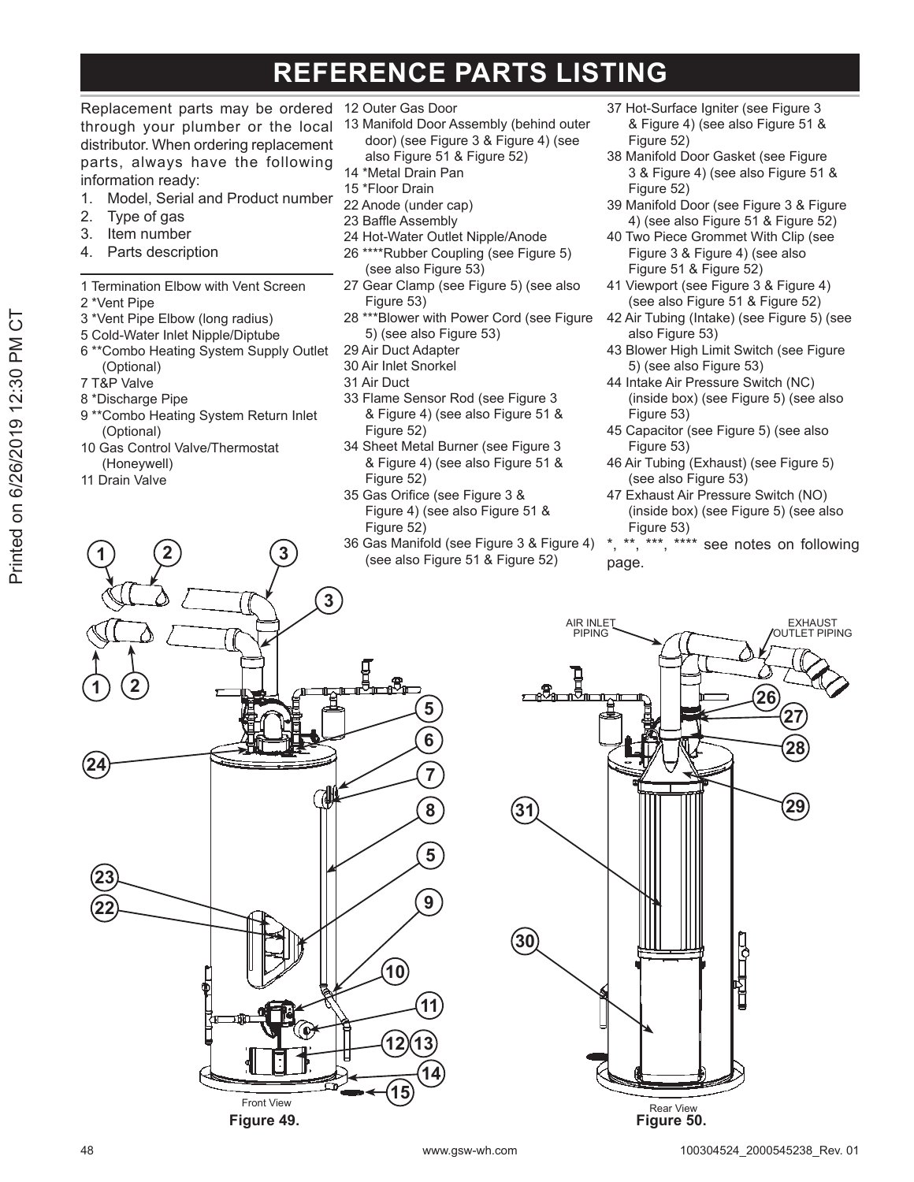# REFERENCE PARTS LISTING

Replacement parts may be ordered through your plumber or the local distributor. When ordering replacement parts, always have the following information ready:

1. Model, Serial and Product number
2. Type of gas
3. Item number
4. Parts description

---

1 Termination Elbow with Vent Screen
2 *Vent Pipe
3 *Vent Pipe Elbow (long radius)
5 Cold-Water Inlet Nipple/Diptube
6 **Combo Heating System Supply Outlet (Optional)
7 T&P Valve
8 *Discharge Pipe
9 **Combo Heating System Return Inlet (Optional)
10 Gas Control Valve/Thermostat (Honeywell)
11 Drain Valve
12 Outer Gas Door
13 Manifold Door Assembly (behind outer door) (see Figure 3 & Figure 4) (see also Figure 51 & Figure 52)
14 *Metal Drain Pan
15 *Floor Drain
22 Anode (under cap)
23 Baffle Assembly
24 Hot-Water Outlet Nipple/Anode
26 ****Rubber Coupling (see Figure 5) (see also Figure 53)
27 Gear Clamp (see Figure 5) (see also Figure 53)
28 ***Blower with Power Cord (see Figure 5) (see also Figure 53)
29 Air Duct Adapter
30 Air Inlet Snorkel
31 Air Duct
33 Flame Sensor Rod (see Figure 3 & Figure 4) (see also Figure 51 & Figure 52)
34 Sheet Metal Burner (see Figure 3 & Figure 4) (see also Figure 51 & Figure 52)
35 Gas Orifice (see Figure 3 & Figure 4) (see also Figure 51 & Figure 52)
36 Gas Manifold (see Figure 3 & Figure 4) (see also Figure 51 & Figure 52)
37 Hot-Surface Igniter (see Figure 3 & Figure 4) (see also Figure 51 & Figure 52)
38 Manifold Door Gasket (see Figure 3 & Figure 4) (see also Figure 51 & Figure 52)
39 Manifold Door (see Figure 3 & Figure 4) (see also Figure 51 & Figure 52)
40 Two Piece Grommet With Clip (see Figure 3 & Figure 4) (see also Figure 51 & Figure 52)
41 Viewport (see Figure 3 & Figure 4) (see also Figure 51 & Figure 52)
42 Air Tubing (Intake) (see Figure 5) (see also Figure 53)
43 Blower High Limit Switch (see Figure 5) (see also Figure 53)
44 Intake Air Pressure Switch (NC) (inside box) (see Figure 5) (see also Figure 53)
45 Capacitor (see Figure 5) (see also Figure 53)
46 Air Tubing (Exhaust) (see Figure 5) (see also Figure 53)
47 Exhaust Air Pressure Switch (NO) (inside box) (see Figure 5) (see also Figure 53)

*, **, ***, **** see notes on following page.

Front View

**Figure 49.**

Rear View

**Figure 50.**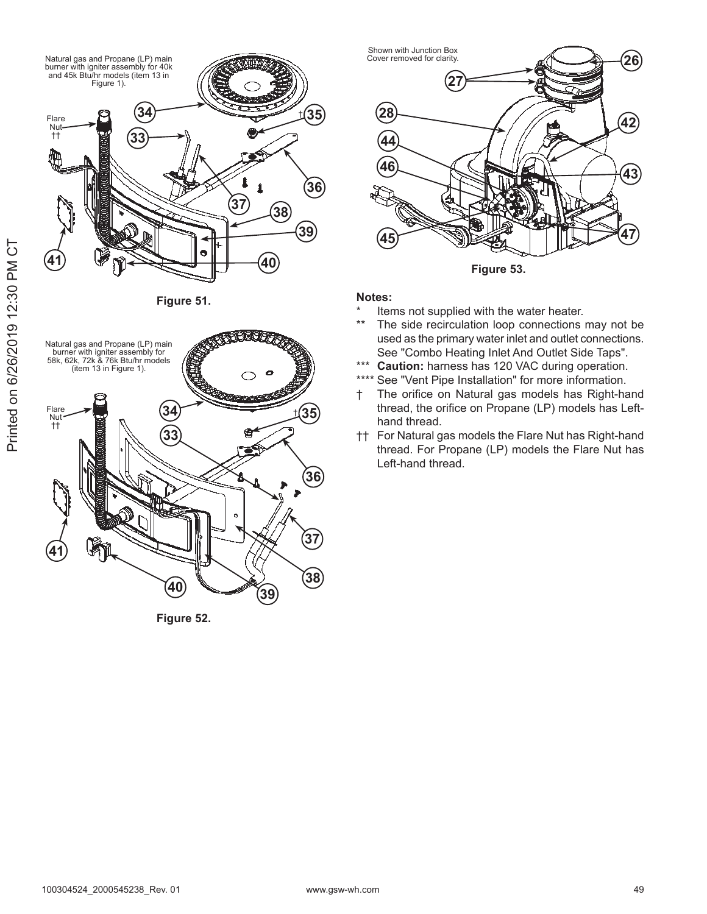Natural gas and Propane (LP) main burner with igniter assembly for 40k and 45k Btu/hr models (item 13 in Figure 1).

Flare Nut ††

Figure 51.

Natural gas and Propane (LP) main burner with igniter assembly for 58k, 62k, 72k & 76k Btu/hr models (item 13 in Figure 1).

Flare Nut ††

Figure 52.

Shown with Junction Box Cover removed for clarity.

Figure 53.

**Notes:**

- \* Items not supplied with the water heater.
- \*\* The side recirculation loop connections may not be used as the primary water inlet and outlet connections. See "Combo Heating Inlet And Outlet Side Taps".
- \*\*\* **Caution:** harness has 120 VAC during operation.
- \*\*\*\* See "Vent Pipe Installation" for more information.
- † The orifice on Natural gas models has Right-hand thread, the orifice on Propane (LP) models has Left-hand thread.
- †† For Natural gas models the Flare Nut has Right-hand thread. For Propane (LP) models the Flare Nut has Left-hand thread.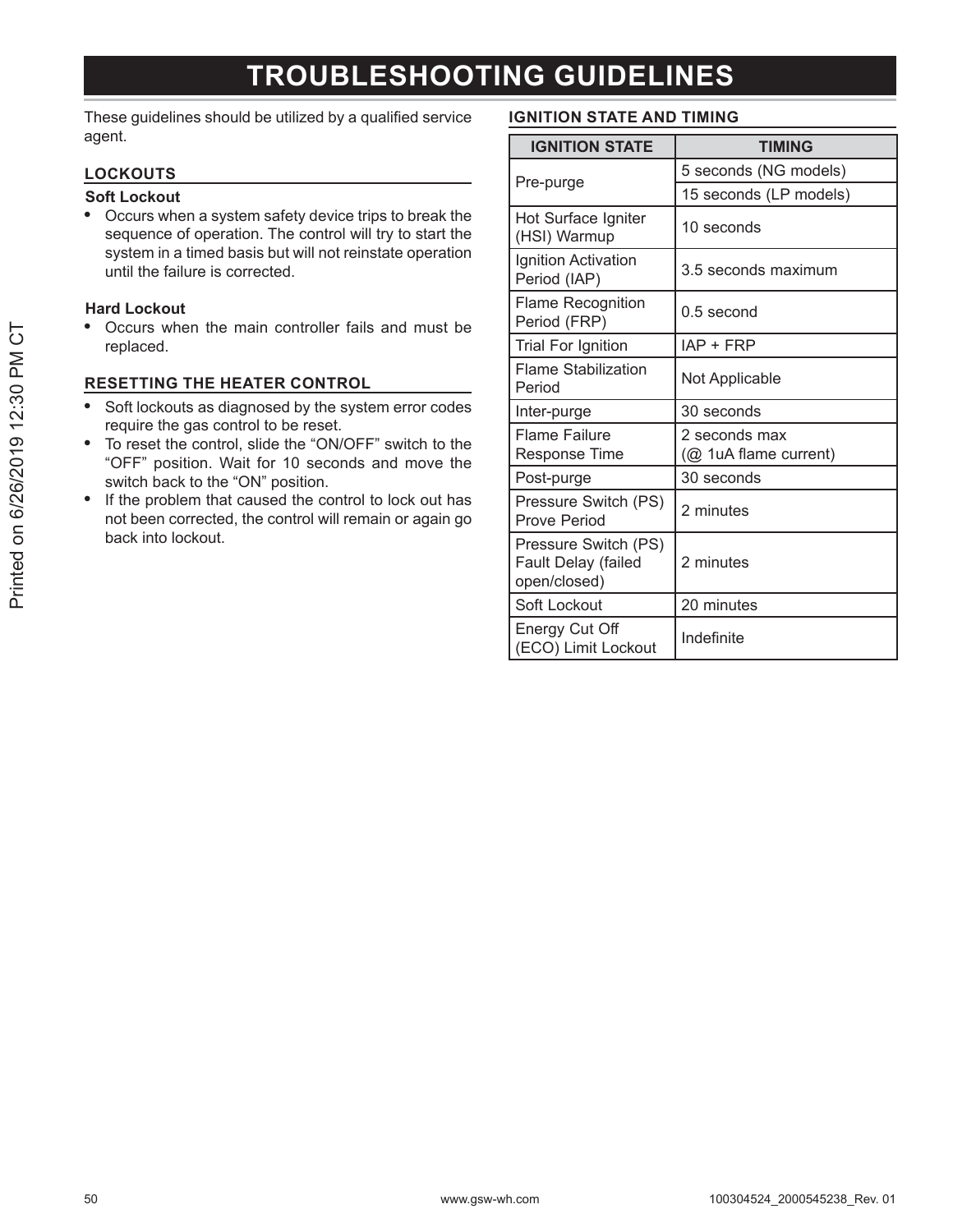# TROUBLESHOOTING GUIDELINES

These guidelines should be utilized by a qualified service agent.

## LOCKOUTS

**Soft Lockout**

- Occurs when a system safety device trips to break the sequence of operation. The control will try to start the system in a timed basis but will not reinstate operation until the failure is corrected.

**Hard Lockout**

- Occurs when the main controller fails and must be replaced.

## RESETTING THE HEATER CONTROL

- Soft lockouts as diagnosed by the system error codes require the gas control to be reset.
- To reset the control, slide the "ON/OFF" switch to the "OFF" position. Wait for 10 seconds and move the switch back to the "ON" position.
- If the problem that caused the control to lock out has not been corrected, the control will remain or again go back into lockout.

## IGNITION STATE AND TIMING

| IGNITION STATE | TIMING |
|---|---|
| Pre-purge | 5 seconds (NG models) |
| | 15 seconds (LP models) |
| Hot Surface Igniter (HSI) Warmup | 10 seconds |
| Ignition Activation Period (IAP) | 3.5 seconds maximum |
| Flame Recognition Period (FRP) | 0.5 second |
| Trial For Ignition | IAP + FRP |
| Flame Stabilization Period | Not Applicable |
| Inter-purge | 30 seconds |
| Flame Failure Response Time | 2 seconds max (@ 1uA flame current) |
| Post-purge | 30 seconds |
| Pressure Switch (PS) Prove Period | 2 minutes |
| Pressure Switch (PS) Fault Delay (failed open/closed) | 2 minutes |
| Soft Lockout | 20 minutes |
| Energy Cut Off (ECO) Limit Lockout | Indefinite |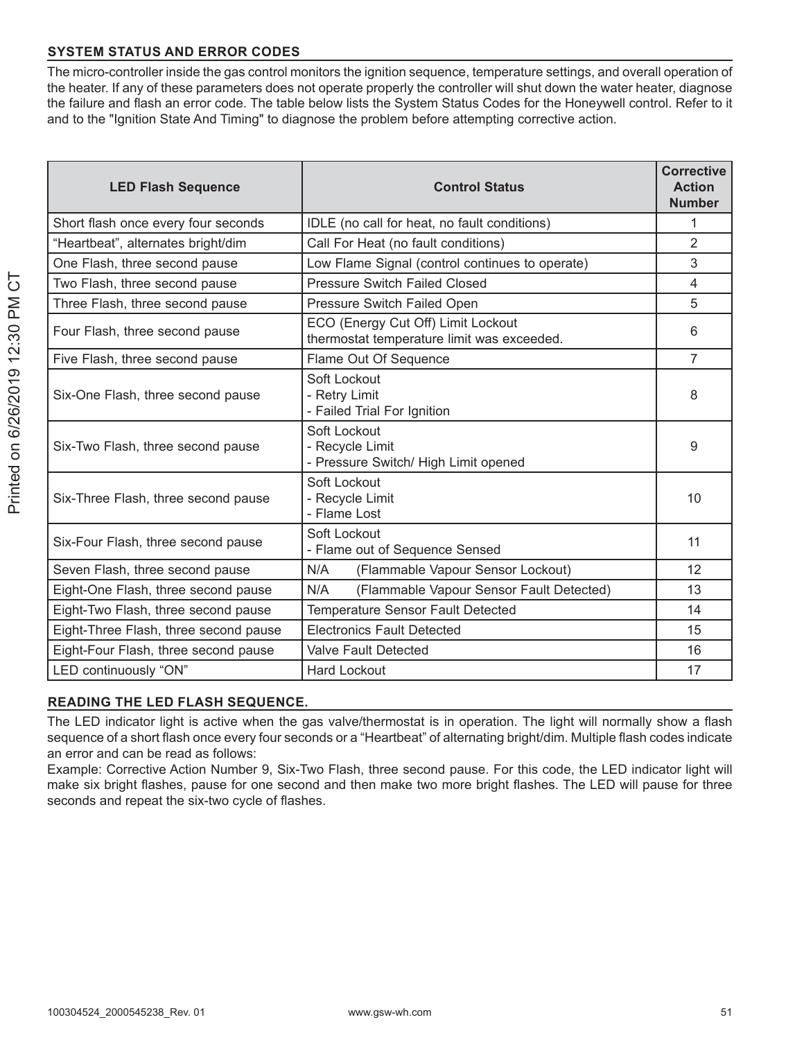## SYSTEM STATUS AND ERROR CODES

The micro-controller inside the gas control monitors the ignition sequence, temperature settings, and overall operation of the heater. If any of these parameters does not operate properly the controller will shut down the water heater, diagnose the failure and flash an error code. The table below lists the System Status Codes for the Honeywell control. Refer to it and to the "Ignition State And Timing" to diagnose the problem before attempting corrective action.

| LED Flash Sequence | Control Status | Corrective Action Number |
|---|---|---|
| Short flash once every four seconds | IDLE (no call for heat, no fault conditions) | 1 |
| "Heartbeat", alternates bright/dim | Call For Heat (no fault conditions) | 2 |
| One Flash, three second pause | Low Flame Signal (control continues to operate) | 3 |
| Two Flash, three second pause | Pressure Switch Failed Closed | 4 |
| Three Flash, three second pause | Pressure Switch Failed Open | 5 |
| Four Flash, three second pause | ECO (Energy Cut Off) Limit Lockout thermostat temperature limit was exceeded. | 6 |
| Five Flash, three second pause | Flame Out Of Sequence | 7 |
| Six-One Flash, three second pause | Soft Lockout - Retry Limit - Failed Trial For Ignition | 8 |
| Six-Two Flash, three second pause | Soft Lockout - Recycle Limit - Pressure Switch/ High Limit opened | 9 |
| Six-Three Flash, three second pause | Soft Lockout - Recycle Limit - Flame Lost | 10 |
| Six-Four Flash, three second pause | Soft Lockout - Flame out of Sequence Sensed | 11 |
| Seven Flash, three second pause | N/A (Flammable Vapour Sensor Lockout) | 12 |
| Eight-One Flash, three second pause | N/A (Flammable Vapour Sensor Fault Detected) | 13 |
| Eight-Two Flash, three second pause | Temperature Sensor Fault Detected | 14 |
| Eight-Three Flash, three second pause | Electronics Fault Detected | 15 |
| Eight-Four Flash, three second pause | Valve Fault Detected | 16 |
| LED continuously "ON" | Hard Lockout | 17 |

## READING THE LED FLASH SEQUENCE.

The LED indicator light is active when the gas valve/thermostat is in operation. The light will normally show a flash sequence of a short flash once every four seconds or a "Heartbeat" of alternating bright/dim. Multiple flash codes indicate an error and can be read as follows:

Example: Corrective Action Number 9, Six-Two Flash, three second pause. For this code, the LED indicator light will make six bright flashes, pause for one second and then make two more bright flashes. The LED will pause for three seconds and repeat the six-two cycle of flashes.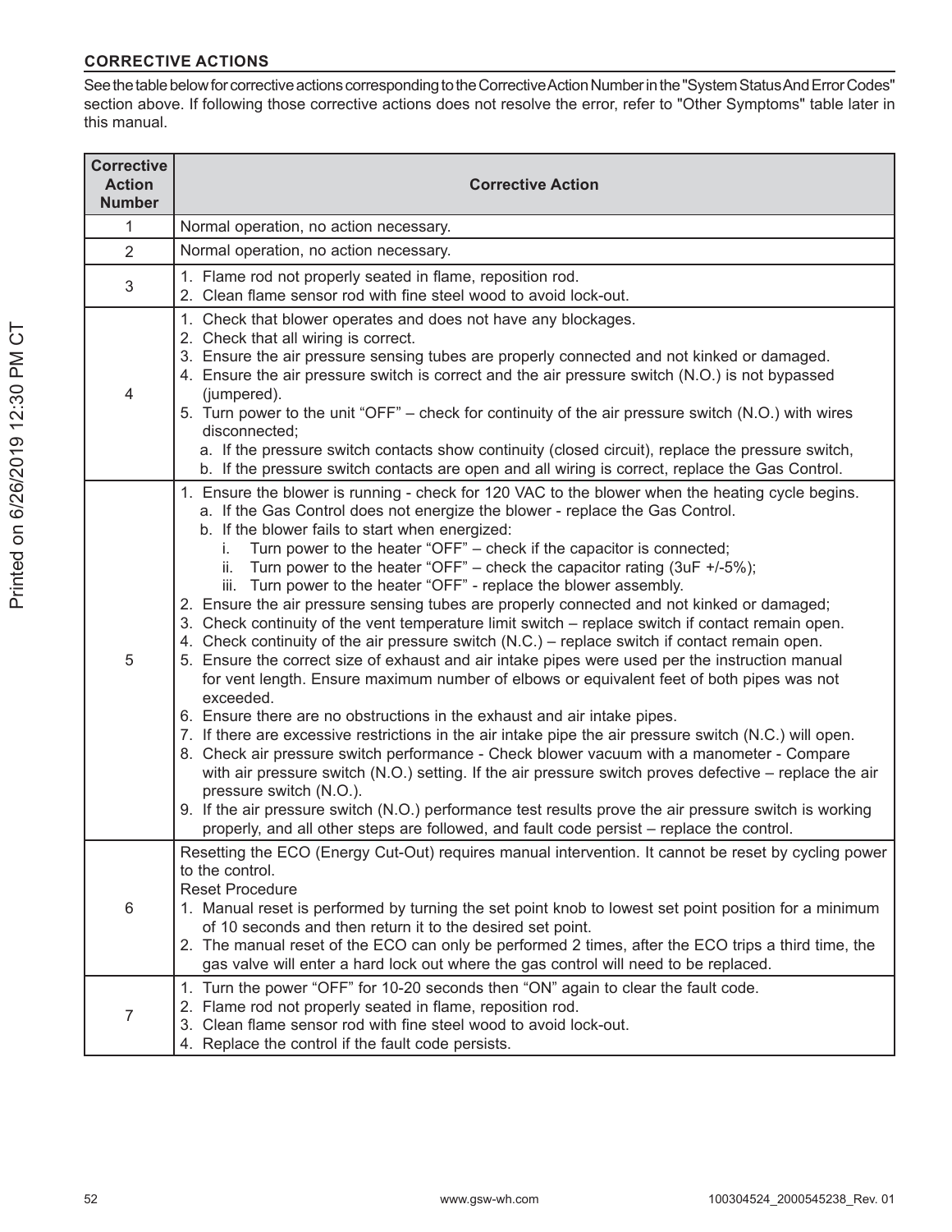### CORRECTIVE ACTIONS

See the table below for corrective actions corresponding to the Corrective Action Number in the "System Status And Error Codes" section above. If following those corrective actions does not resolve the error, refer to "Other Symptoms" table later in this manual.

| Corrective Action Number | Corrective Action |
|---|---|
| 1 | Normal operation, no action necessary. |
| 2 | Normal operation, no action necessary. |
| 3 | 1. Flame rod not properly seated in flame, reposition rod.<br>2. Clean flame sensor rod with fine steel wood to avoid lock-out. |
| 4 | 1. Check that blower operates and does not have any blockages.<br>2. Check that all wiring is correct.<br>3. Ensure the air pressure sensing tubes are properly connected and not kinked or damaged.<br>4. Ensure the air pressure switch is correct and the air pressure switch (N.O.) is not bypassed (jumpered).<br>5. Turn power to the unit "OFF" – check for continuity of the air pressure switch (N.O.) with wires disconnected;<br>a. If the pressure switch contacts show continuity (closed circuit), replace the pressure switch,<br>b. If the pressure switch contacts are open and all wiring is correct, replace the Gas Control. |
| 5 | 1. Ensure the blower is running - check for 120 VAC to the blower when the heating cycle begins.<br>a. If the Gas Control does not energize the blower - replace the Gas Control.<br>b. If the blower fails to start when energized:<br>i. Turn power to the heater "OFF" – check if the capacitor is connected;<br>ii. Turn power to the heater "OFF" – check the capacitor rating (3uF +/-5%);<br>iii. Turn power to the heater "OFF" - replace the blower assembly.<br>2. Ensure the air pressure sensing tubes are properly connected and not kinked or damaged;<br>3. Check continuity of the vent temperature limit switch – replace switch if contact remain open.<br>4. Check continuity of the air pressure switch (N.C.) – replace switch if contact remain open.<br>5. Ensure the correct size of exhaust and air intake pipes were used per the instruction manual for vent length. Ensure maximum number of elbows or equivalent feet of both pipes was not exceeded.<br>6. Ensure there are no obstructions in the exhaust and air intake pipes.<br>7. If there are excessive restrictions in the air intake pipe the air pressure switch (N.C.) will open.<br>8. Check air pressure switch performance - Check blower vacuum with a manometer - Compare with air pressure switch (N.O.) setting. If the air pressure switch proves defective – replace the air pressure switch (N.O.).<br>9. If the air pressure switch (N.O.) performance test results prove the air pressure switch is working properly, and all other steps are followed, and fault code persist – replace the control. |
| 6 | Resetting the ECO (Energy Cut-Out) requires manual intervention. It cannot be reset by cycling power to the control.<br>Reset Procedure<br>1. Manual reset is performed by turning the set point knob to lowest set point position for a minimum of 10 seconds and then return it to the desired set point.<br>2. The manual reset of the ECO can only be performed 2 times, after the ECO trips a third time, the gas valve will enter a hard lock out where the gas control will need to be replaced. |
| 7 | 1. Turn the power "OFF" for 10-20 seconds then "ON" again to clear the fault code.<br>2. Flame rod not properly seated in flame, reposition rod.<br>3. Clean flame sensor rod with fine steel wood to avoid lock-out.<br>4. Replace the control if the fault code persists. |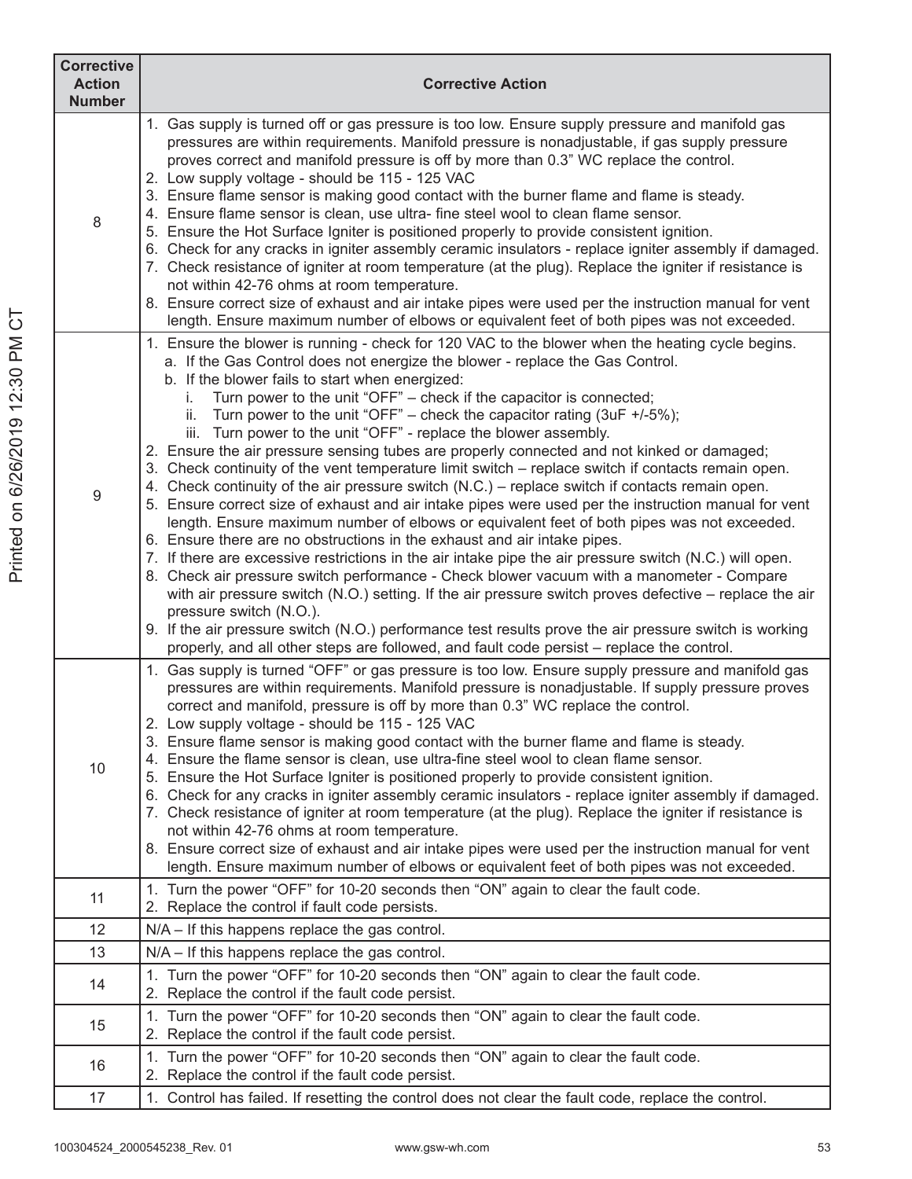| Corrective Action Number | Corrective Action |
|---|---|
| 8 | 1. Gas supply is turned off or gas pressure is too low. Ensure supply pressure and manifold gas pressures are within requirements. Manifold pressure is nonadjustable, if gas supply pressure proves correct and manifold pressure is off by more than 0.3" WC replace the control.<br>2. Low supply voltage - should be 115 - 125 VAC<br>3. Ensure flame sensor is making good contact with the burner flame and flame is steady.<br>4. Ensure flame sensor is clean, use ultra- fine steel wool to clean flame sensor.<br>5. Ensure the Hot Surface Igniter is positioned properly to provide consistent ignition.<br>6. Check for any cracks in igniter assembly ceramic insulators - replace igniter assembly if damaged.<br>7. Check resistance of igniter at room temperature (at the plug). Replace the igniter if resistance is not within 42-76 ohms at room temperature.<br>8. Ensure correct size of exhaust and air intake pipes were used per the instruction manual for vent length. Ensure maximum number of elbows or equivalent feet of both pipes was not exceeded. |
| 9 | 1. Ensure the blower is running - check for 120 VAC to the blower when the heating cycle begins.<br>a. If the Gas Control does not energize the blower - replace the Gas Control.<br>b. If the blower fails to start when energized:<br>i. Turn power to the unit "OFF" – check if the capacitor is connected;<br>ii. Turn power to the unit "OFF" – check the capacitor rating (3uF +/-5%);<br>iii. Turn power to the unit "OFF" - replace the blower assembly.<br>2. Ensure the air pressure sensing tubes are properly connected and not kinked or damaged;<br>3. Check continuity of the vent temperature limit switch – replace switch if contacts remain open.<br>4. Check continuity of the air pressure switch (N.C.) – replace switch if contacts remain open.<br>5. Ensure correct size of exhaust and air intake pipes were used per the instruction manual for vent length. Ensure maximum number of elbows or equivalent feet of both pipes was not exceeded.<br>6. Ensure there are no obstructions in the exhaust and air intake pipes.<br>7. If there are excessive restrictions in the air intake pipe the air pressure switch (N.C.) will open.<br>8. Check air pressure switch performance - Check blower vacuum with a manometer - Compare with air pressure switch (N.O.) setting. If the air pressure switch proves defective – replace the air pressure switch (N.O.).<br>9. If the air pressure switch (N.O.) performance test results prove the air pressure switch is working properly, and all other steps are followed, and fault code persist – replace the control. |
| 10 | 1. Gas supply is turned "OFF" or gas pressure is too low. Ensure supply pressure and manifold gas pressures are within requirements. Manifold pressure is nonadjustable. If supply pressure proves correct and manifold, pressure is off by more than 0.3" WC replace the control.<br>2. Low supply voltage - should be 115 - 125 VAC<br>3. Ensure flame sensor is making good contact with the burner flame and flame is steady.<br>4. Ensure the flame sensor is clean, use ultra-fine steel wool to clean flame sensor.<br>5. Ensure the Hot Surface Igniter is positioned properly to provide consistent ignition.<br>6. Check for any cracks in igniter assembly ceramic insulators - replace igniter assembly if damaged.<br>7. Check resistance of igniter at room temperature (at the plug). Replace the igniter if resistance is not within 42-76 ohms at room temperature.<br>8. Ensure correct size of exhaust and air intake pipes were used per the instruction manual for vent length. Ensure maximum number of elbows or equivalent feet of both pipes was not exceeded. |
| 11 | 1. Turn the power "OFF" for 10-20 seconds then "ON" again to clear the fault code.<br>2. Replace the control if fault code persists. |
| 12 | N/A – If this happens replace the gas control. |
| 13 | N/A – If this happens replace the gas control. |
| 14 | 1. Turn the power "OFF" for 10-20 seconds then "ON" again to clear the fault code.<br>2. Replace the control if the fault code persist. |
| 15 | 1. Turn the power "OFF" for 10-20 seconds then "ON" again to clear the fault code.<br>2. Replace the control if the fault code persist. |
| 16 | 1. Turn the power "OFF" for 10-20 seconds then "ON" again to clear the fault code.<br>2. Replace the control if the fault code persist. |
| 17 | 1. Control has failed. If resetting the control does not clear the fault code, replace the control. |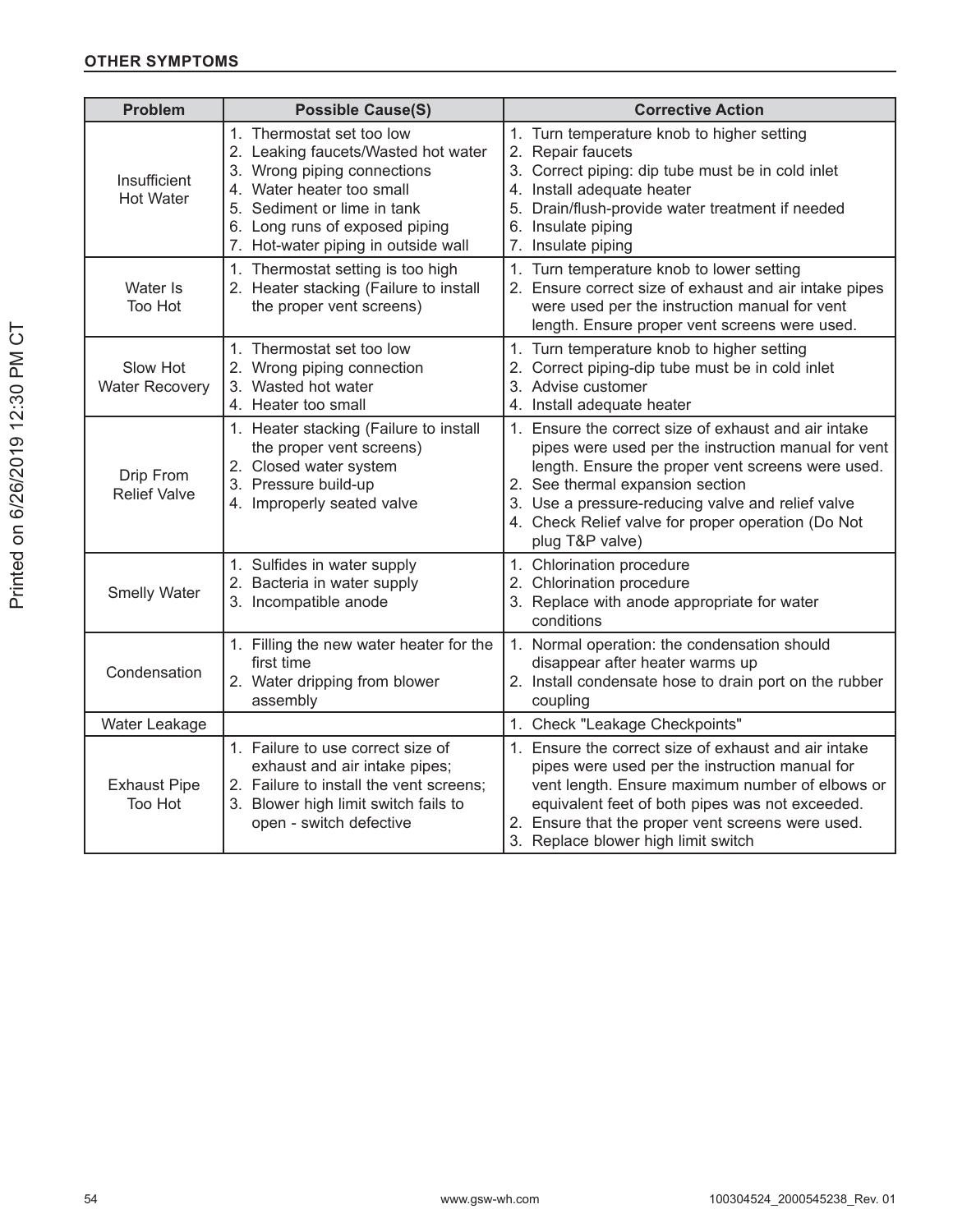### OTHER SYMPTOMS

| Problem | Possible Cause(S) | Corrective Action |
|---|---|---|
| Insufficient Hot Water | 1. Thermostat set too low<br>2. Leaking faucets/Wasted hot water<br>3. Wrong piping connections<br>4. Water heater too small<br>5. Sediment or lime in tank<br>6. Long runs of exposed piping<br>7. Hot-water piping in outside wall | 1. Turn temperature knob to higher setting<br>2. Repair faucets<br>3. Correct piping: dip tube must be in cold inlet<br>4. Install adequate heater<br>5. Drain/flush-provide water treatment if needed<br>6. Insulate piping<br>7. Insulate piping |
| Water Is Too Hot | 1. Thermostat setting is too high<br>2. Heater stacking (Failure to install the proper vent screens) | 1. Turn temperature knob to lower setting<br>2. Ensure correct size of exhaust and air intake pipes were used per the instruction manual for vent length. Ensure proper vent screens were used. |
| Slow Hot Water Recovery | 1. Thermostat set too low<br>2. Wrong piping connection<br>3. Wasted hot water<br>4. Heater too small | 1. Turn temperature knob to higher setting<br>2. Correct piping-dip tube must be in cold inlet<br>3. Advise customer<br>4. Install adequate heater |
| Drip From Relief Valve | 1. Heater stacking (Failure to install the proper vent screens)<br>2. Closed water system<br>3. Pressure build-up<br>4. Improperly seated valve | 1. Ensure the correct size of exhaust and air intake pipes were used per the instruction manual for vent length. Ensure the proper vent screens were used.<br>2. See thermal expansion section<br>3. Use a pressure-reducing valve and relief valve<br>4. Check Relief valve for proper operation (Do Not plug T&P valve) |
| Smelly Water | 1. Sulfides in water supply<br>2. Bacteria in water supply<br>3. Incompatible anode | 1. Chlorination procedure<br>2. Chlorination procedure<br>3. Replace with anode appropriate for water conditions |
| Condensation | 1. Filling the new water heater for the first time<br>2. Water dripping from blower assembly | 1. Normal operation: the condensation should disappear after heater warms up<br>2. Install condensate hose to drain port on the rubber coupling |
| Water Leakage | | 1. Check "Leakage Checkpoints" |
| Exhaust Pipe Too Hot | 1. Failure to use correct size of exhaust and air intake pipes;<br>2. Failure to install the vent screens;<br>3. Blower high limit switch fails to open - switch defective | 1. Ensure the correct size of exhaust and air intake pipes were used per the instruction manual for vent length. Ensure maximum number of elbows or equivalent feet of both pipes was not exceeded.<br>2. Ensure that the proper vent screens were used.<br>3. Replace blower high limit switch |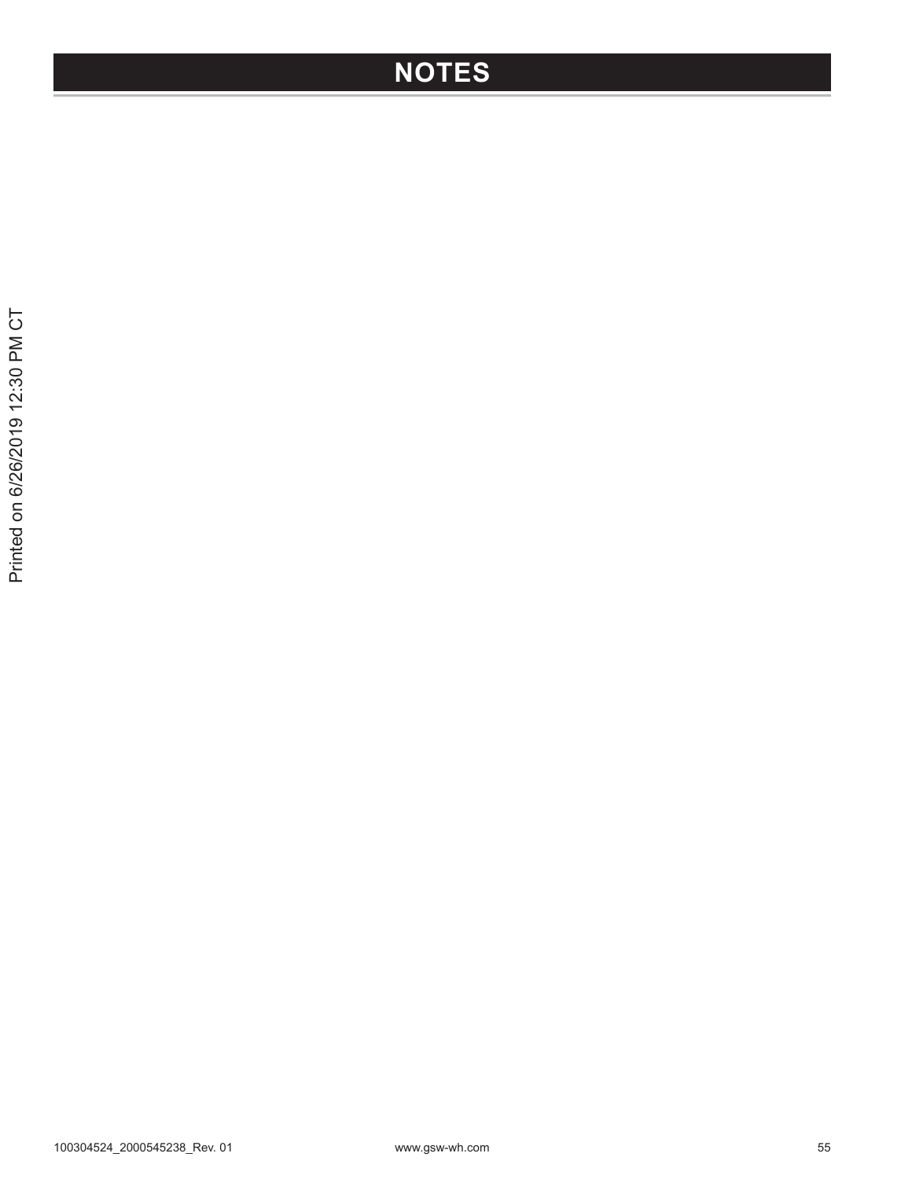# NOTES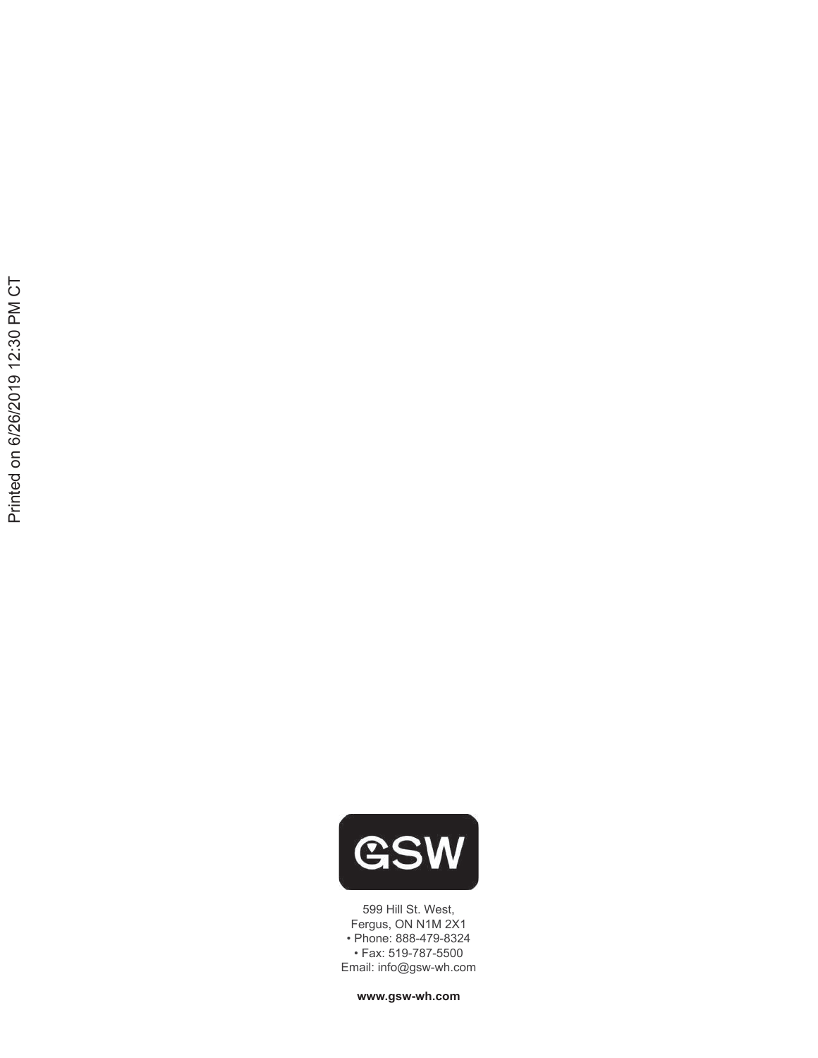GSW

599 Hill St. West,
Fergus, ON N1M 2X1
• Phone: 888-479-8324
• Fax: 519-787-5500
Email: info@gsw-wh.com

**www.gsw-wh.com**